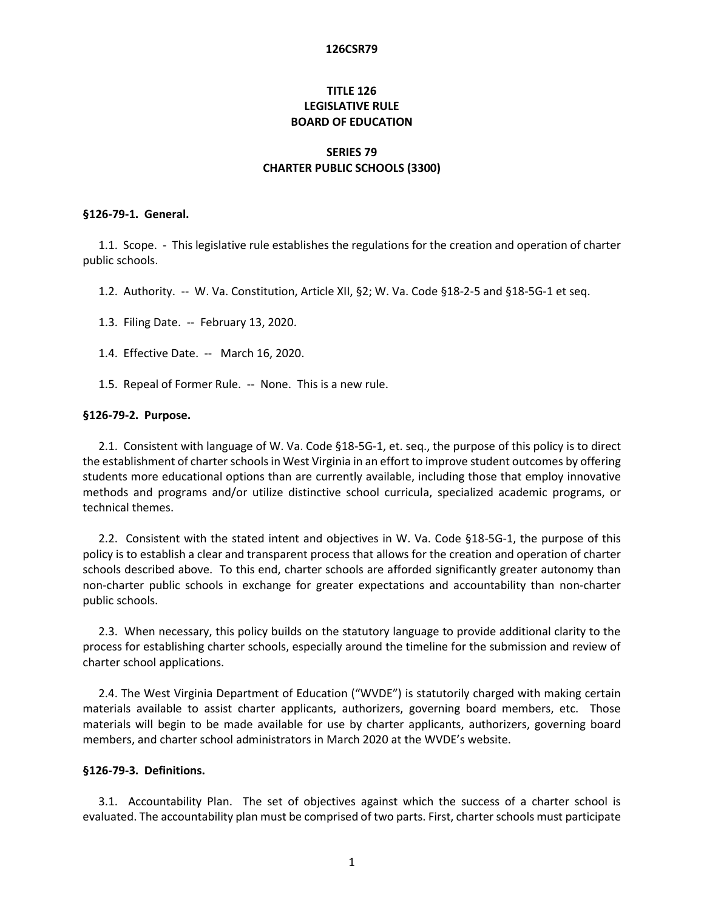# TITLE 126
# LEGISLATIVE RULE
# BOARD OF EDUCATION

## SERIES 79
## CHARTER PUBLIC SCHOOLS (3300)

**§126-79-1. General.**

1.1. Scope. - This legislative rule establishes the regulations for the creation and operation of charter public schools.

1.2. Authority. -- W. Va. Constitution, Article XII, §2; W. Va. Code §18-2-5 and §18-5G-1 et seq.

1.3. Filing Date. -- February 13, 2020.

1.4. Effective Date. -- March 16, 2020.

1.5. Repeal of Former Rule. -- None. This is a new rule.

**§126-79-2. Purpose.**

2.1. Consistent with language of W. Va. Code §18-5G-1, et. seq., the purpose of this policy is to direct the establishment of charter schools in West Virginia in an effort to improve student outcomes by offering students more educational options than are currently available, including those that employ innovative methods and programs and/or utilize distinctive school curricula, specialized academic programs, or technical themes.

2.2. Consistent with the stated intent and objectives in W. Va. Code §18-5G-1, the purpose of this policy is to establish a clear and transparent process that allows for the creation and operation of charter schools described above. To this end, charter schools are afforded significantly greater autonomy than non-charter public schools in exchange for greater expectations and accountability than non-charter public schools.

2.3. When necessary, this policy builds on the statutory language to provide additional clarity to the process for establishing charter schools, especially around the timeline for the submission and review of charter school applications.

2.4. The West Virginia Department of Education ("WVDE") is statutorily charged with making certain materials available to assist charter applicants, authorizers, governing board members, etc. Those materials will begin to be made available for use by charter applicants, authorizers, governing board members, and charter school administrators in March 2020 at the WVDE's website.

**§126-79-3. Definitions.**

3.1. Accountability Plan. The set of objectives against which the success of a charter school is evaluated. The accountability plan must be comprised of two parts. First, charter schools must participate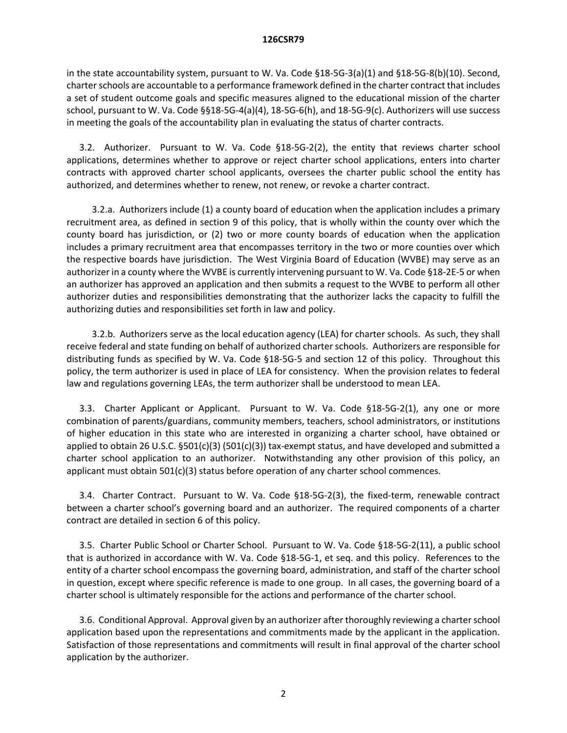in the state accountability system, pursuant to W. Va. Code §18-5G-3(a)(1) and §18-5G-8(b)(10). Second, charter schools are accountable to a performance framework defined in the charter contract that includes a set of student outcome goals and specific measures aligned to the educational mission of the charter school, pursuant to W. Va. Code §§18-5G-4(a)(4), 18-5G-6(h), and 18-5G-9(c). Authorizers will use success in meeting the goals of the accountability plan in evaluating the status of charter contracts.

3.2. Authorizer. Pursuant to W. Va. Code §18-5G-2(2), the entity that reviews charter school applications, determines whether to approve or reject charter school applications, enters into charter contracts with approved charter school applicants, oversees the charter public school the entity has authorized, and determines whether to renew, not renew, or revoke a charter contract.

3.2.a. Authorizers include (1) a county board of education when the application includes a primary recruitment area, as defined in section 9 of this policy, that is wholly within the county over which the county board has jurisdiction, or (2) two or more county boards of education when the application includes a primary recruitment area that encompasses territory in the two or more counties over which the respective boards have jurisdiction. The West Virginia Board of Education (WVBE) may serve as an authorizer in a county where the WVBE is currently intervening pursuant to W. Va. Code §18-2E-5 or when an authorizer has approved an application and then submits a request to the WVBE to perform all other authorizer duties and responsibilities demonstrating that the authorizer lacks the capacity to fulfill the authorizing duties and responsibilities set forth in law and policy.

3.2.b. Authorizers serve as the local education agency (LEA) for charter schools. As such, they shall receive federal and state funding on behalf of authorized charter schools. Authorizers are responsible for distributing funds as specified by W. Va. Code §18-5G-5 and section 12 of this policy. Throughout this policy, the term authorizer is used in place of LEA for consistency. When the provision relates to federal law and regulations governing LEAs, the term authorizer shall be understood to mean LEA.

3.3. Charter Applicant or Applicant. Pursuant to W. Va. Code §18-5G-2(1), any one or more combination of parents/guardians, community members, teachers, school administrators, or institutions of higher education in this state who are interested in organizing a charter school, have obtained or applied to obtain 26 U.S.C. §501(c)(3) (501(c)(3)) tax-exempt status, and have developed and submitted a charter school application to an authorizer. Notwithstanding any other provision of this policy, an applicant must obtain 501(c)(3) status before operation of any charter school commences.

3.4. Charter Contract. Pursuant to W. Va. Code §18-5G-2(3), the fixed-term, renewable contract between a charter school's governing board and an authorizer. The required components of a charter contract are detailed in section 6 of this policy.

3.5. Charter Public School or Charter School. Pursuant to W. Va. Code §18-5G-2(11), a public school that is authorized in accordance with W. Va. Code §18-5G-1, et seq. and this policy. References to the entity of a charter school encompass the governing board, administration, and staff of the charter school in question, except where specific reference is made to one group. In all cases, the governing board of a charter school is ultimately responsible for the actions and performance of the charter school.

3.6. Conditional Approval. Approval given by an authorizer after thoroughly reviewing a charter school application based upon the representations and commitments made by the applicant in the application. Satisfaction of those representations and commitments will result in final approval of the charter school application by the authorizer.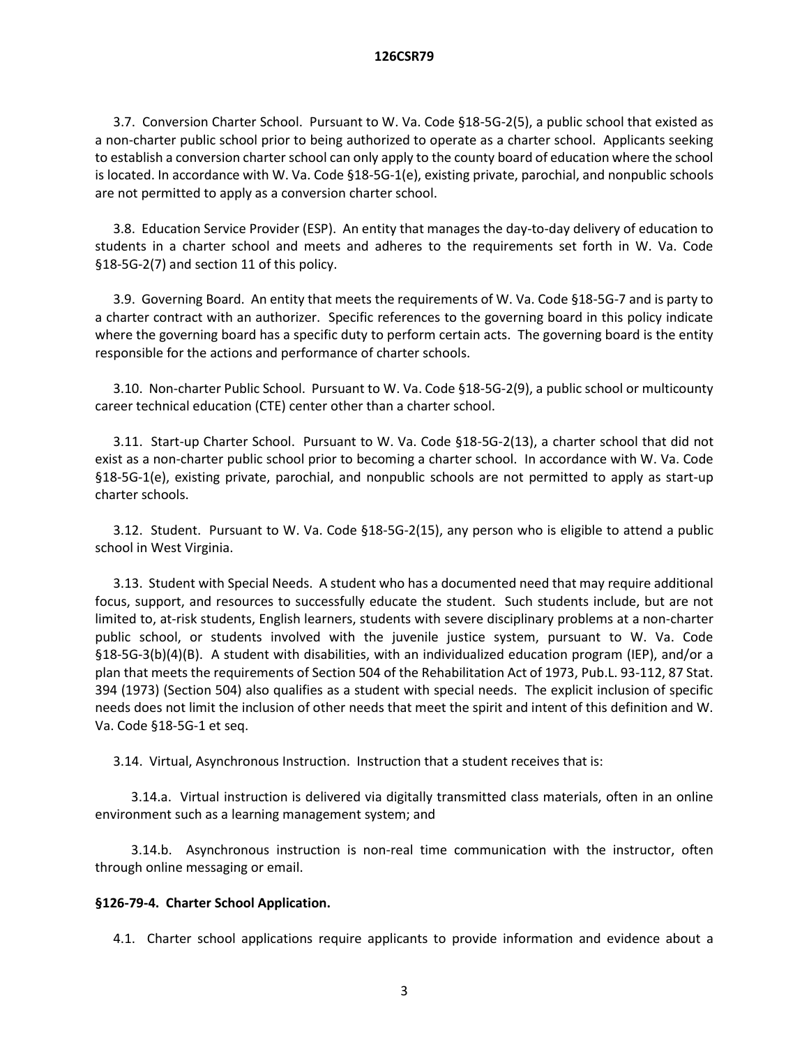3.7. Conversion Charter School. Pursuant to W. Va. Code §18-5G-2(5), a public school that existed as a non-charter public school prior to being authorized to operate as a charter school. Applicants seeking to establish a conversion charter school can only apply to the county board of education where the school is located. In accordance with W. Va. Code §18-5G-1(e), existing private, parochial, and nonpublic schools are not permitted to apply as a conversion charter school.

3.8. Education Service Provider (ESP). An entity that manages the day-to-day delivery of education to students in a charter school and meets and adheres to the requirements set forth in W. Va. Code §18-5G-2(7) and section 11 of this policy.

3.9. Governing Board. An entity that meets the requirements of W. Va. Code §18-5G-7 and is party to a charter contract with an authorizer. Specific references to the governing board in this policy indicate where the governing board has a specific duty to perform certain acts. The governing board is the entity responsible for the actions and performance of charter schools.

3.10. Non-charter Public School. Pursuant to W. Va. Code §18-5G-2(9), a public school or multicounty career technical education (CTE) center other than a charter school.

3.11. Start-up Charter School. Pursuant to W. Va. Code §18-5G-2(13), a charter school that did not exist as a non-charter public school prior to becoming a charter school. In accordance with W. Va. Code §18-5G-1(e), existing private, parochial, and nonpublic schools are not permitted to apply as start-up charter schools.

3.12. Student. Pursuant to W. Va. Code §18-5G-2(15), any person who is eligible to attend a public school in West Virginia.

3.13. Student with Special Needs. A student who has a documented need that may require additional focus, support, and resources to successfully educate the student. Such students include, but are not limited to, at-risk students, English learners, students with severe disciplinary problems at a non-charter public school, or students involved with the juvenile justice system, pursuant to W. Va. Code §18-5G-3(b)(4)(B). A student with disabilities, with an individualized education program (IEP), and/or a plan that meets the requirements of Section 504 of the Rehabilitation Act of 1973, Pub.L. 93-112, 87 Stat. 394 (1973) (Section 504) also qualifies as a student with special needs. The explicit inclusion of specific needs does not limit the inclusion of other needs that meet the spirit and intent of this definition and W. Va. Code §18-5G-1 et seq.

3.14. Virtual, Asynchronous Instruction. Instruction that a student receives that is:

3.14.a. Virtual instruction is delivered via digitally transmitted class materials, often in an online environment such as a learning management system; and

3.14.b. Asynchronous instruction is non-real time communication with the instructor, often through online messaging or email.

### §126-79-4. Charter School Application.

4.1. Charter school applications require applicants to provide information and evidence about a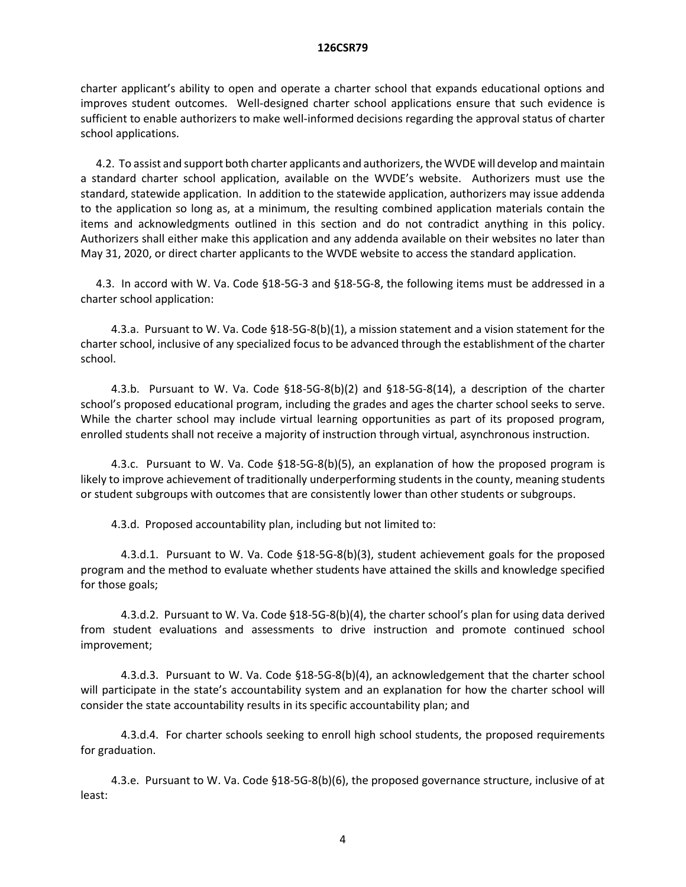charter applicant's ability to open and operate a charter school that expands educational options and improves student outcomes. Well-designed charter school applications ensure that such evidence is sufficient to enable authorizers to make well-informed decisions regarding the approval status of charter school applications.

4.2. To assist and support both charter applicants and authorizers, the WVDE will develop and maintain a standard charter school application, available on the WVDE's website. Authorizers must use the standard, statewide application. In addition to the statewide application, authorizers may issue addenda to the application so long as, at a minimum, the resulting combined application materials contain the items and acknowledgments outlined in this section and do not contradict anything in this policy. Authorizers shall either make this application and any addenda available on their websites no later than May 31, 2020, or direct charter applicants to the WVDE website to access the standard application.

4.3. In accord with W. Va. Code §18-5G-3 and §18-5G-8, the following items must be addressed in a charter school application:

4.3.a. Pursuant to W. Va. Code §18-5G-8(b)(1), a mission statement and a vision statement for the charter school, inclusive of any specialized focus to be advanced through the establishment of the charter school.

4.3.b. Pursuant to W. Va. Code §18-5G-8(b)(2) and §18-5G-8(14), a description of the charter school's proposed educational program, including the grades and ages the charter school seeks to serve. While the charter school may include virtual learning opportunities as part of its proposed program, enrolled students shall not receive a majority of instruction through virtual, asynchronous instruction.

4.3.c. Pursuant to W. Va. Code §18-5G-8(b)(5), an explanation of how the proposed program is likely to improve achievement of traditionally underperforming students in the county, meaning students or student subgroups with outcomes that are consistently lower than other students or subgroups.

4.3.d. Proposed accountability plan, including but not limited to:

4.3.d.1. Pursuant to W. Va. Code §18-5G-8(b)(3), student achievement goals for the proposed program and the method to evaluate whether students have attained the skills and knowledge specified for those goals;

4.3.d.2. Pursuant to W. Va. Code §18-5G-8(b)(4), the charter school's plan for using data derived from student evaluations and assessments to drive instruction and promote continued school improvement;

4.3.d.3. Pursuant to W. Va. Code §18-5G-8(b)(4), an acknowledgement that the charter school will participate in the state's accountability system and an explanation for how the charter school will consider the state accountability results in its specific accountability plan; and

4.3.d.4. For charter schools seeking to enroll high school students, the proposed requirements for graduation.

4.3.e. Pursuant to W. Va. Code §18-5G-8(b)(6), the proposed governance structure, inclusive of at least: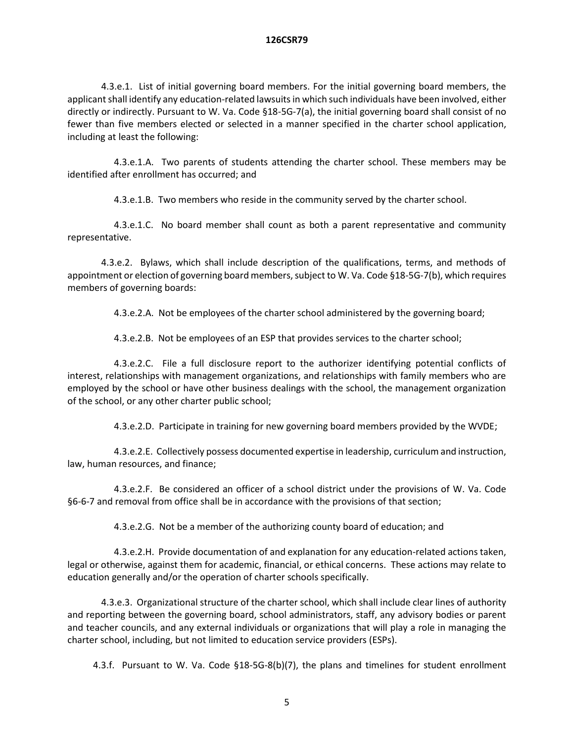4.3.e.1. List of initial governing board members. For the initial governing board members, the applicant shall identify any education-related lawsuits in which such individuals have been involved, either directly or indirectly. Pursuant to W. Va. Code §18-5G-7(a), the initial governing board shall consist of no fewer than five members elected or selected in a manner specified in the charter school application, including at least the following:

4.3.e.1.A. Two parents of students attending the charter school. These members may be identified after enrollment has occurred; and

4.3.e.1.B. Two members who reside in the community served by the charter school.

4.3.e.1.C. No board member shall count as both a parent representative and community representative.

4.3.e.2. Bylaws, which shall include description of the qualifications, terms, and methods of appointment or election of governing board members, subject to W. Va. Code §18-5G-7(b), which requires members of governing boards:

4.3.e.2.A. Not be employees of the charter school administered by the governing board;

4.3.e.2.B. Not be employees of an ESP that provides services to the charter school;

4.3.e.2.C. File a full disclosure report to the authorizer identifying potential conflicts of interest, relationships with management organizations, and relationships with family members who are employed by the school or have other business dealings with the school, the management organization of the school, or any other charter public school;

4.3.e.2.D. Participate in training for new governing board members provided by the WVDE;

4.3.e.2.E. Collectively possess documented expertise in leadership, curriculum and instruction, law, human resources, and finance;

4.3.e.2.F. Be considered an officer of a school district under the provisions of W. Va. Code §6-6-7 and removal from office shall be in accordance with the provisions of that section;

4.3.e.2.G. Not be a member of the authorizing county board of education; and

4.3.e.2.H. Provide documentation of and explanation for any education-related actions taken, legal or otherwise, against them for academic, financial, or ethical concerns. These actions may relate to education generally and/or the operation of charter schools specifically.

4.3.e.3. Organizational structure of the charter school, which shall include clear lines of authority and reporting between the governing board, school administrators, staff, any advisory bodies or parent and teacher councils, and any external individuals or organizations that will play a role in managing the charter school, including, but not limited to education service providers (ESPs).

4.3.f. Pursuant to W. Va. Code §18-5G-8(b)(7), the plans and timelines for student enrollment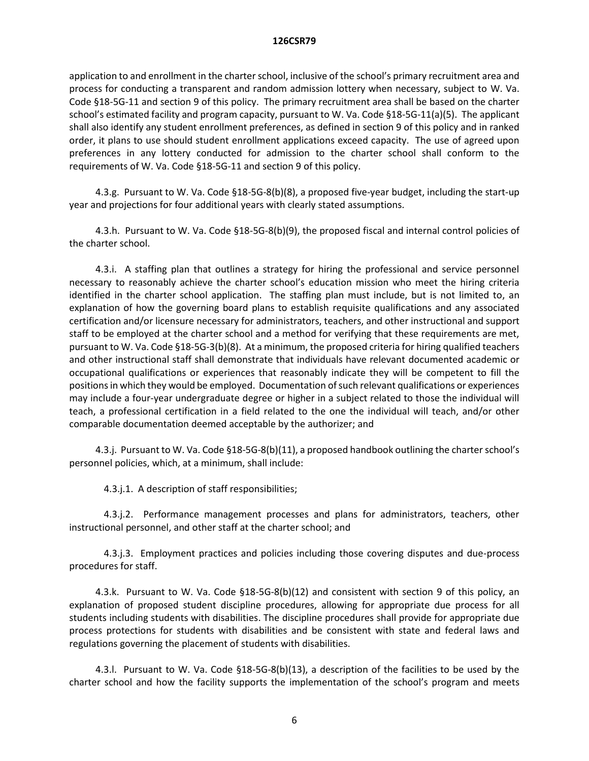application to and enrollment in the charter school, inclusive of the school's primary recruitment area and process for conducting a transparent and random admission lottery when necessary, subject to W. Va. Code §18-5G-11 and section 9 of this policy. The primary recruitment area shall be based on the charter school's estimated facility and program capacity, pursuant to W. Va. Code §18-5G-11(a)(5). The applicant shall also identify any student enrollment preferences, as defined in section 9 of this policy and in ranked order, it plans to use should student enrollment applications exceed capacity. The use of agreed upon preferences in any lottery conducted for admission to the charter school shall conform to the requirements of W. Va. Code §18-5G-11 and section 9 of this policy.

4.3.g. Pursuant to W. Va. Code §18-5G-8(b)(8), a proposed five-year budget, including the start-up year and projections for four additional years with clearly stated assumptions.

4.3.h. Pursuant to W. Va. Code §18-5G-8(b)(9), the proposed fiscal and internal control policies of the charter school.

4.3.i. A staffing plan that outlines a strategy for hiring the professional and service personnel necessary to reasonably achieve the charter school's education mission who meet the hiring criteria identified in the charter school application. The staffing plan must include, but is not limited to, an explanation of how the governing board plans to establish requisite qualifications and any associated certification and/or licensure necessary for administrators, teachers, and other instructional and support staff to be employed at the charter school and a method for verifying that these requirements are met, pursuant to W. Va. Code §18-5G-3(b)(8). At a minimum, the proposed criteria for hiring qualified teachers and other instructional staff shall demonstrate that individuals have relevant documented academic or occupational qualifications or experiences that reasonably indicate they will be competent to fill the positions in which they would be employed. Documentation of such relevant qualifications or experiences may include a four-year undergraduate degree or higher in a subject related to those the individual will teach, a professional certification in a field related to the one the individual will teach, and/or other comparable documentation deemed acceptable by the authorizer; and

4.3.j. Pursuant to W. Va. Code §18-5G-8(b)(11), a proposed handbook outlining the charter school's personnel policies, which, at a minimum, shall include:

4.3.j.1. A description of staff responsibilities;

4.3.j.2. Performance management processes and plans for administrators, teachers, other instructional personnel, and other staff at the charter school; and

4.3.j.3. Employment practices and policies including those covering disputes and due-process procedures for staff.

4.3.k. Pursuant to W. Va. Code §18-5G-8(b)(12) and consistent with section 9 of this policy, an explanation of proposed student discipline procedures, allowing for appropriate due process for all students including students with disabilities. The discipline procedures shall provide for appropriate due process protections for students with disabilities and be consistent with state and federal laws and regulations governing the placement of students with disabilities.

4.3.l. Pursuant to W. Va. Code §18-5G-8(b)(13), a description of the facilities to be used by the charter school and how the facility supports the implementation of the school's program and meets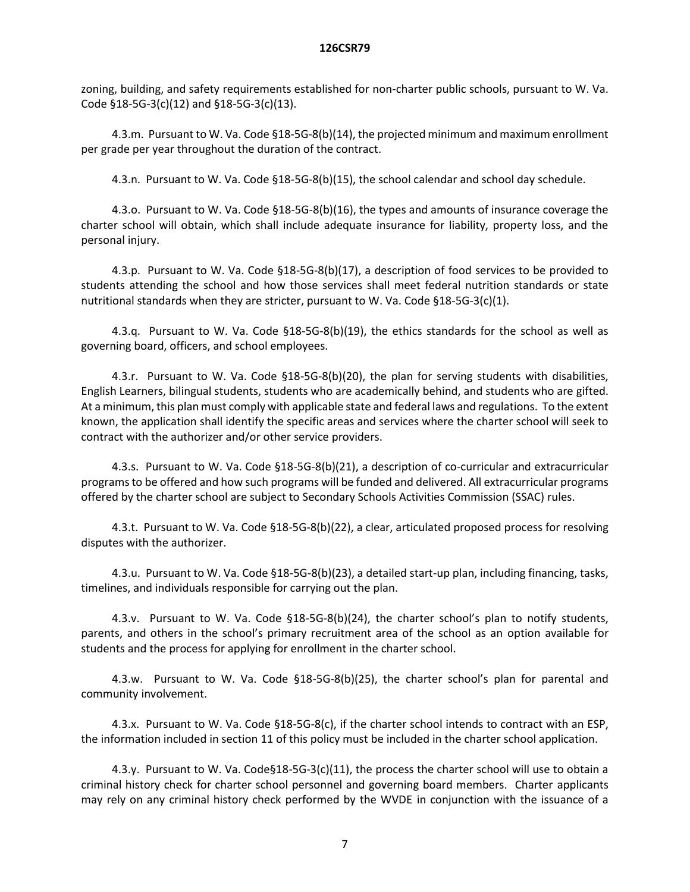zoning, building, and safety requirements established for non-charter public schools, pursuant to W. Va. Code §18-5G-3(c)(12) and §18-5G-3(c)(13).

4.3.m. Pursuant to W. Va. Code §18-5G-8(b)(14), the projected minimum and maximum enrollment per grade per year throughout the duration of the contract.

4.3.n. Pursuant to W. Va. Code §18-5G-8(b)(15), the school calendar and school day schedule.

4.3.o. Pursuant to W. Va. Code §18-5G-8(b)(16), the types and amounts of insurance coverage the charter school will obtain, which shall include adequate insurance for liability, property loss, and the personal injury.

4.3.p. Pursuant to W. Va. Code §18-5G-8(b)(17), a description of food services to be provided to students attending the school and how those services shall meet federal nutrition standards or state nutritional standards when they are stricter, pursuant to W. Va. Code §18-5G-3(c)(1).

4.3.q. Pursuant to W. Va. Code §18-5G-8(b)(19), the ethics standards for the school as well as governing board, officers, and school employees.

4.3.r. Pursuant to W. Va. Code §18-5G-8(b)(20), the plan for serving students with disabilities, English Learners, bilingual students, students who are academically behind, and students who are gifted. At a minimum, this plan must comply with applicable state and federal laws and regulations. To the extent known, the application shall identify the specific areas and services where the charter school will seek to contract with the authorizer and/or other service providers.

4.3.s. Pursuant to W. Va. Code §18-5G-8(b)(21), a description of co-curricular and extracurricular programs to be offered and how such programs will be funded and delivered. All extracurricular programs offered by the charter school are subject to Secondary Schools Activities Commission (SSAC) rules.

4.3.t. Pursuant to W. Va. Code §18-5G-8(b)(22), a clear, articulated proposed process for resolving disputes with the authorizer.

4.3.u. Pursuant to W. Va. Code §18-5G-8(b)(23), a detailed start-up plan, including financing, tasks, timelines, and individuals responsible for carrying out the plan.

4.3.v. Pursuant to W. Va. Code §18-5G-8(b)(24), the charter school's plan to notify students, parents, and others in the school's primary recruitment area of the school as an option available for students and the process for applying for enrollment in the charter school.

4.3.w. Pursuant to W. Va. Code §18-5G-8(b)(25), the charter school's plan for parental and community involvement.

4.3.x. Pursuant to W. Va. Code §18-5G-8(c), if the charter school intends to contract with an ESP, the information included in section 11 of this policy must be included in the charter school application.

4.3.y. Pursuant to W. Va. Code§18-5G-3(c)(11), the process the charter school will use to obtain a criminal history check for charter school personnel and governing board members. Charter applicants may rely on any criminal history check performed by the WVDE in conjunction with the issuance of a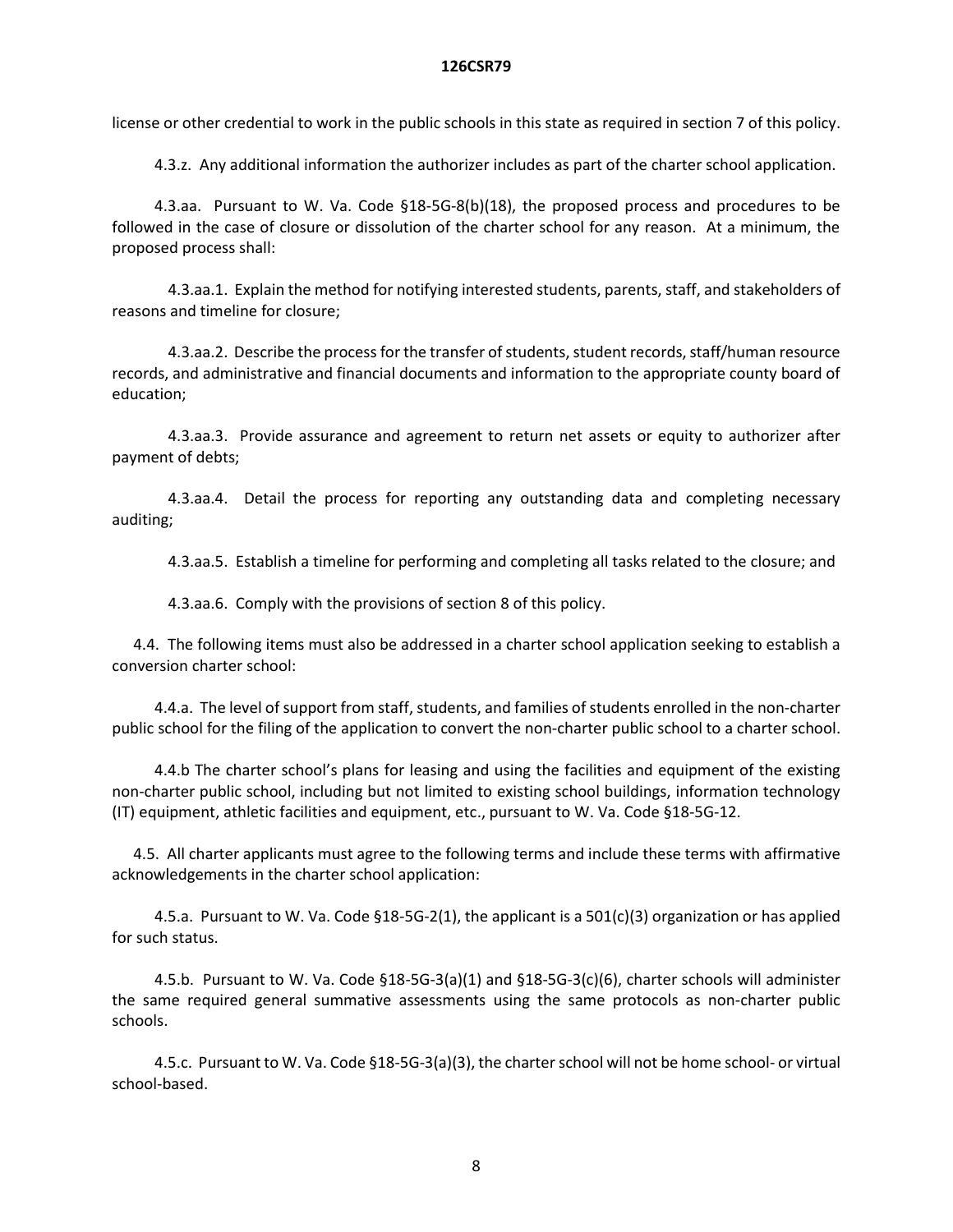license or other credential to work in the public schools in this state as required in section 7 of this policy.

4.3.z. Any additional information the authorizer includes as part of the charter school application.

4.3.aa. Pursuant to W. Va. Code §18-5G-8(b)(18), the proposed process and procedures to be followed in the case of closure or dissolution of the charter school for any reason. At a minimum, the proposed process shall:

4.3.aa.1. Explain the method for notifying interested students, parents, staff, and stakeholders of reasons and timeline for closure;

4.3.aa.2. Describe the process for the transfer of students, student records, staff/human resource records, and administrative and financial documents and information to the appropriate county board of education;

4.3.aa.3. Provide assurance and agreement to return net assets or equity to authorizer after payment of debts;

4.3.aa.4. Detail the process for reporting any outstanding data and completing necessary auditing;

4.3.aa.5. Establish a timeline for performing and completing all tasks related to the closure; and

4.3.aa.6. Comply with the provisions of section 8 of this policy.

4.4. The following items must also be addressed in a charter school application seeking to establish a conversion charter school:

4.4.a. The level of support from staff, students, and families of students enrolled in the non-charter public school for the filing of the application to convert the non-charter public school to a charter school.

4.4.b The charter school's plans for leasing and using the facilities and equipment of the existing non-charter public school, including but not limited to existing school buildings, information technology (IT) equipment, athletic facilities and equipment, etc., pursuant to W. Va. Code §18-5G-12.

4.5. All charter applicants must agree to the following terms and include these terms with affirmative acknowledgements in the charter school application:

4.5.a. Pursuant to W. Va. Code §18-5G-2(1), the applicant is a 501(c)(3) organization or has applied for such status.

4.5.b. Pursuant to W. Va. Code §18-5G-3(a)(1) and §18-5G-3(c)(6), charter schools will administer the same required general summative assessments using the same protocols as non-charter public schools.

4.5.c. Pursuant to W. Va. Code §18-5G-3(a)(3), the charter school will not be home school- or virtual school-based.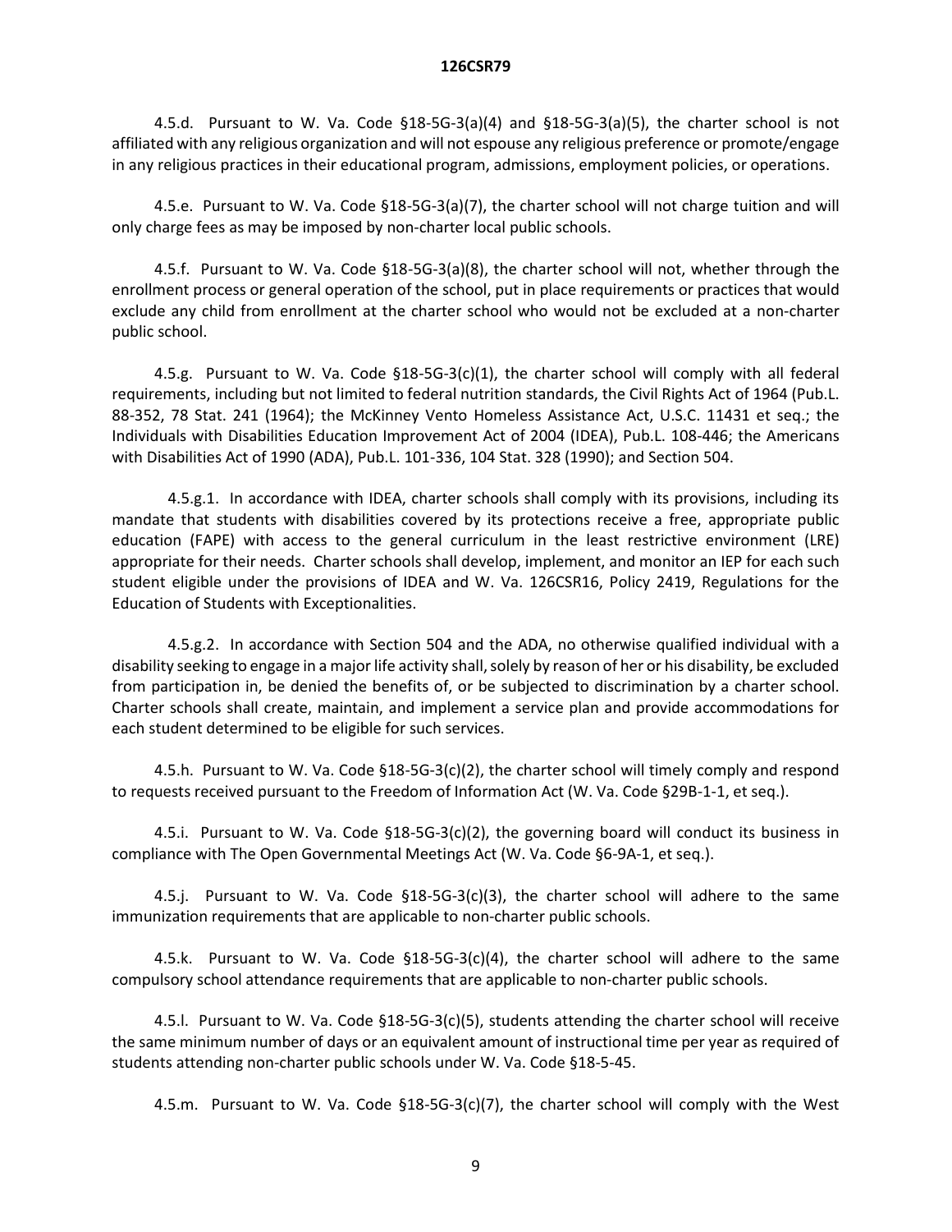4.5.d. Pursuant to W. Va. Code §18-5G-3(a)(4) and §18-5G-3(a)(5), the charter school is not affiliated with any religious organization and will not espouse any religious preference or promote/engage in any religious practices in their educational program, admissions, employment policies, or operations.

4.5.e. Pursuant to W. Va. Code §18-5G-3(a)(7), the charter school will not charge tuition and will only charge fees as may be imposed by non-charter local public schools.

4.5.f. Pursuant to W. Va. Code §18-5G-3(a)(8), the charter school will not, whether through the enrollment process or general operation of the school, put in place requirements or practices that would exclude any child from enrollment at the charter school who would not be excluded at a non-charter public school.

4.5.g. Pursuant to W. Va. Code §18-5G-3(c)(1), the charter school will comply with all federal requirements, including but not limited to federal nutrition standards, the Civil Rights Act of 1964 (Pub.L. 88-352, 78 Stat. 241 (1964); the McKinney Vento Homeless Assistance Act, U.S.C. 11431 et seq.; the Individuals with Disabilities Education Improvement Act of 2004 (IDEA), Pub.L. 108-446; the Americans with Disabilities Act of 1990 (ADA), Pub.L. 101-336, 104 Stat. 328 (1990); and Section 504.

4.5.g.1. In accordance with IDEA, charter schools shall comply with its provisions, including its mandate that students with disabilities covered by its protections receive a free, appropriate public education (FAPE) with access to the general curriculum in the least restrictive environment (LRE) appropriate for their needs. Charter schools shall develop, implement, and monitor an IEP for each such student eligible under the provisions of IDEA and W. Va. 126CSR16, Policy 2419, Regulations for the Education of Students with Exceptionalities.

4.5.g.2. In accordance with Section 504 and the ADA, no otherwise qualified individual with a disability seeking to engage in a major life activity shall, solely by reason of her or his disability, be excluded from participation in, be denied the benefits of, or be subjected to discrimination by a charter school. Charter schools shall create, maintain, and implement a service plan and provide accommodations for each student determined to be eligible for such services.

4.5.h. Pursuant to W. Va. Code §18-5G-3(c)(2), the charter school will timely comply and respond to requests received pursuant to the Freedom of Information Act (W. Va. Code §29B-1-1, et seq.).

4.5.i. Pursuant to W. Va. Code §18-5G-3(c)(2), the governing board will conduct its business in compliance with The Open Governmental Meetings Act (W. Va. Code §6-9A-1, et seq.).

4.5.j. Pursuant to W. Va. Code §18-5G-3(c)(3), the charter school will adhere to the same immunization requirements that are applicable to non-charter public schools.

4.5.k. Pursuant to W. Va. Code §18-5G-3(c)(4), the charter school will adhere to the same compulsory school attendance requirements that are applicable to non-charter public schools.

4.5.l. Pursuant to W. Va. Code §18-5G-3(c)(5), students attending the charter school will receive the same minimum number of days or an equivalent amount of instructional time per year as required of students attending non-charter public schools under W. Va. Code §18-5-45.

4.5.m. Pursuant to W. Va. Code §18-5G-3(c)(7), the charter school will comply with the West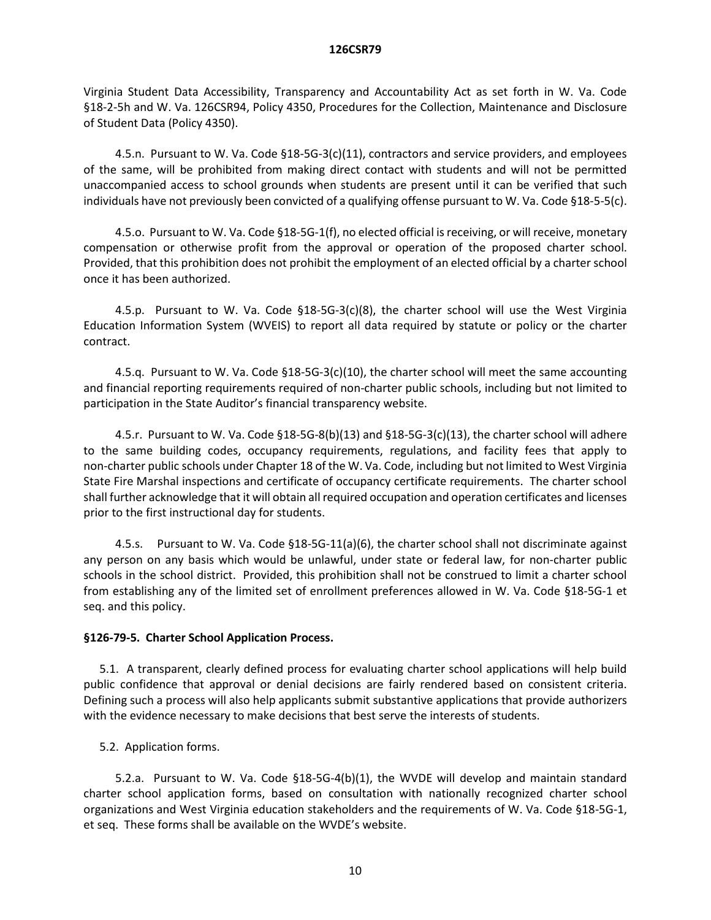Virginia Student Data Accessibility, Transparency and Accountability Act as set forth in W. Va. Code §18-2-5h and W. Va. 126CSR94, Policy 4350, Procedures for the Collection, Maintenance and Disclosure of Student Data (Policy 4350).

4.5.n. Pursuant to W. Va. Code §18-5G-3(c)(11), contractors and service providers, and employees of the same, will be prohibited from making direct contact with students and will not be permitted unaccompanied access to school grounds when students are present until it can be verified that such individuals have not previously been convicted of a qualifying offense pursuant to W. Va. Code §18-5-5(c).

4.5.o. Pursuant to W. Va. Code §18-5G-1(f), no elected official is receiving, or will receive, monetary compensation or otherwise profit from the approval or operation of the proposed charter school. Provided, that this prohibition does not prohibit the employment of an elected official by a charter school once it has been authorized.

4.5.p. Pursuant to W. Va. Code §18-5G-3(c)(8), the charter school will use the West Virginia Education Information System (WVEIS) to report all data required by statute or policy or the charter contract.

4.5.q. Pursuant to W. Va. Code §18-5G-3(c)(10), the charter school will meet the same accounting and financial reporting requirements required of non-charter public schools, including but not limited to participation in the State Auditor's financial transparency website.

4.5.r. Pursuant to W. Va. Code §18-5G-8(b)(13) and §18-5G-3(c)(13), the charter school will adhere to the same building codes, occupancy requirements, regulations, and facility fees that apply to non-charter public schools under Chapter 18 of the W. Va. Code, including but not limited to West Virginia State Fire Marshal inspections and certificate of occupancy certificate requirements. The charter school shall further acknowledge that it will obtain all required occupation and operation certificates and licenses prior to the first instructional day for students.

4.5.s. Pursuant to W. Va. Code §18-5G-11(a)(6), the charter school shall not discriminate against any person on any basis which would be unlawful, under state or federal law, for non-charter public schools in the school district. Provided, this prohibition shall not be construed to limit a charter school from establishing any of the limited set of enrollment preferences allowed in W. Va. Code §18-5G-1 et seq. and this policy.

**§126-79-5. Charter School Application Process.**

5.1. A transparent, clearly defined process for evaluating charter school applications will help build public confidence that approval or denial decisions are fairly rendered based on consistent criteria. Defining such a process will also help applicants submit substantive applications that provide authorizers with the evidence necessary to make decisions that best serve the interests of students.

5.2. Application forms.

5.2.a. Pursuant to W. Va. Code §18-5G-4(b)(1), the WVDE will develop and maintain standard charter school application forms, based on consultation with nationally recognized charter school organizations and West Virginia education stakeholders and the requirements of W. Va. Code §18-5G-1, et seq. These forms shall be available on the WVDE's website.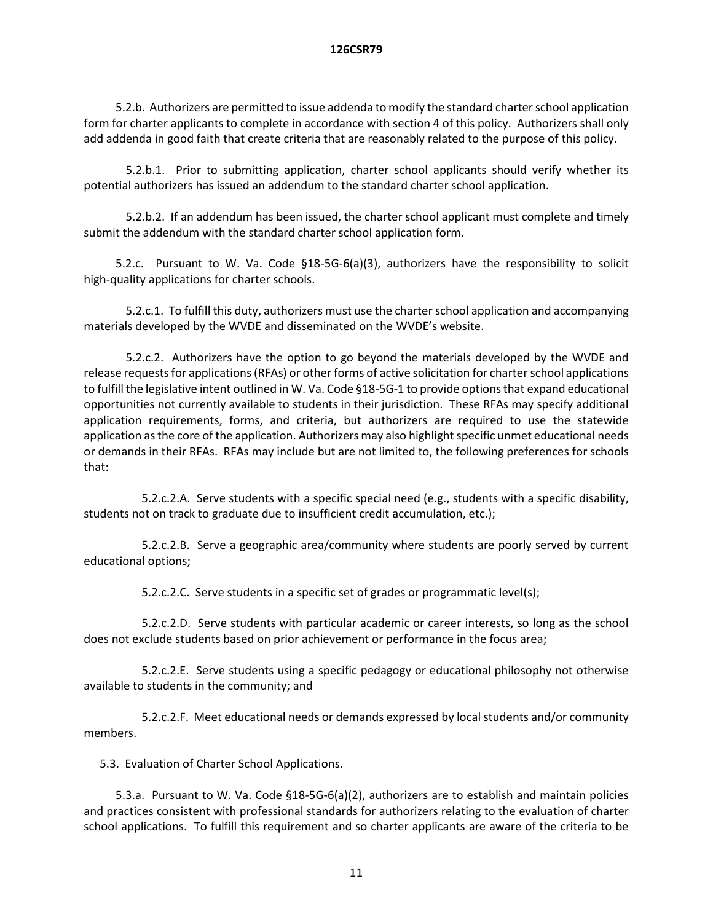5.2.b. Authorizers are permitted to issue addenda to modify the standard charter school application form for charter applicants to complete in accordance with section 4 of this policy. Authorizers shall only add addenda in good faith that create criteria that are reasonably related to the purpose of this policy.

5.2.b.1. Prior to submitting application, charter school applicants should verify whether its potential authorizers has issued an addendum to the standard charter school application.

5.2.b.2. If an addendum has been issued, the charter school applicant must complete and timely submit the addendum with the standard charter school application form.

5.2.c. Pursuant to W. Va. Code §18-5G-6(a)(3), authorizers have the responsibility to solicit high-quality applications for charter schools.

5.2.c.1. To fulfill this duty, authorizers must use the charter school application and accompanying materials developed by the WVDE and disseminated on the WVDE's website.

5.2.c.2. Authorizers have the option to go beyond the materials developed by the WVDE and release requests for applications (RFAs) or other forms of active solicitation for charter school applications to fulfill the legislative intent outlined in W. Va. Code §18-5G-1 to provide options that expand educational opportunities not currently available to students in their jurisdiction. These RFAs may specify additional application requirements, forms, and criteria, but authorizers are required to use the statewide application as the core of the application. Authorizers may also highlight specific unmet educational needs or demands in their RFAs. RFAs may include but are not limited to, the following preferences for schools that:

5.2.c.2.A. Serve students with a specific special need (e.g., students with a specific disability, students not on track to graduate due to insufficient credit accumulation, etc.);

5.2.c.2.B. Serve a geographic area/community where students are poorly served by current educational options;

5.2.c.2.C. Serve students in a specific set of grades or programmatic level(s);

5.2.c.2.D. Serve students with particular academic or career interests, so long as the school does not exclude students based on prior achievement or performance in the focus area;

5.2.c.2.E. Serve students using a specific pedagogy or educational philosophy not otherwise available to students in the community; and

5.2.c.2.F. Meet educational needs or demands expressed by local students and/or community members.

5.3. Evaluation of Charter School Applications.

5.3.a. Pursuant to W. Va. Code §18-5G-6(a)(2), authorizers are to establish and maintain policies and practices consistent with professional standards for authorizers relating to the evaluation of charter school applications. To fulfill this requirement and so charter applicants are aware of the criteria to be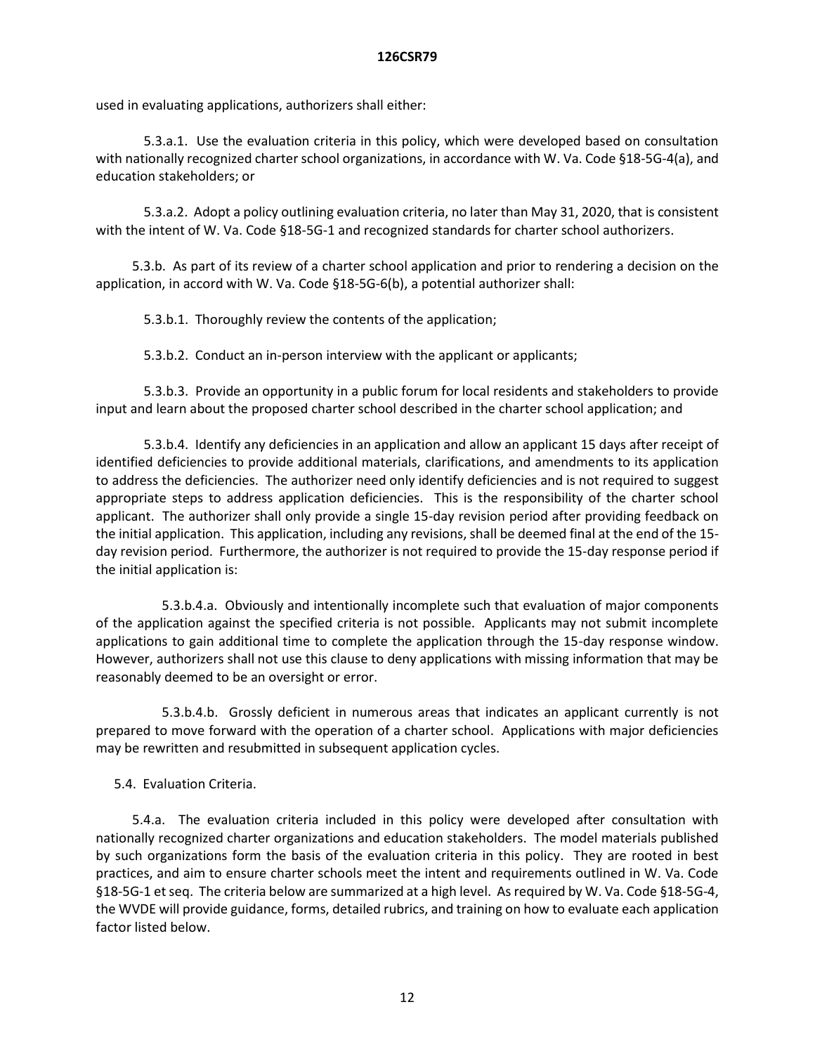used in evaluating applications, authorizers shall either:

5.3.a.1. Use the evaluation criteria in this policy, which were developed based on consultation with nationally recognized charter school organizations, in accordance with W. Va. Code §18-5G-4(a), and education stakeholders; or

5.3.a.2. Adopt a policy outlining evaluation criteria, no later than May 31, 2020, that is consistent with the intent of W. Va. Code §18-5G-1 and recognized standards for charter school authorizers.

5.3.b. As part of its review of a charter school application and prior to rendering a decision on the application, in accord with W. Va. Code §18-5G-6(b), a potential authorizer shall:

5.3.b.1. Thoroughly review the contents of the application;

5.3.b.2. Conduct an in-person interview with the applicant or applicants;

5.3.b.3. Provide an opportunity in a public forum for local residents and stakeholders to provide input and learn about the proposed charter school described in the charter school application; and

5.3.b.4. Identify any deficiencies in an application and allow an applicant 15 days after receipt of identified deficiencies to provide additional materials, clarifications, and amendments to its application to address the deficiencies. The authorizer need only identify deficiencies and is not required to suggest appropriate steps to address application deficiencies. This is the responsibility of the charter school applicant. The authorizer shall only provide a single 15-day revision period after providing feedback on the initial application. This application, including any revisions, shall be deemed final at the end of the 15-day revision period. Furthermore, the authorizer is not required to provide the 15-day response period if the initial application is:

5.3.b.4.a. Obviously and intentionally incomplete such that evaluation of major components of the application against the specified criteria is not possible. Applicants may not submit incomplete applications to gain additional time to complete the application through the 15-day response window. However, authorizers shall not use this clause to deny applications with missing information that may be reasonably deemed to be an oversight or error.

5.3.b.4.b. Grossly deficient in numerous areas that indicates an applicant currently is not prepared to move forward with the operation of a charter school. Applications with major deficiencies may be rewritten and resubmitted in subsequent application cycles.

5.4. Evaluation Criteria.

5.4.a. The evaluation criteria included in this policy were developed after consultation with nationally recognized charter organizations and education stakeholders. The model materials published by such organizations form the basis of the evaluation criteria in this policy. They are rooted in best practices, and aim to ensure charter schools meet the intent and requirements outlined in W. Va. Code §18-5G-1 et seq. The criteria below are summarized at a high level. As required by W. Va. Code §18-5G-4, the WVDE will provide guidance, forms, detailed rubrics, and training on how to evaluate each application factor listed below.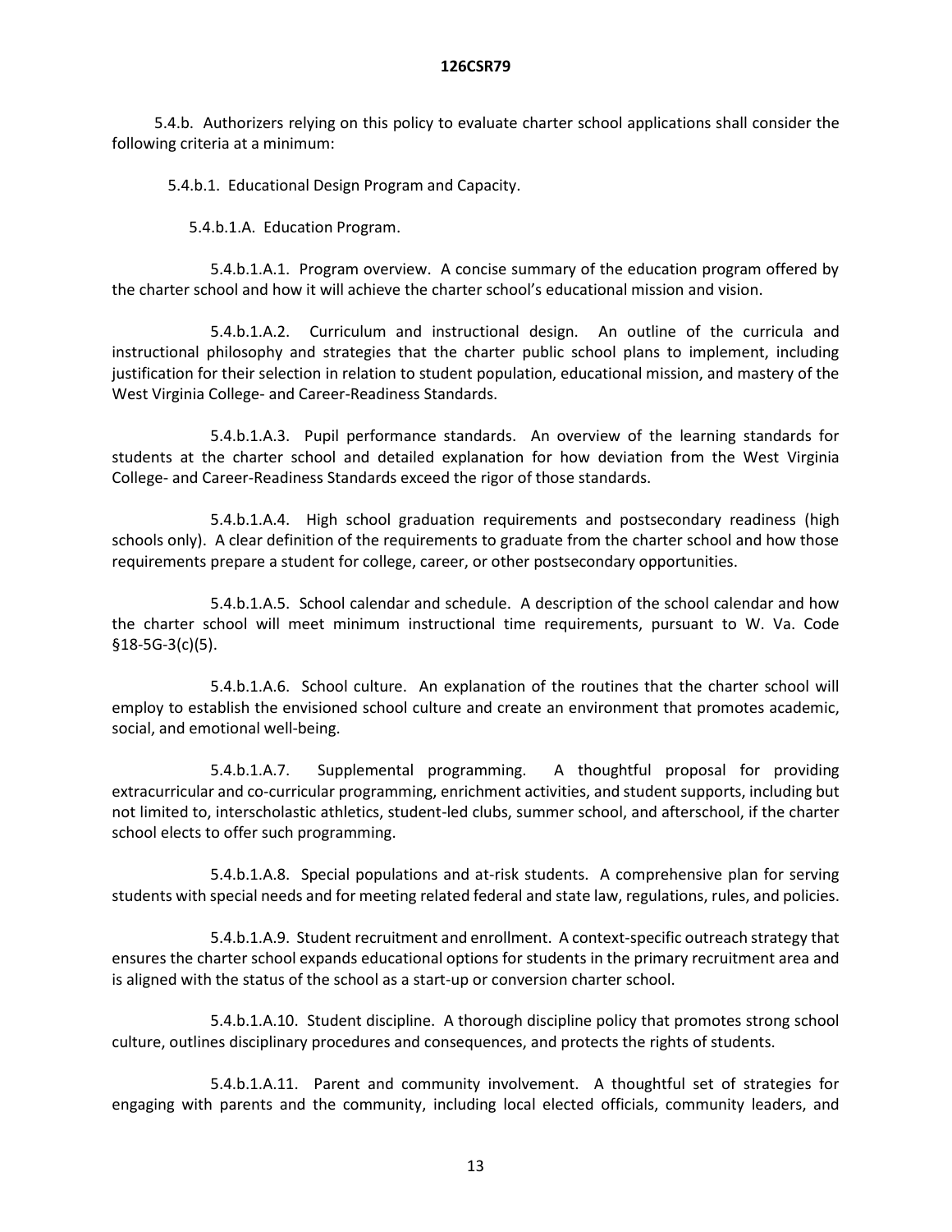5.4.b. Authorizers relying on this policy to evaluate charter school applications shall consider the following criteria at a minimum:

5.4.b.1. Educational Design Program and Capacity.

5.4.b.1.A. Education Program.

5.4.b.1.A.1. Program overview. A concise summary of the education program offered by the charter school and how it will achieve the charter school's educational mission and vision.

5.4.b.1.A.2. Curriculum and instructional design. An outline of the curricula and instructional philosophy and strategies that the charter public school plans to implement, including justification for their selection in relation to student population, educational mission, and mastery of the West Virginia College- and Career-Readiness Standards.

5.4.b.1.A.3. Pupil performance standards. An overview of the learning standards for students at the charter school and detailed explanation for how deviation from the West Virginia College- and Career-Readiness Standards exceed the rigor of those standards.

5.4.b.1.A.4. High school graduation requirements and postsecondary readiness (high schools only). A clear definition of the requirements to graduate from the charter school and how those requirements prepare a student for college, career, or other postsecondary opportunities.

5.4.b.1.A.5. School calendar and schedule. A description of the school calendar and how the charter school will meet minimum instructional time requirements, pursuant to W. Va. Code §18-5G-3(c)(5).

5.4.b.1.A.6. School culture. An explanation of the routines that the charter school will employ to establish the envisioned school culture and create an environment that promotes academic, social, and emotional well-being.

5.4.b.1.A.7. Supplemental programming. A thoughtful proposal for providing extracurricular and co-curricular programming, enrichment activities, and student supports, including but not limited to, interscholastic athletics, student-led clubs, summer school, and afterschool, if the charter school elects to offer such programming.

5.4.b.1.A.8. Special populations and at-risk students. A comprehensive plan for serving students with special needs and for meeting related federal and state law, regulations, rules, and policies.

5.4.b.1.A.9. Student recruitment and enrollment. A context-specific outreach strategy that ensures the charter school expands educational options for students in the primary recruitment area and is aligned with the status of the school as a start-up or conversion charter school.

5.4.b.1.A.10. Student discipline. A thorough discipline policy that promotes strong school culture, outlines disciplinary procedures and consequences, and protects the rights of students.

5.4.b.1.A.11. Parent and community involvement. A thoughtful set of strategies for engaging with parents and the community, including local elected officials, community leaders, and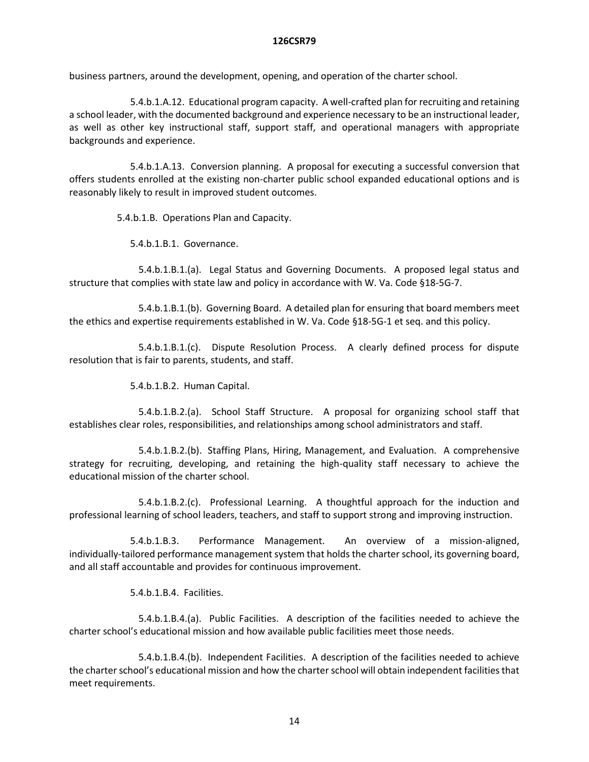business partners, around the development, opening, and operation of the charter school.

5.4.b.1.A.12. Educational program capacity. A well-crafted plan for recruiting and retaining a school leader, with the documented background and experience necessary to be an instructional leader, as well as other key instructional staff, support staff, and operational managers with appropriate backgrounds and experience.

5.4.b.1.A.13. Conversion planning. A proposal for executing a successful conversion that offers students enrolled at the existing non-charter public school expanded educational options and is reasonably likely to result in improved student outcomes.

5.4.b.1.B. Operations Plan and Capacity.

5.4.b.1.B.1. Governance.

5.4.b.1.B.1.(a). Legal Status and Governing Documents. A proposed legal status and structure that complies with state law and policy in accordance with W. Va. Code §18-5G-7.

5.4.b.1.B.1.(b). Governing Board. A detailed plan for ensuring that board members meet the ethics and expertise requirements established in W. Va. Code §18-5G-1 et seq. and this policy.

5.4.b.1.B.1.(c). Dispute Resolution Process. A clearly defined process for dispute resolution that is fair to parents, students, and staff.

5.4.b.1.B.2. Human Capital.

5.4.b.1.B.2.(a). School Staff Structure. A proposal for organizing school staff that establishes clear roles, responsibilities, and relationships among school administrators and staff.

5.4.b.1.B.2.(b). Staffing Plans, Hiring, Management, and Evaluation. A comprehensive strategy for recruiting, developing, and retaining the high-quality staff necessary to achieve the educational mission of the charter school.

5.4.b.1.B.2.(c). Professional Learning. A thoughtful approach for the induction and professional learning of school leaders, teachers, and staff to support strong and improving instruction.

5.4.b.1.B.3. Performance Management. An overview of a mission-aligned, individually-tailored performance management system that holds the charter school, its governing board, and all staff accountable and provides for continuous improvement.

5.4.b.1.B.4. Facilities.

5.4.b.1.B.4.(a). Public Facilities. A description of the facilities needed to achieve the charter school's educational mission and how available public facilities meet those needs.

5.4.b.1.B.4.(b). Independent Facilities. A description of the facilities needed to achieve the charter school's educational mission and how the charter school will obtain independent facilities that meet requirements.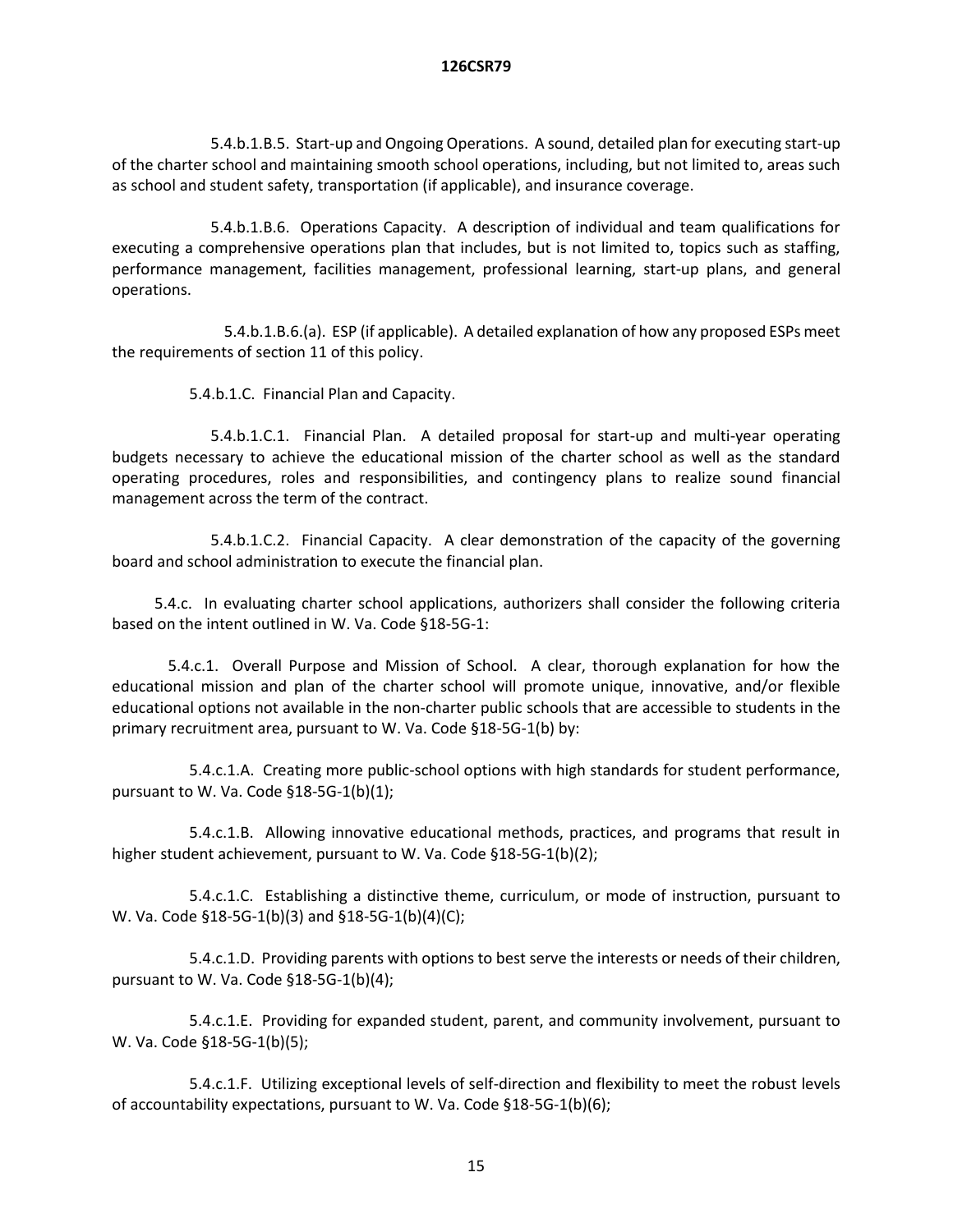5.4.b.1.B.5. Start-up and Ongoing Operations. A sound, detailed plan for executing start-up of the charter school and maintaining smooth school operations, including, but not limited to, areas such as school and student safety, transportation (if applicable), and insurance coverage.

5.4.b.1.B.6. Operations Capacity. A description of individual and team qualifications for executing a comprehensive operations plan that includes, but is not limited to, topics such as staffing, performance management, facilities management, professional learning, start-up plans, and general operations.

5.4.b.1.B.6.(a). ESP (if applicable). A detailed explanation of how any proposed ESPs meet the requirements of section 11 of this policy.

5.4.b.1.C. Financial Plan and Capacity.

5.4.b.1.C.1. Financial Plan. A detailed proposal for start-up and multi-year operating budgets necessary to achieve the educational mission of the charter school as well as the standard operating procedures, roles and responsibilities, and contingency plans to realize sound financial management across the term of the contract.

5.4.b.1.C.2. Financial Capacity. A clear demonstration of the capacity of the governing board and school administration to execute the financial plan.

5.4.c. In evaluating charter school applications, authorizers shall consider the following criteria based on the intent outlined in W. Va. Code §18-5G-1:

5.4.c.1. Overall Purpose and Mission of School. A clear, thorough explanation for how the educational mission and plan of the charter school will promote unique, innovative, and/or flexible educational options not available in the non-charter public schools that are accessible to students in the primary recruitment area, pursuant to W. Va. Code §18-5G-1(b) by:

5.4.c.1.A. Creating more public-school options with high standards for student performance, pursuant to W. Va. Code §18-5G-1(b)(1);

5.4.c.1.B. Allowing innovative educational methods, practices, and programs that result in higher student achievement, pursuant to W. Va. Code §18-5G-1(b)(2);

5.4.c.1.C. Establishing a distinctive theme, curriculum, or mode of instruction, pursuant to W. Va. Code §18-5G-1(b)(3) and §18-5G-1(b)(4)(C);

5.4.c.1.D. Providing parents with options to best serve the interests or needs of their children, pursuant to W. Va. Code §18-5G-1(b)(4);

5.4.c.1.E. Providing for expanded student, parent, and community involvement, pursuant to W. Va. Code §18-5G-1(b)(5);

5.4.c.1.F. Utilizing exceptional levels of self-direction and flexibility to meet the robust levels of accountability expectations, pursuant to W. Va. Code §18-5G-1(b)(6);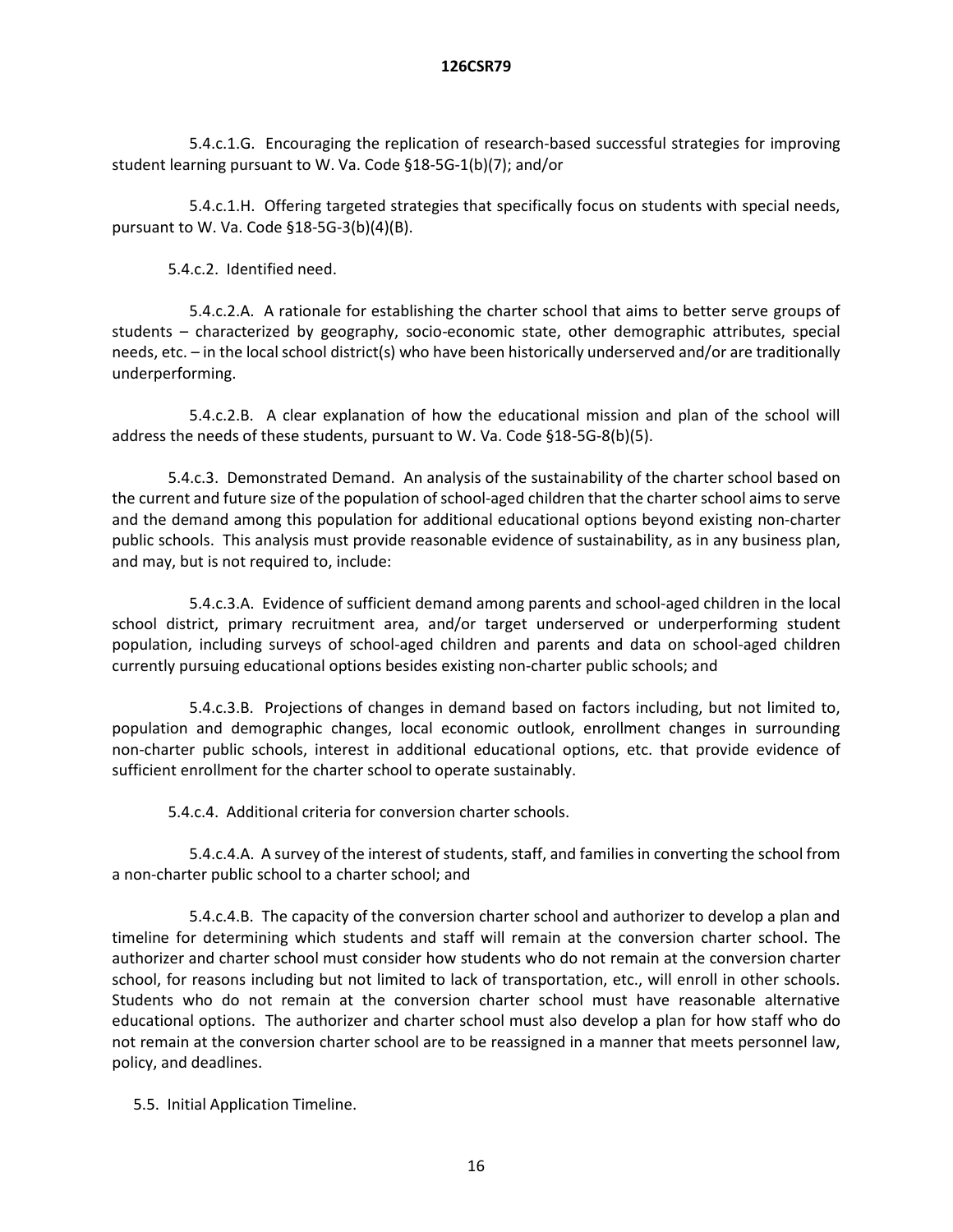5.4.c.1.G. Encouraging the replication of research-based successful strategies for improving student learning pursuant to W. Va. Code §18-5G-1(b)(7); and/or

5.4.c.1.H. Offering targeted strategies that specifically focus on students with special needs, pursuant to W. Va. Code §18-5G-3(b)(4)(B).

5.4.c.2. Identified need.

5.4.c.2.A. A rationale for establishing the charter school that aims to better serve groups of students – characterized by geography, socio-economic state, other demographic attributes, special needs, etc. – in the local school district(s) who have been historically underserved and/or are traditionally underperforming.

5.4.c.2.B. A clear explanation of how the educational mission and plan of the school will address the needs of these students, pursuant to W. Va. Code §18-5G-8(b)(5).

5.4.c.3. Demonstrated Demand. An analysis of the sustainability of the charter school based on the current and future size of the population of school-aged children that the charter school aims to serve and the demand among this population for additional educational options beyond existing non-charter public schools. This analysis must provide reasonable evidence of sustainability, as in any business plan, and may, but is not required to, include:

5.4.c.3.A. Evidence of sufficient demand among parents and school-aged children in the local school district, primary recruitment area, and/or target underserved or underperforming student population, including surveys of school-aged children and parents and data on school-aged children currently pursuing educational options besides existing non-charter public schools; and

5.4.c.3.B. Projections of changes in demand based on factors including, but not limited to, population and demographic changes, local economic outlook, enrollment changes in surrounding non-charter public schools, interest in additional educational options, etc. that provide evidence of sufficient enrollment for the charter school to operate sustainably.

5.4.c.4. Additional criteria for conversion charter schools.

5.4.c.4.A. A survey of the interest of students, staff, and families in converting the school from a non-charter public school to a charter school; and

5.4.c.4.B. The capacity of the conversion charter school and authorizer to develop a plan and timeline for determining which students and staff will remain at the conversion charter school. The authorizer and charter school must consider how students who do not remain at the conversion charter school, for reasons including but not limited to lack of transportation, etc., will enroll in other schools. Students who do not remain at the conversion charter school must have reasonable alternative educational options. The authorizer and charter school must also develop a plan for how staff who do not remain at the conversion charter school are to be reassigned in a manner that meets personnel law, policy, and deadlines.

5.5. Initial Application Timeline.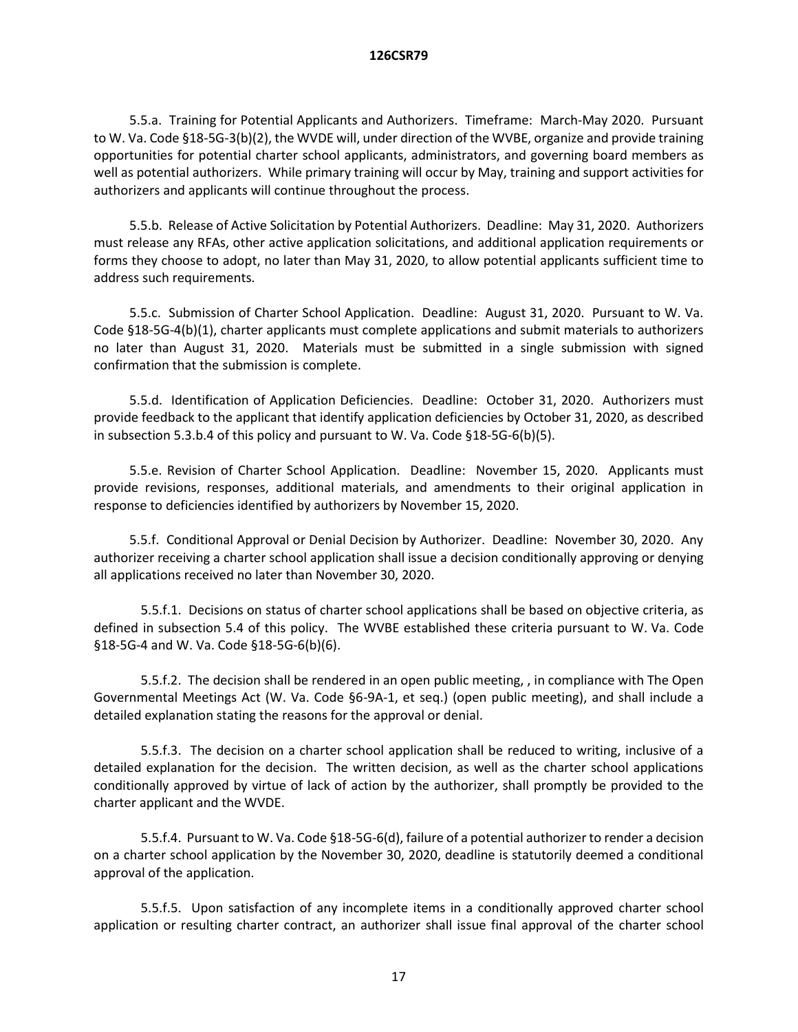5.5.a. Training for Potential Applicants and Authorizers. Timeframe: March-May 2020. Pursuant to W. Va. Code §18-5G-3(b)(2), the WVDE will, under direction of the WVBE, organize and provide training opportunities for potential charter school applicants, administrators, and governing board members as well as potential authorizers. While primary training will occur by May, training and support activities for authorizers and applicants will continue throughout the process.

5.5.b. Release of Active Solicitation by Potential Authorizers. Deadline: May 31, 2020. Authorizers must release any RFAs, other active application solicitations, and additional application requirements or forms they choose to adopt, no later than May 31, 2020, to allow potential applicants sufficient time to address such requirements.

5.5.c. Submission of Charter School Application. Deadline: August 31, 2020. Pursuant to W. Va. Code §18-5G-4(b)(1), charter applicants must complete applications and submit materials to authorizers no later than August 31, 2020. Materials must be submitted in a single submission with signed confirmation that the submission is complete.

5.5.d. Identification of Application Deficiencies. Deadline: October 31, 2020. Authorizers must provide feedback to the applicant that identify application deficiencies by October 31, 2020, as described in subsection 5.3.b.4 of this policy and pursuant to W. Va. Code §18-5G-6(b)(5).

5.5.e. Revision of Charter School Application. Deadline: November 15, 2020. Applicants must provide revisions, responses, additional materials, and amendments to their original application in response to deficiencies identified by authorizers by November 15, 2020.

5.5.f. Conditional Approval or Denial Decision by Authorizer. Deadline: November 30, 2020. Any authorizer receiving a charter school application shall issue a decision conditionally approving or denying all applications received no later than November 30, 2020.

5.5.f.1. Decisions on status of charter school applications shall be based on objective criteria, as defined in subsection 5.4 of this policy. The WVBE established these criteria pursuant to W. Va. Code §18-5G-4 and W. Va. Code §18-5G-6(b)(6).

5.5.f.2. The decision shall be rendered in an open public meeting, , in compliance with The Open Governmental Meetings Act (W. Va. Code §6-9A-1, et seq.) (open public meeting), and shall include a detailed explanation stating the reasons for the approval or denial.

5.5.f.3. The decision on a charter school application shall be reduced to writing, inclusive of a detailed explanation for the decision. The written decision, as well as the charter school applications conditionally approved by virtue of lack of action by the authorizer, shall promptly be provided to the charter applicant and the WVDE.

5.5.f.4. Pursuant to W. Va. Code §18-5G-6(d), failure of a potential authorizer to render a decision on a charter school application by the November 30, 2020, deadline is statutorily deemed a conditional approval of the application.

5.5.f.5. Upon satisfaction of any incomplete items in a conditionally approved charter school application or resulting charter contract, an authorizer shall issue final approval of the charter school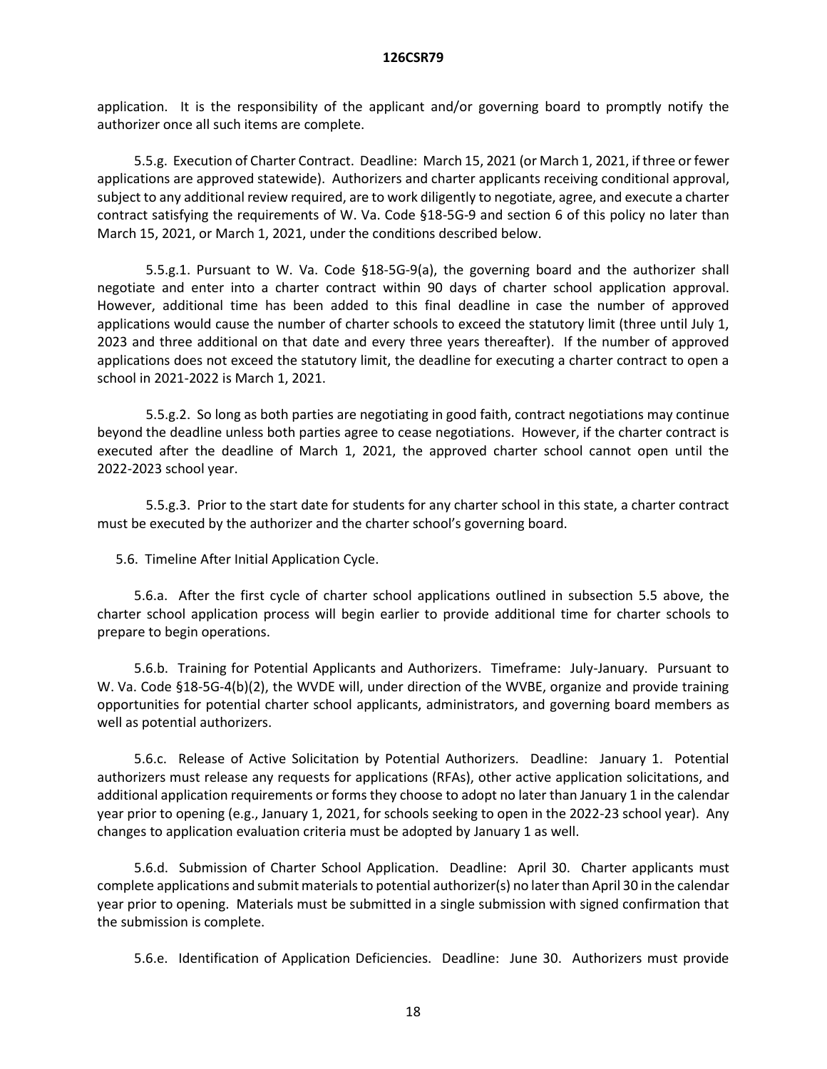application. It is the responsibility of the applicant and/or governing board to promptly notify the authorizer once all such items are complete.

5.5.g. Execution of Charter Contract. Deadline: March 15, 2021 (or March 1, 2021, if three or fewer applications are approved statewide). Authorizers and charter applicants receiving conditional approval, subject to any additional review required, are to work diligently to negotiate, agree, and execute a charter contract satisfying the requirements of W. Va. Code §18-5G-9 and section 6 of this policy no later than March 15, 2021, or March 1, 2021, under the conditions described below.

5.5.g.1. Pursuant to W. Va. Code §18-5G-9(a), the governing board and the authorizer shall negotiate and enter into a charter contract within 90 days of charter school application approval. However, additional time has been added to this final deadline in case the number of approved applications would cause the number of charter schools to exceed the statutory limit (three until July 1, 2023 and three additional on that date and every three years thereafter). If the number of approved applications does not exceed the statutory limit, the deadline for executing a charter contract to open a school in 2021-2022 is March 1, 2021.

5.5.g.2. So long as both parties are negotiating in good faith, contract negotiations may continue beyond the deadline unless both parties agree to cease negotiations. However, if the charter contract is executed after the deadline of March 1, 2021, the approved charter school cannot open until the 2022-2023 school year.

5.5.g.3. Prior to the start date for students for any charter school in this state, a charter contract must be executed by the authorizer and the charter school's governing board.

5.6. Timeline After Initial Application Cycle.

5.6.a. After the first cycle of charter school applications outlined in subsection 5.5 above, the charter school application process will begin earlier to provide additional time for charter schools to prepare to begin operations.

5.6.b. Training for Potential Applicants and Authorizers. Timeframe: July-January. Pursuant to W. Va. Code §18-5G-4(b)(2), the WVDE will, under direction of the WVBE, organize and provide training opportunities for potential charter school applicants, administrators, and governing board members as well as potential authorizers.

5.6.c. Release of Active Solicitation by Potential Authorizers. Deadline: January 1. Potential authorizers must release any requests for applications (RFAs), other active application solicitations, and additional application requirements or forms they choose to adopt no later than January 1 in the calendar year prior to opening (e.g., January 1, 2021, for schools seeking to open in the 2022-23 school year). Any changes to application evaluation criteria must be adopted by January 1 as well.

5.6.d. Submission of Charter School Application. Deadline: April 30. Charter applicants must complete applications and submit materials to potential authorizer(s) no later than April 30 in the calendar year prior to opening. Materials must be submitted in a single submission with signed confirmation that the submission is complete.

5.6.e. Identification of Application Deficiencies. Deadline: June 30. Authorizers must provide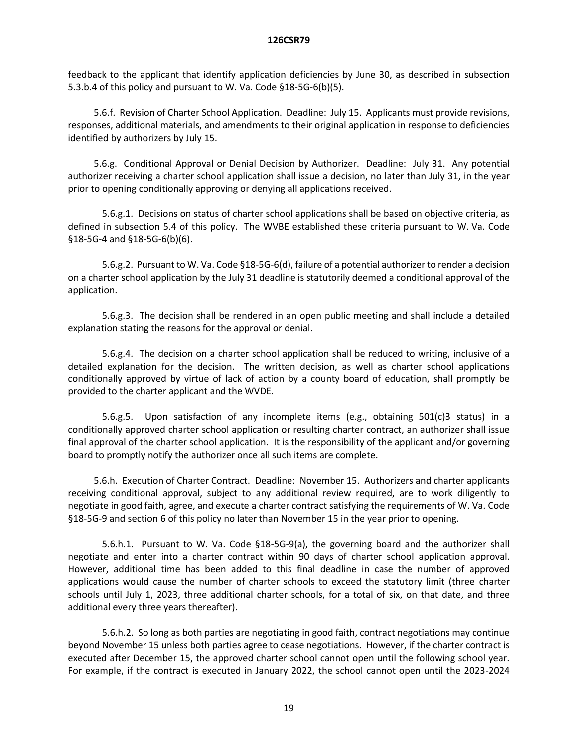feedback to the applicant that identify application deficiencies by June 30, as described in subsection 5.3.b.4 of this policy and pursuant to W. Va. Code §18-5G-6(b)(5).

5.6.f. Revision of Charter School Application. Deadline: July 15. Applicants must provide revisions, responses, additional materials, and amendments to their original application in response to deficiencies identified by authorizers by July 15.

5.6.g. Conditional Approval or Denial Decision by Authorizer. Deadline: July 31. Any potential authorizer receiving a charter school application shall issue a decision, no later than July 31, in the year prior to opening conditionally approving or denying all applications received.

5.6.g.1. Decisions on status of charter school applications shall be based on objective criteria, as defined in subsection 5.4 of this policy. The WVBE established these criteria pursuant to W. Va. Code §18-5G-4 and §18-5G-6(b)(6).

5.6.g.2. Pursuant to W. Va. Code §18-5G-6(d), failure of a potential authorizer to render a decision on a charter school application by the July 31 deadline is statutorily deemed a conditional approval of the application.

5.6.g.3. The decision shall be rendered in an open public meeting and shall include a detailed explanation stating the reasons for the approval or denial.

5.6.g.4. The decision on a charter school application shall be reduced to writing, inclusive of a detailed explanation for the decision. The written decision, as well as charter school applications conditionally approved by virtue of lack of action by a county board of education, shall promptly be provided to the charter applicant and the WVDE.

5.6.g.5. Upon satisfaction of any incomplete items (e.g., obtaining 501(c)3 status) in a conditionally approved charter school application or resulting charter contract, an authorizer shall issue final approval of the charter school application. It is the responsibility of the applicant and/or governing board to promptly notify the authorizer once all such items are complete.

5.6.h. Execution of Charter Contract. Deadline: November 15. Authorizers and charter applicants receiving conditional approval, subject to any additional review required, are to work diligently to negotiate in good faith, agree, and execute a charter contract satisfying the requirements of W. Va. Code §18-5G-9 and section 6 of this policy no later than November 15 in the year prior to opening.

5.6.h.1. Pursuant to W. Va. Code §18-5G-9(a), the governing board and the authorizer shall negotiate and enter into a charter contract within 90 days of charter school application approval. However, additional time has been added to this final deadline in case the number of approved applications would cause the number of charter schools to exceed the statutory limit (three charter schools until July 1, 2023, three additional charter schools, for a total of six, on that date, and three additional every three years thereafter).

5.6.h.2. So long as both parties are negotiating in good faith, contract negotiations may continue beyond November 15 unless both parties agree to cease negotiations. However, if the charter contract is executed after December 15, the approved charter school cannot open until the following school year. For example, if the contract is executed in January 2022, the school cannot open until the 2023-2024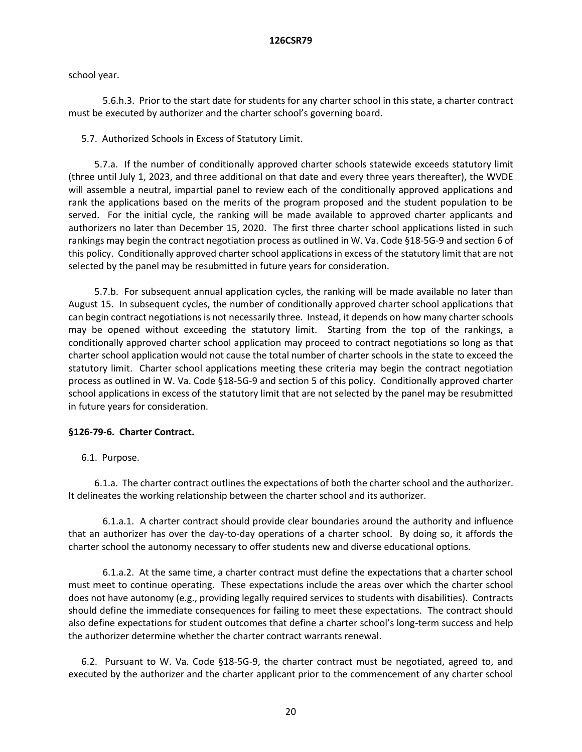school year.

5.6.h.3. Prior to the start date for students for any charter school in this state, a charter contract must be executed by authorizer and the charter school's governing board.

5.7. Authorized Schools in Excess of Statutory Limit.

5.7.a. If the number of conditionally approved charter schools statewide exceeds statutory limit (three until July 1, 2023, and three additional on that date and every three years thereafter), the WVDE will assemble a neutral, impartial panel to review each of the conditionally approved applications and rank the applications based on the merits of the program proposed and the student population to be served. For the initial cycle, the ranking will be made available to approved charter applicants and authorizers no later than December 15, 2020. The first three charter school applications listed in such rankings may begin the contract negotiation process as outlined in W. Va. Code §18-5G-9 and section 6 of this policy. Conditionally approved charter school applications in excess of the statutory limit that are not selected by the panel may be resubmitted in future years for consideration.

5.7.b. For subsequent annual application cycles, the ranking will be made available no later than August 15. In subsequent cycles, the number of conditionally approved charter school applications that can begin contract negotiations is not necessarily three. Instead, it depends on how many charter schools may be opened without exceeding the statutory limit. Starting from the top of the rankings, a conditionally approved charter school application may proceed to contract negotiations so long as that charter school application would not cause the total number of charter schools in the state to exceed the statutory limit. Charter school applications meeting these criteria may begin the contract negotiation process as outlined in W. Va. Code §18-5G-9 and section 5 of this policy. Conditionally approved charter school applications in excess of the statutory limit that are not selected by the panel may be resubmitted in future years for consideration.

## §126-79-6. Charter Contract.

6.1. Purpose.

6.1.a. The charter contract outlines the expectations of both the charter school and the authorizer. It delineates the working relationship between the charter school and its authorizer.

6.1.a.1. A charter contract should provide clear boundaries around the authority and influence that an authorizer has over the day-to-day operations of a charter school. By doing so, it affords the charter school the autonomy necessary to offer students new and diverse educational options.

6.1.a.2. At the same time, a charter contract must define the expectations that a charter school must meet to continue operating. These expectations include the areas over which the charter school does not have autonomy (e.g., providing legally required services to students with disabilities). Contracts should define the immediate consequences for failing to meet these expectations. The contract should also define expectations for student outcomes that define a charter school's long-term success and help the authorizer determine whether the charter contract warrants renewal.

6.2. Pursuant to W. Va. Code §18-5G-9, the charter contract must be negotiated, agreed to, and executed by the authorizer and the charter applicant prior to the commencement of any charter school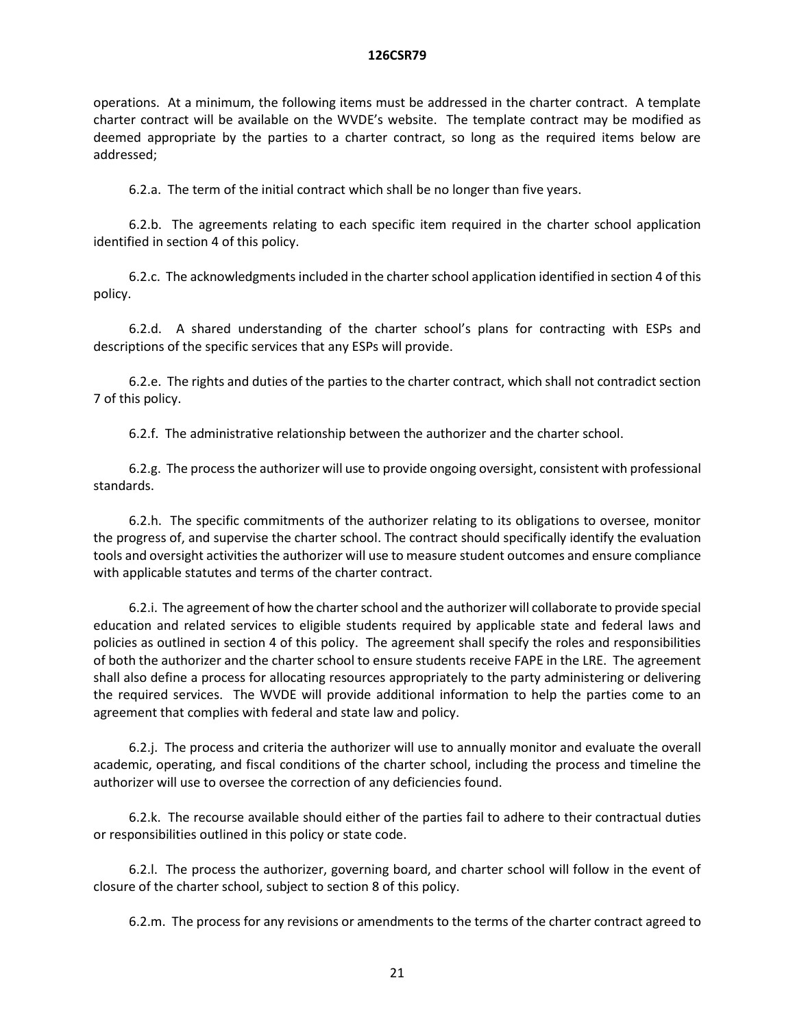operations. At a minimum, the following items must be addressed in the charter contract. A template charter contract will be available on the WVDE's website. The template contract may be modified as deemed appropriate by the parties to a charter contract, so long as the required items below are addressed;

6.2.a. The term of the initial contract which shall be no longer than five years.

6.2.b. The agreements relating to each specific item required in the charter school application identified in section 4 of this policy.

6.2.c. The acknowledgments included in the charter school application identified in section 4 of this policy.

6.2.d. A shared understanding of the charter school's plans for contracting with ESPs and descriptions of the specific services that any ESPs will provide.

6.2.e. The rights and duties of the parties to the charter contract, which shall not contradict section 7 of this policy.

6.2.f. The administrative relationship between the authorizer and the charter school.

6.2.g. The process the authorizer will use to provide ongoing oversight, consistent with professional standards.

6.2.h. The specific commitments of the authorizer relating to its obligations to oversee, monitor the progress of, and supervise the charter school. The contract should specifically identify the evaluation tools and oversight activities the authorizer will use to measure student outcomes and ensure compliance with applicable statutes and terms of the charter contract.

6.2.i. The agreement of how the charter school and the authorizer will collaborate to provide special education and related services to eligible students required by applicable state and federal laws and policies as outlined in section 4 of this policy. The agreement shall specify the roles and responsibilities of both the authorizer and the charter school to ensure students receive FAPE in the LRE. The agreement shall also define a process for allocating resources appropriately to the party administering or delivering the required services. The WVDE will provide additional information to help the parties come to an agreement that complies with federal and state law and policy.

6.2.j. The process and criteria the authorizer will use to annually monitor and evaluate the overall academic, operating, and fiscal conditions of the charter school, including the process and timeline the authorizer will use to oversee the correction of any deficiencies found.

6.2.k. The recourse available should either of the parties fail to adhere to their contractual duties or responsibilities outlined in this policy or state code.

6.2.l. The process the authorizer, governing board, and charter school will follow in the event of closure of the charter school, subject to section 8 of this policy.

6.2.m. The process for any revisions or amendments to the terms of the charter contract agreed to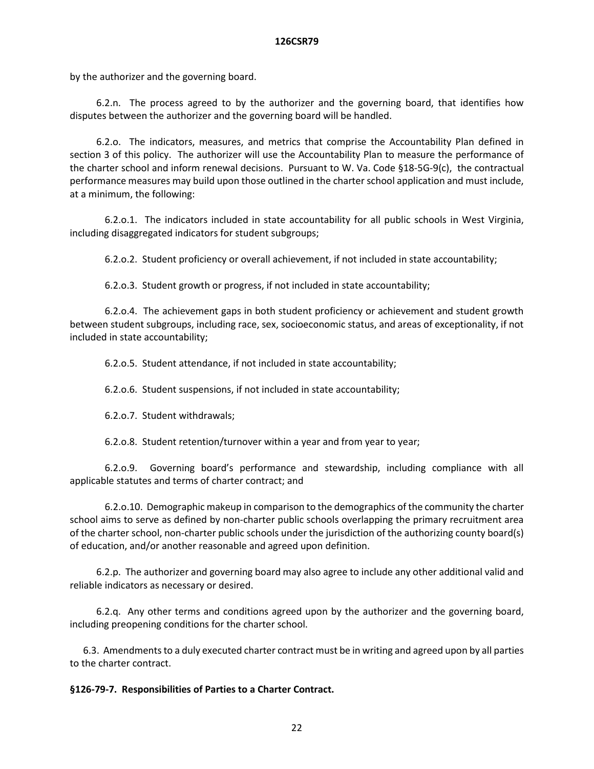by the authorizer and the governing board.

6.2.n. The process agreed to by the authorizer and the governing board, that identifies how disputes between the authorizer and the governing board will be handled.

6.2.o. The indicators, measures, and metrics that comprise the Accountability Plan defined in section 3 of this policy. The authorizer will use the Accountability Plan to measure the performance of the charter school and inform renewal decisions. Pursuant to W. Va. Code §18-5G-9(c), the contractual performance measures may build upon those outlined in the charter school application and must include, at a minimum, the following:

6.2.o.1. The indicators included in state accountability for all public schools in West Virginia, including disaggregated indicators for student subgroups;

6.2.o.2. Student proficiency or overall achievement, if not included in state accountability;

6.2.o.3. Student growth or progress, if not included in state accountability;

6.2.o.4. The achievement gaps in both student proficiency or achievement and student growth between student subgroups, including race, sex, socioeconomic status, and areas of exceptionality, if not included in state accountability;

6.2.o.5. Student attendance, if not included in state accountability;

6.2.o.6. Student suspensions, if not included in state accountability;

6.2.o.7. Student withdrawals;

6.2.o.8. Student retention/turnover within a year and from year to year;

6.2.o.9. Governing board's performance and stewardship, including compliance with all applicable statutes and terms of charter contract; and

6.2.o.10. Demographic makeup in comparison to the demographics of the community the charter school aims to serve as defined by non-charter public schools overlapping the primary recruitment area of the charter school, non-charter public schools under the jurisdiction of the authorizing county board(s) of education, and/or another reasonable and agreed upon definition.

6.2.p. The authorizer and governing board may also agree to include any other additional valid and reliable indicators as necessary or desired.

6.2.q. Any other terms and conditions agreed upon by the authorizer and the governing board, including preopening conditions for the charter school.

6.3. Amendments to a duly executed charter contract must be in writing and agreed upon by all parties to the charter contract.

**§126-79-7. Responsibilities of Parties to a Charter Contract.**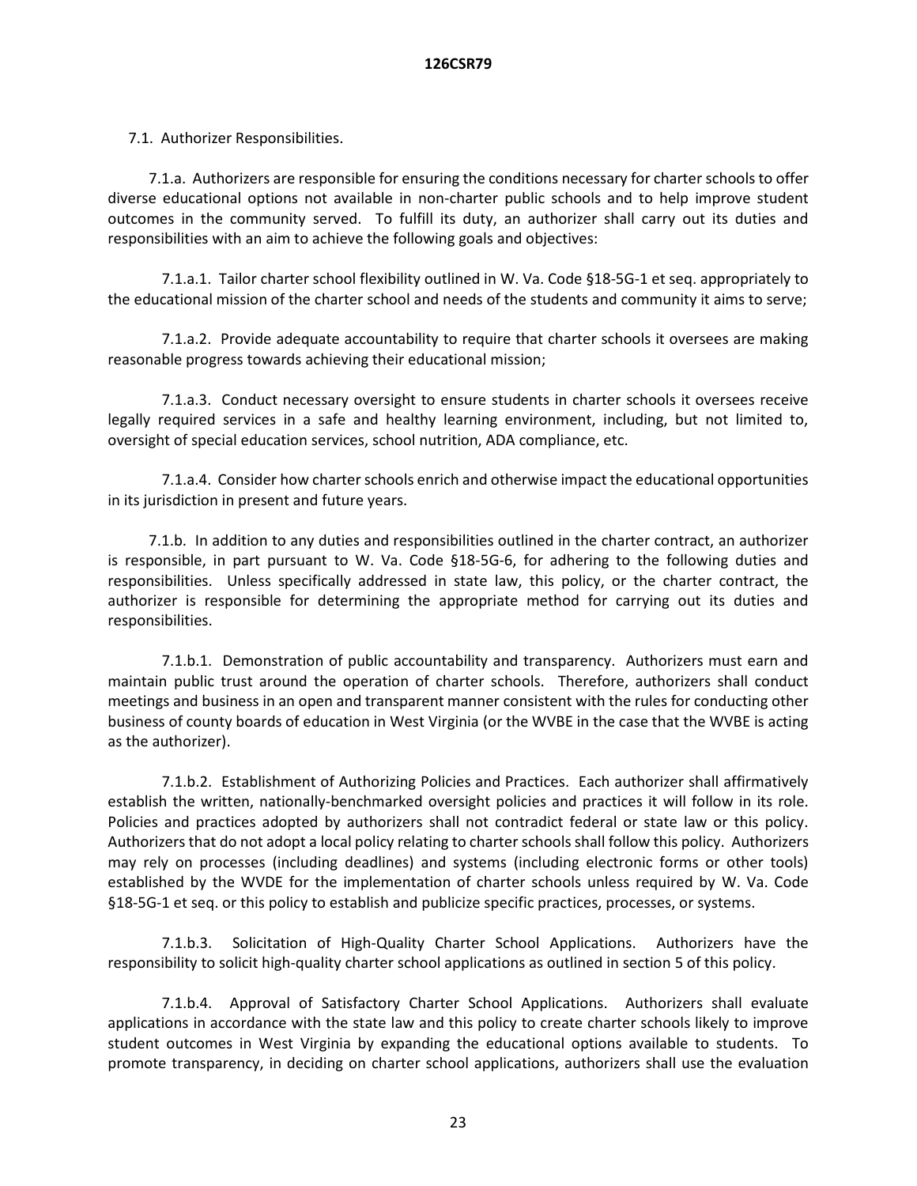7.1. Authorizer Responsibilities.

7.1.a. Authorizers are responsible for ensuring the conditions necessary for charter schools to offer diverse educational options not available in non-charter public schools and to help improve student outcomes in the community served. To fulfill its duty, an authorizer shall carry out its duties and responsibilities with an aim to achieve the following goals and objectives:

7.1.a.1. Tailor charter school flexibility outlined in W. Va. Code §18-5G-1 et seq. appropriately to the educational mission of the charter school and needs of the students and community it aims to serve;

7.1.a.2. Provide adequate accountability to require that charter schools it oversees are making reasonable progress towards achieving their educational mission;

7.1.a.3. Conduct necessary oversight to ensure students in charter schools it oversees receive legally required services in a safe and healthy learning environment, including, but not limited to, oversight of special education services, school nutrition, ADA compliance, etc.

7.1.a.4. Consider how charter schools enrich and otherwise impact the educational opportunities in its jurisdiction in present and future years.

7.1.b. In addition to any duties and responsibilities outlined in the charter contract, an authorizer is responsible, in part pursuant to W. Va. Code §18-5G-6, for adhering to the following duties and responsibilities. Unless specifically addressed in state law, this policy, or the charter contract, the authorizer is responsible for determining the appropriate method for carrying out its duties and responsibilities.

7.1.b.1. Demonstration of public accountability and transparency. Authorizers must earn and maintain public trust around the operation of charter schools. Therefore, authorizers shall conduct meetings and business in an open and transparent manner consistent with the rules for conducting other business of county boards of education in West Virginia (or the WVBE in the case that the WVBE is acting as the authorizer).

7.1.b.2. Establishment of Authorizing Policies and Practices. Each authorizer shall affirmatively establish the written, nationally-benchmarked oversight policies and practices it will follow in its role. Policies and practices adopted by authorizers shall not contradict federal or state law or this policy. Authorizers that do not adopt a local policy relating to charter schools shall follow this policy. Authorizers may rely on processes (including deadlines) and systems (including electronic forms or other tools) established by the WVDE for the implementation of charter schools unless required by W. Va. Code §18-5G-1 et seq. or this policy to establish and publicize specific practices, processes, or systems.

7.1.b.3. Solicitation of High-Quality Charter School Applications. Authorizers have the responsibility to solicit high-quality charter school applications as outlined in section 5 of this policy.

7.1.b.4. Approval of Satisfactory Charter School Applications. Authorizers shall evaluate applications in accordance with the state law and this policy to create charter schools likely to improve student outcomes in West Virginia by expanding the educational options available to students. To promote transparency, in deciding on charter school applications, authorizers shall use the evaluation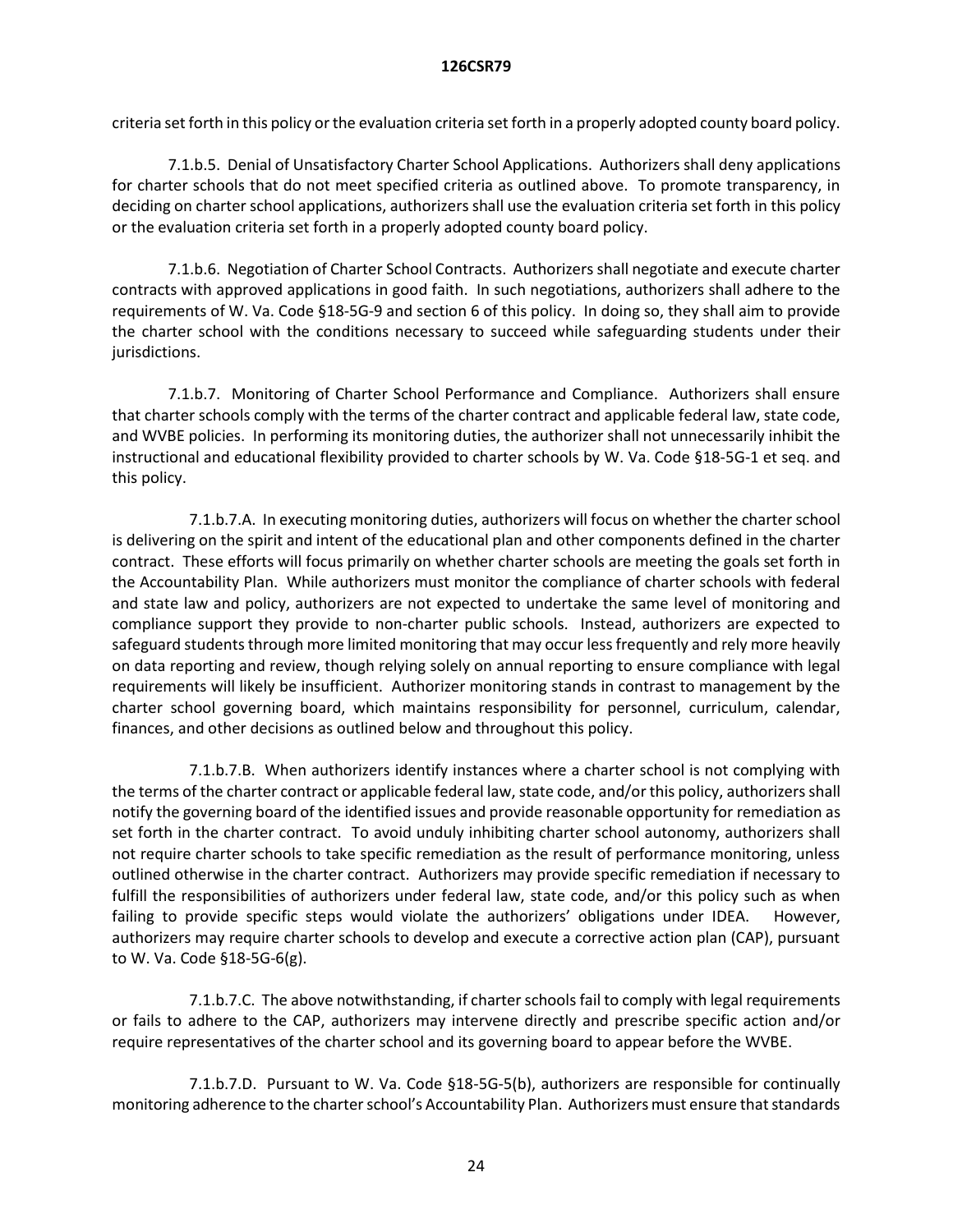criteria set forth in this policy or the evaluation criteria set forth in a properly adopted county board policy.

7.1.b.5. Denial of Unsatisfactory Charter School Applications. Authorizers shall deny applications for charter schools that do not meet specified criteria as outlined above. To promote transparency, in deciding on charter school applications, authorizers shall use the evaluation criteria set forth in this policy or the evaluation criteria set forth in a properly adopted county board policy.

7.1.b.6. Negotiation of Charter School Contracts. Authorizers shall negotiate and execute charter contracts with approved applications in good faith. In such negotiations, authorizers shall adhere to the requirements of W. Va. Code §18-5G-9 and section 6 of this policy. In doing so, they shall aim to provide the charter school with the conditions necessary to succeed while safeguarding students under their jurisdictions.

7.1.b.7. Monitoring of Charter School Performance and Compliance. Authorizers shall ensure that charter schools comply with the terms of the charter contract and applicable federal law, state code, and WVBE policies. In performing its monitoring duties, the authorizer shall not unnecessarily inhibit the instructional and educational flexibility provided to charter schools by W. Va. Code §18-5G-1 et seq. and this policy.

7.1.b.7.A. In executing monitoring duties, authorizers will focus on whether the charter school is delivering on the spirit and intent of the educational plan and other components defined in the charter contract. These efforts will focus primarily on whether charter schools are meeting the goals set forth in the Accountability Plan. While authorizers must monitor the compliance of charter schools with federal and state law and policy, authorizers are not expected to undertake the same level of monitoring and compliance support they provide to non-charter public schools. Instead, authorizers are expected to safeguard students through more limited monitoring that may occur less frequently and rely more heavily on data reporting and review, though relying solely on annual reporting to ensure compliance with legal requirements will likely be insufficient. Authorizer monitoring stands in contrast to management by the charter school governing board, which maintains responsibility for personnel, curriculum, calendar, finances, and other decisions as outlined below and throughout this policy.

7.1.b.7.B. When authorizers identify instances where a charter school is not complying with the terms of the charter contract or applicable federal law, state code, and/or this policy, authorizers shall notify the governing board of the identified issues and provide reasonable opportunity for remediation as set forth in the charter contract. To avoid unduly inhibiting charter school autonomy, authorizers shall not require charter schools to take specific remediation as the result of performance monitoring, unless outlined otherwise in the charter contract. Authorizers may provide specific remediation if necessary to fulfill the responsibilities of authorizers under federal law, state code, and/or this policy such as when failing to provide specific steps would violate the authorizers' obligations under IDEA. However, authorizers may require charter schools to develop and execute a corrective action plan (CAP), pursuant to W. Va. Code §18-5G-6(g).

7.1.b.7.C. The above notwithstanding, if charter schools fail to comply with legal requirements or fails to adhere to the CAP, authorizers may intervene directly and prescribe specific action and/or require representatives of the charter school and its governing board to appear before the WVBE.

7.1.b.7.D. Pursuant to W. Va. Code §18-5G-5(b), authorizers are responsible for continually monitoring adherence to the charter school's Accountability Plan. Authorizers must ensure that standards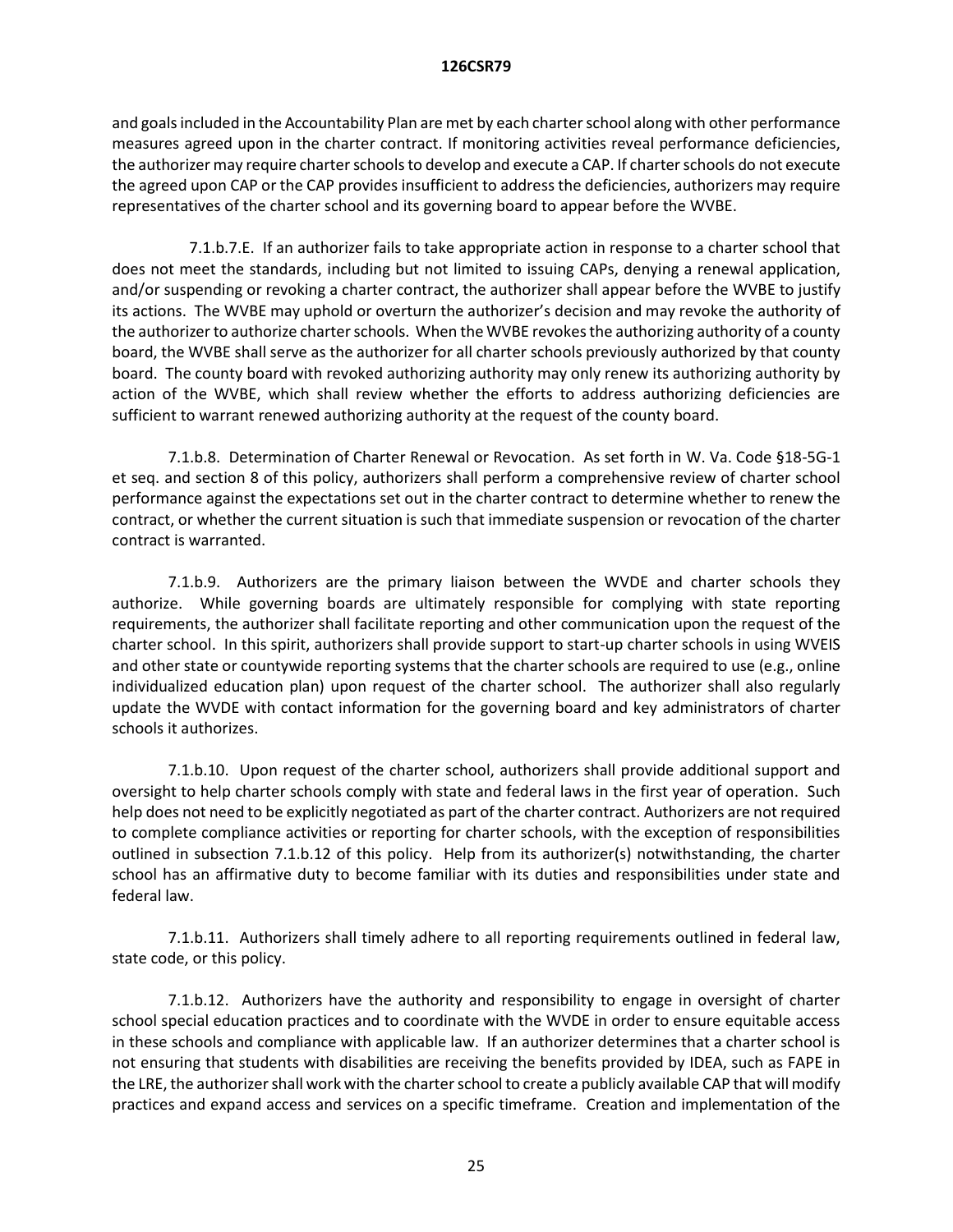and goals included in the Accountability Plan are met by each charter school along with other performance measures agreed upon in the charter contract. If monitoring activities reveal performance deficiencies, the authorizer may require charter schools to develop and execute a CAP. If charter schools do not execute the agreed upon CAP or the CAP provides insufficient to address the deficiencies, authorizers may require representatives of the charter school and its governing board to appear before the WVBE.

7.1.b.7.E. If an authorizer fails to take appropriate action in response to a charter school that does not meet the standards, including but not limited to issuing CAPs, denying a renewal application, and/or suspending or revoking a charter contract, the authorizer shall appear before the WVBE to justify its actions. The WVBE may uphold or overturn the authorizer's decision and may revoke the authority of the authorizer to authorize charter schools. When the WVBE revokes the authorizing authority of a county board, the WVBE shall serve as the authorizer for all charter schools previously authorized by that county board. The county board with revoked authorizing authority may only renew its authorizing authority by action of the WVBE, which shall review whether the efforts to address authorizing deficiencies are sufficient to warrant renewed authorizing authority at the request of the county board.

7.1.b.8. Determination of Charter Renewal or Revocation. As set forth in W. Va. Code §18-5G-1 et seq. and section 8 of this policy, authorizers shall perform a comprehensive review of charter school performance against the expectations set out in the charter contract to determine whether to renew the contract, or whether the current situation is such that immediate suspension or revocation of the charter contract is warranted.

7.1.b.9. Authorizers are the primary liaison between the WVDE and charter schools they authorize. While governing boards are ultimately responsible for complying with state reporting requirements, the authorizer shall facilitate reporting and other communication upon the request of the charter school. In this spirit, authorizers shall provide support to start-up charter schools in using WVEIS and other state or countywide reporting systems that the charter schools are required to use (e.g., online individualized education plan) upon request of the charter school. The authorizer shall also regularly update the WVDE with contact information for the governing board and key administrators of charter schools it authorizes.

7.1.b.10. Upon request of the charter school, authorizers shall provide additional support and oversight to help charter schools comply with state and federal laws in the first year of operation. Such help does not need to be explicitly negotiated as part of the charter contract. Authorizers are not required to complete compliance activities or reporting for charter schools, with the exception of responsibilities outlined in subsection 7.1.b.12 of this policy. Help from its authorizer(s) notwithstanding, the charter school has an affirmative duty to become familiar with its duties and responsibilities under state and federal law.

7.1.b.11. Authorizers shall timely adhere to all reporting requirements outlined in federal law, state code, or this policy.

7.1.b.12. Authorizers have the authority and responsibility to engage in oversight of charter school special education practices and to coordinate with the WVDE in order to ensure equitable access in these schools and compliance with applicable law. If an authorizer determines that a charter school is not ensuring that students with disabilities are receiving the benefits provided by IDEA, such as FAPE in the LRE, the authorizer shall work with the charter school to create a publicly available CAP that will modify practices and expand access and services on a specific timeframe. Creation and implementation of the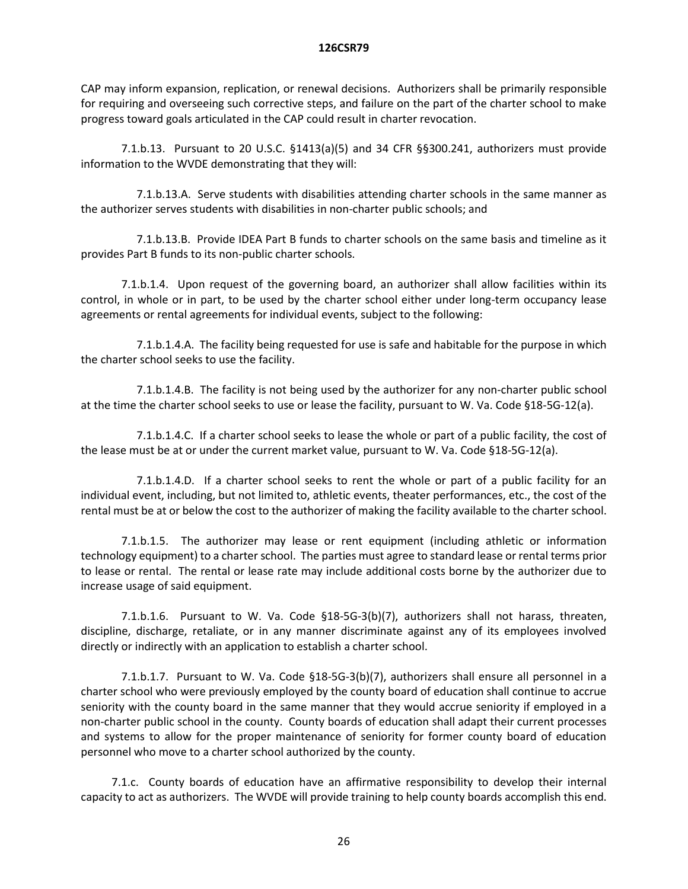CAP may inform expansion, replication, or renewal decisions. Authorizers shall be primarily responsible for requiring and overseeing such corrective steps, and failure on the part of the charter school to make progress toward goals articulated in the CAP could result in charter revocation.

7.1.b.13. Pursuant to 20 U.S.C. §1413(a)(5) and 34 CFR §§300.241, authorizers must provide information to the WVDE demonstrating that they will:

7.1.b.13.A. Serve students with disabilities attending charter schools in the same manner as the authorizer serves students with disabilities in non-charter public schools; and

7.1.b.13.B. Provide IDEA Part B funds to charter schools on the same basis and timeline as it provides Part B funds to its non-public charter schools.

7.1.b.1.4. Upon request of the governing board, an authorizer shall allow facilities within its control, in whole or in part, to be used by the charter school either under long-term occupancy lease agreements or rental agreements for individual events, subject to the following:

7.1.b.1.4.A. The facility being requested for use is safe and habitable for the purpose in which the charter school seeks to use the facility.

7.1.b.1.4.B. The facility is not being used by the authorizer for any non-charter public school at the time the charter school seeks to use or lease the facility, pursuant to W. Va. Code §18-5G-12(a).

7.1.b.1.4.C. If a charter school seeks to lease the whole or part of a public facility, the cost of the lease must be at or under the current market value, pursuant to W. Va. Code §18-5G-12(a).

7.1.b.1.4.D. If a charter school seeks to rent the whole or part of a public facility for an individual event, including, but not limited to, athletic events, theater performances, etc., the cost of the rental must be at or below the cost to the authorizer of making the facility available to the charter school.

7.1.b.1.5. The authorizer may lease or rent equipment (including athletic or information technology equipment) to a charter school. The parties must agree to standard lease or rental terms prior to lease or rental. The rental or lease rate may include additional costs borne by the authorizer due to increase usage of said equipment.

7.1.b.1.6. Pursuant to W. Va. Code §18-5G-3(b)(7), authorizers shall not harass, threaten, discipline, discharge, retaliate, or in any manner discriminate against any of its employees involved directly or indirectly with an application to establish a charter school.

7.1.b.1.7. Pursuant to W. Va. Code §18-5G-3(b)(7), authorizers shall ensure all personnel in a charter school who were previously employed by the county board of education shall continue to accrue seniority with the county board in the same manner that they would accrue seniority if employed in a non-charter public school in the county. County boards of education shall adapt their current processes and systems to allow for the proper maintenance of seniority for former county board of education personnel who move to a charter school authorized by the county.

7.1.c. County boards of education have an affirmative responsibility to develop their internal capacity to act as authorizers. The WVDE will provide training to help county boards accomplish this end.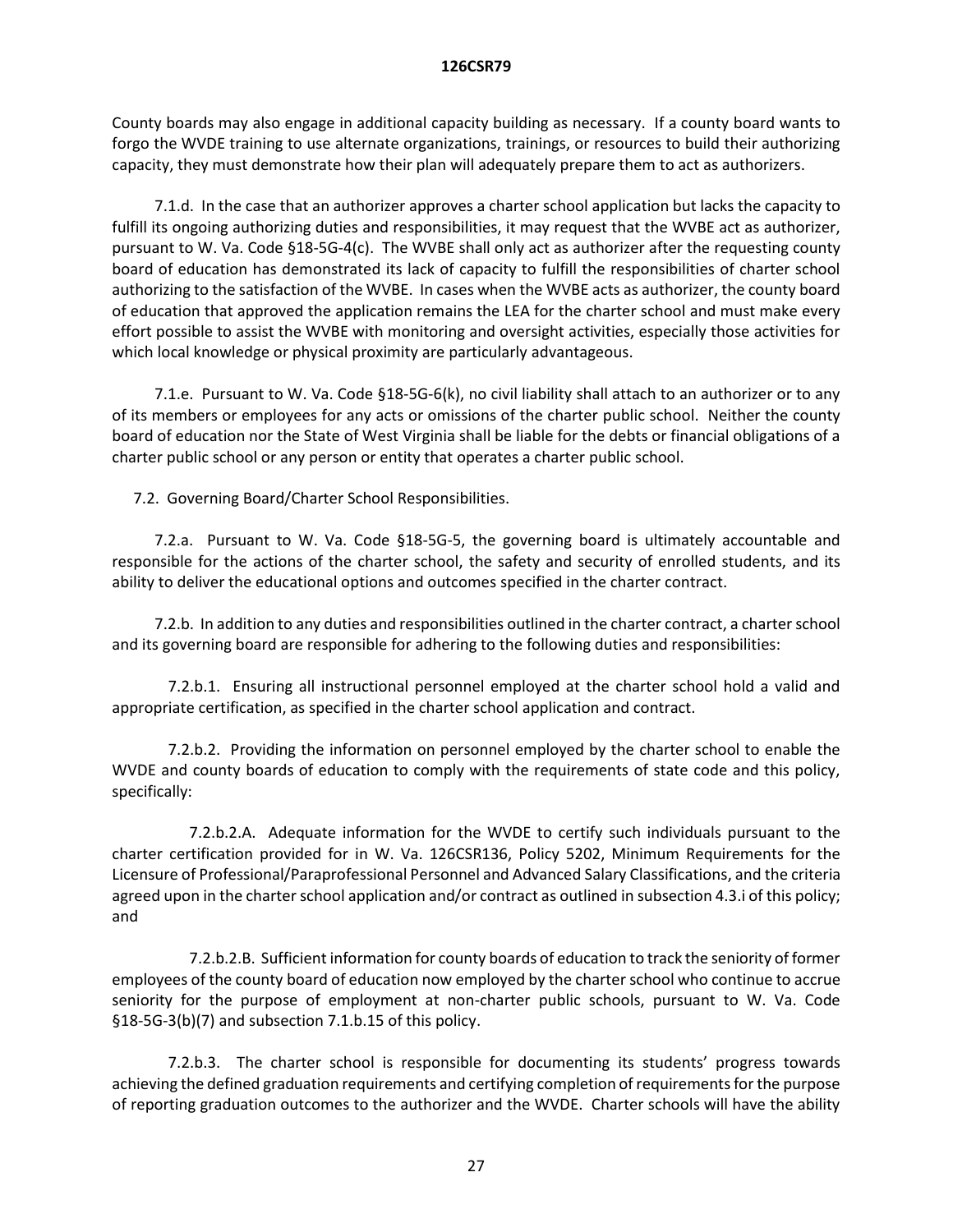County boards may also engage in additional capacity building as necessary. If a county board wants to forgo the WVDE training to use alternate organizations, trainings, or resources to build their authorizing capacity, they must demonstrate how their plan will adequately prepare them to act as authorizers.

7.1.d. In the case that an authorizer approves a charter school application but lacks the capacity to fulfill its ongoing authorizing duties and responsibilities, it may request that the WVBE act as authorizer, pursuant to W. Va. Code §18-5G-4(c). The WVBE shall only act as authorizer after the requesting county board of education has demonstrated its lack of capacity to fulfill the responsibilities of charter school authorizing to the satisfaction of the WVBE. In cases when the WVBE acts as authorizer, the county board of education that approved the application remains the LEA for the charter school and must make every effort possible to assist the WVBE with monitoring and oversight activities, especially those activities for which local knowledge or physical proximity are particularly advantageous.

7.1.e. Pursuant to W. Va. Code §18-5G-6(k), no civil liability shall attach to an authorizer or to any of its members or employees for any acts or omissions of the charter public school. Neither the county board of education nor the State of West Virginia shall be liable for the debts or financial obligations of a charter public school or any person or entity that operates a charter public school.

7.2. Governing Board/Charter School Responsibilities.

7.2.a. Pursuant to W. Va. Code §18-5G-5, the governing board is ultimately accountable and responsible for the actions of the charter school, the safety and security of enrolled students, and its ability to deliver the educational options and outcomes specified in the charter contract.

7.2.b. In addition to any duties and responsibilities outlined in the charter contract, a charter school and its governing board are responsible for adhering to the following duties and responsibilities:

7.2.b.1. Ensuring all instructional personnel employed at the charter school hold a valid and appropriate certification, as specified in the charter school application and contract.

7.2.b.2. Providing the information on personnel employed by the charter school to enable the WVDE and county boards of education to comply with the requirements of state code and this policy, specifically:

7.2.b.2.A. Adequate information for the WVDE to certify such individuals pursuant to the charter certification provided for in W. Va. 126CSR136, Policy 5202, Minimum Requirements for the Licensure of Professional/Paraprofessional Personnel and Advanced Salary Classifications, and the criteria agreed upon in the charter school application and/or contract as outlined in subsection 4.3.i of this policy; and

7.2.b.2.B. Sufficient information for county boards of education to track the seniority of former employees of the county board of education now employed by the charter school who continue to accrue seniority for the purpose of employment at non-charter public schools, pursuant to W. Va. Code §18-5G-3(b)(7) and subsection 7.1.b.15 of this policy.

7.2.b.3. The charter school is responsible for documenting its students' progress towards achieving the defined graduation requirements and certifying completion of requirements for the purpose of reporting graduation outcomes to the authorizer and the WVDE. Charter schools will have the ability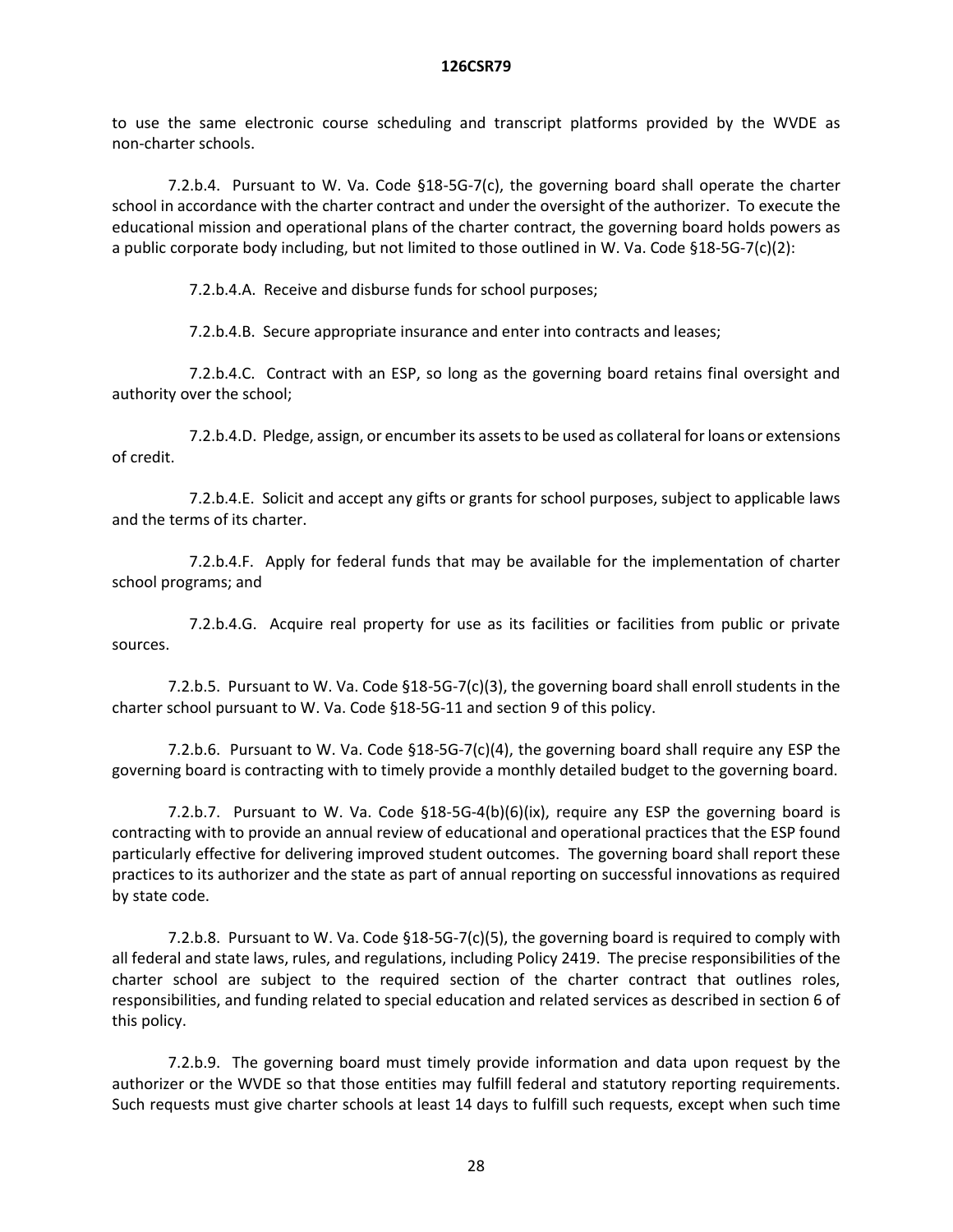to use the same electronic course scheduling and transcript platforms provided by the WVDE as non-charter schools.

7.2.b.4. Pursuant to W. Va. Code §18-5G-7(c), the governing board shall operate the charter school in accordance with the charter contract and under the oversight of the authorizer. To execute the educational mission and operational plans of the charter contract, the governing board holds powers as a public corporate body including, but not limited to those outlined in W. Va. Code §18-5G-7(c)(2):

7.2.b.4.A. Receive and disburse funds for school purposes;

7.2.b.4.B. Secure appropriate insurance and enter into contracts and leases;

7.2.b.4.C. Contract with an ESP, so long as the governing board retains final oversight and authority over the school;

7.2.b.4.D. Pledge, assign, or encumber its assets to be used as collateral for loans or extensions of credit.

7.2.b.4.E. Solicit and accept any gifts or grants for school purposes, subject to applicable laws and the terms of its charter.

7.2.b.4.F. Apply for federal funds that may be available for the implementation of charter school programs; and

7.2.b.4.G. Acquire real property for use as its facilities or facilities from public or private sources.

7.2.b.5. Pursuant to W. Va. Code §18-5G-7(c)(3), the governing board shall enroll students in the charter school pursuant to W. Va. Code §18-5G-11 and section 9 of this policy.

7.2.b.6. Pursuant to W. Va. Code §18-5G-7(c)(4), the governing board shall require any ESP the governing board is contracting with to timely provide a monthly detailed budget to the governing board.

7.2.b.7. Pursuant to W. Va. Code §18-5G-4(b)(6)(ix), require any ESP the governing board is contracting with to provide an annual review of educational and operational practices that the ESP found particularly effective for delivering improved student outcomes. The governing board shall report these practices to its authorizer and the state as part of annual reporting on successful innovations as required by state code.

7.2.b.8. Pursuant to W. Va. Code §18-5G-7(c)(5), the governing board is required to comply with all federal and state laws, rules, and regulations, including Policy 2419. The precise responsibilities of the charter school are subject to the required section of the charter contract that outlines roles, responsibilities, and funding related to special education and related services as described in section 6 of this policy.

7.2.b.9. The governing board must timely provide information and data upon request by the authorizer or the WVDE so that those entities may fulfill federal and statutory reporting requirements. Such requests must give charter schools at least 14 days to fulfill such requests, except when such time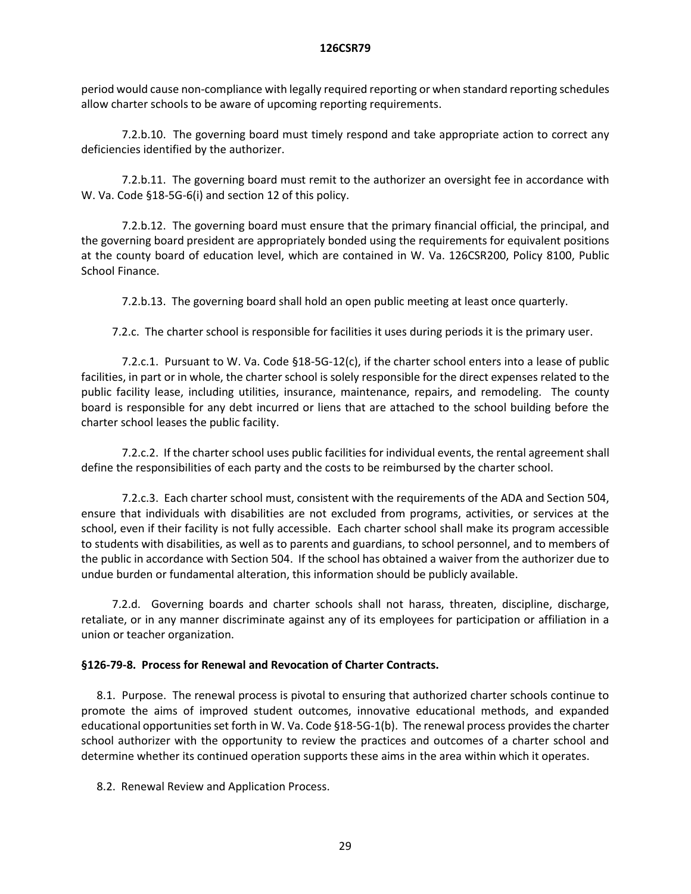period would cause non-compliance with legally required reporting or when standard reporting schedules allow charter schools to be aware of upcoming reporting requirements.

7.2.b.10. The governing board must timely respond and take appropriate action to correct any deficiencies identified by the authorizer.

7.2.b.11. The governing board must remit to the authorizer an oversight fee in accordance with W. Va. Code §18-5G-6(i) and section 12 of this policy.

7.2.b.12. The governing board must ensure that the primary financial official, the principal, and the governing board president are appropriately bonded using the requirements for equivalent positions at the county board of education level, which are contained in W. Va. 126CSR200, Policy 8100, Public School Finance.

7.2.b.13. The governing board shall hold an open public meeting at least once quarterly.

7.2.c. The charter school is responsible for facilities it uses during periods it is the primary user.

7.2.c.1. Pursuant to W. Va. Code §18-5G-12(c), if the charter school enters into a lease of public facilities, in part or in whole, the charter school is solely responsible for the direct expenses related to the public facility lease, including utilities, insurance, maintenance, repairs, and remodeling. The county board is responsible for any debt incurred or liens that are attached to the school building before the charter school leases the public facility.

7.2.c.2. If the charter school uses public facilities for individual events, the rental agreement shall define the responsibilities of each party and the costs to be reimbursed by the charter school.

7.2.c.3. Each charter school must, consistent with the requirements of the ADA and Section 504, ensure that individuals with disabilities are not excluded from programs, activities, or services at the school, even if their facility is not fully accessible. Each charter school shall make its program accessible to students with disabilities, as well as to parents and guardians, to school personnel, and to members of the public in accordance with Section 504. If the school has obtained a waiver from the authorizer due to undue burden or fundamental alteration, this information should be publicly available.

7.2.d. Governing boards and charter schools shall not harass, threaten, discipline, discharge, retaliate, or in any manner discriminate against any of its employees for participation or affiliation in a union or teacher organization.

**§126-79-8. Process for Renewal and Revocation of Charter Contracts.**

8.1. Purpose. The renewal process is pivotal to ensuring that authorized charter schools continue to promote the aims of improved student outcomes, innovative educational methods, and expanded educational opportunities set forth in W. Va. Code §18-5G-1(b). The renewal process provides the charter school authorizer with the opportunity to review the practices and outcomes of a charter school and determine whether its continued operation supports these aims in the area within which it operates.

8.2. Renewal Review and Application Process.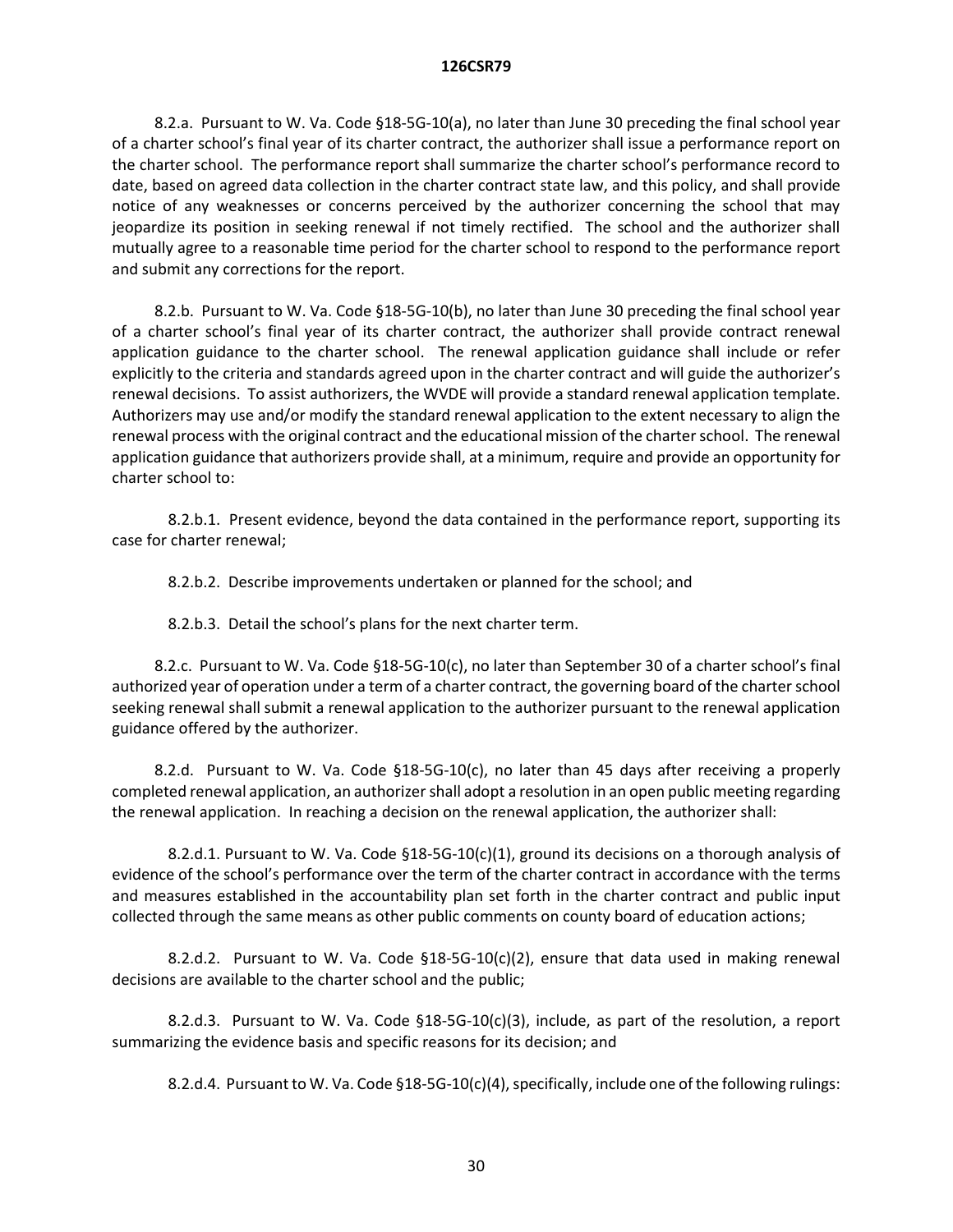8.2.a. Pursuant to W. Va. Code §18-5G-10(a), no later than June 30 preceding the final school year of a charter school's final year of its charter contract, the authorizer shall issue a performance report on the charter school. The performance report shall summarize the charter school's performance record to date, based on agreed data collection in the charter contract state law, and this policy, and shall provide notice of any weaknesses or concerns perceived by the authorizer concerning the school that may jeopardize its position in seeking renewal if not timely rectified. The school and the authorizer shall mutually agree to a reasonable time period for the charter school to respond to the performance report and submit any corrections for the report.

8.2.b. Pursuant to W. Va. Code §18-5G-10(b), no later than June 30 preceding the final school year of a charter school's final year of its charter contract, the authorizer shall provide contract renewal application guidance to the charter school. The renewal application guidance shall include or refer explicitly to the criteria and standards agreed upon in the charter contract and will guide the authorizer's renewal decisions. To assist authorizers, the WVDE will provide a standard renewal application template. Authorizers may use and/or modify the standard renewal application to the extent necessary to align the renewal process with the original contract and the educational mission of the charter school. The renewal application guidance that authorizers provide shall, at a minimum, require and provide an opportunity for charter school to:

8.2.b.1. Present evidence, beyond the data contained in the performance report, supporting its case for charter renewal;

8.2.b.2. Describe improvements undertaken or planned for the school; and

8.2.b.3. Detail the school's plans for the next charter term.

8.2.c. Pursuant to W. Va. Code §18-5G-10(c), no later than September 30 of a charter school's final authorized year of operation under a term of a charter contract, the governing board of the charter school seeking renewal shall submit a renewal application to the authorizer pursuant to the renewal application guidance offered by the authorizer.

8.2.d. Pursuant to W. Va. Code §18-5G-10(c), no later than 45 days after receiving a properly completed renewal application, an authorizer shall adopt a resolution in an open public meeting regarding the renewal application. In reaching a decision on the renewal application, the authorizer shall:

8.2.d.1. Pursuant to W. Va. Code §18-5G-10(c)(1), ground its decisions on a thorough analysis of evidence of the school's performance over the term of the charter contract in accordance with the terms and measures established in the accountability plan set forth in the charter contract and public input collected through the same means as other public comments on county board of education actions;

8.2.d.2. Pursuant to W. Va. Code §18-5G-10(c)(2), ensure that data used in making renewal decisions are available to the charter school and the public;

8.2.d.3. Pursuant to W. Va. Code §18-5G-10(c)(3), include, as part of the resolution, a report summarizing the evidence basis and specific reasons for its decision; and

8.2.d.4. Pursuant to W. Va. Code §18-5G-10(c)(4), specifically, include one of the following rulings: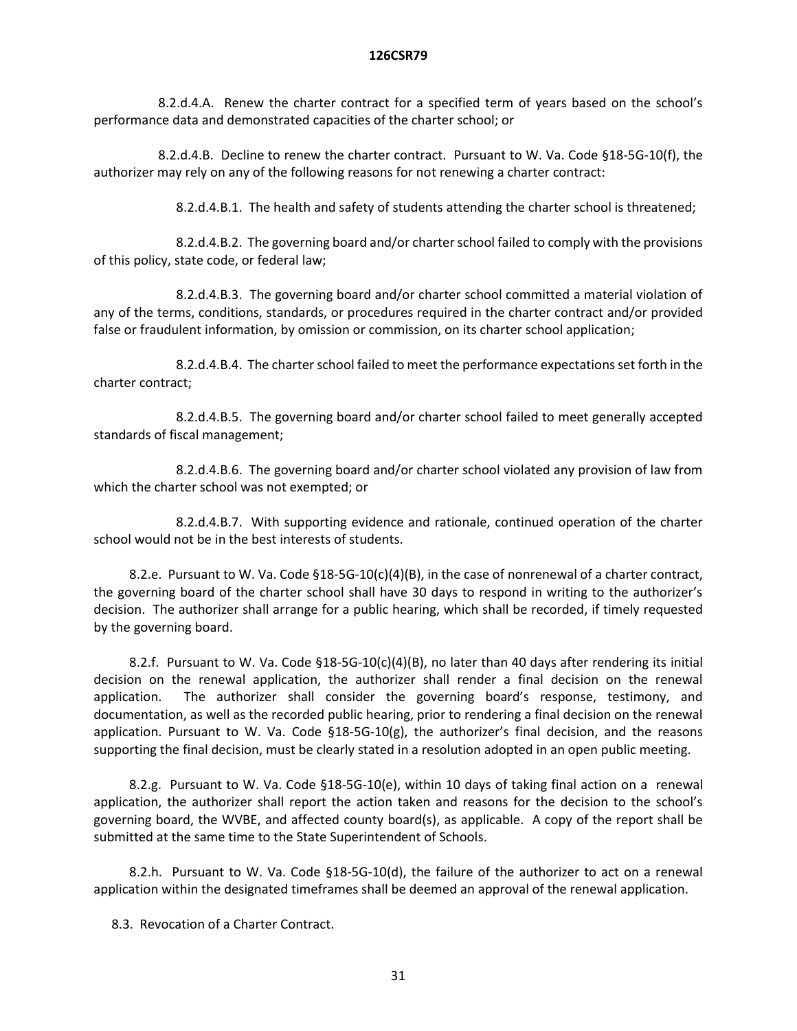8.2.d.4.A. Renew the charter contract for a specified term of years based on the school's performance data and demonstrated capacities of the charter school; or

8.2.d.4.B. Decline to renew the charter contract. Pursuant to W. Va. Code §18-5G-10(f), the authorizer may rely on any of the following reasons for not renewing a charter contract:

8.2.d.4.B.1. The health and safety of students attending the charter school is threatened;

8.2.d.4.B.2. The governing board and/or charter school failed to comply with the provisions of this policy, state code, or federal law;

8.2.d.4.B.3. The governing board and/or charter school committed a material violation of any of the terms, conditions, standards, or procedures required in the charter contract and/or provided false or fraudulent information, by omission or commission, on its charter school application;

8.2.d.4.B.4. The charter school failed to meet the performance expectations set forth in the charter contract;

8.2.d.4.B.5. The governing board and/or charter school failed to meet generally accepted standards of fiscal management;

8.2.d.4.B.6. The governing board and/or charter school violated any provision of law from which the charter school was not exempted; or

8.2.d.4.B.7. With supporting evidence and rationale, continued operation of the charter school would not be in the best interests of students.

8.2.e. Pursuant to W. Va. Code §18-5G-10(c)(4)(B), in the case of nonrenewal of a charter contract, the governing board of the charter school shall have 30 days to respond in writing to the authorizer's decision. The authorizer shall arrange for a public hearing, which shall be recorded, if timely requested by the governing board.

8.2.f. Pursuant to W. Va. Code §18-5G-10(c)(4)(B), no later than 40 days after rendering its initial decision on the renewal application, the authorizer shall render a final decision on the renewal application. The authorizer shall consider the governing board's response, testimony, and documentation, as well as the recorded public hearing, prior to rendering a final decision on the renewal application. Pursuant to W. Va. Code §18-5G-10(g), the authorizer's final decision, and the reasons supporting the final decision, must be clearly stated in a resolution adopted in an open public meeting.

8.2.g. Pursuant to W. Va. Code §18-5G-10(e), within 10 days of taking final action on a renewal application, the authorizer shall report the action taken and reasons for the decision to the school's governing board, the WVBE, and affected county board(s), as applicable. A copy of the report shall be submitted at the same time to the State Superintendent of Schools.

8.2.h. Pursuant to W. Va. Code §18-5G-10(d), the failure of the authorizer to act on a renewal application within the designated timeframes shall be deemed an approval of the renewal application.

8.3. Revocation of a Charter Contract.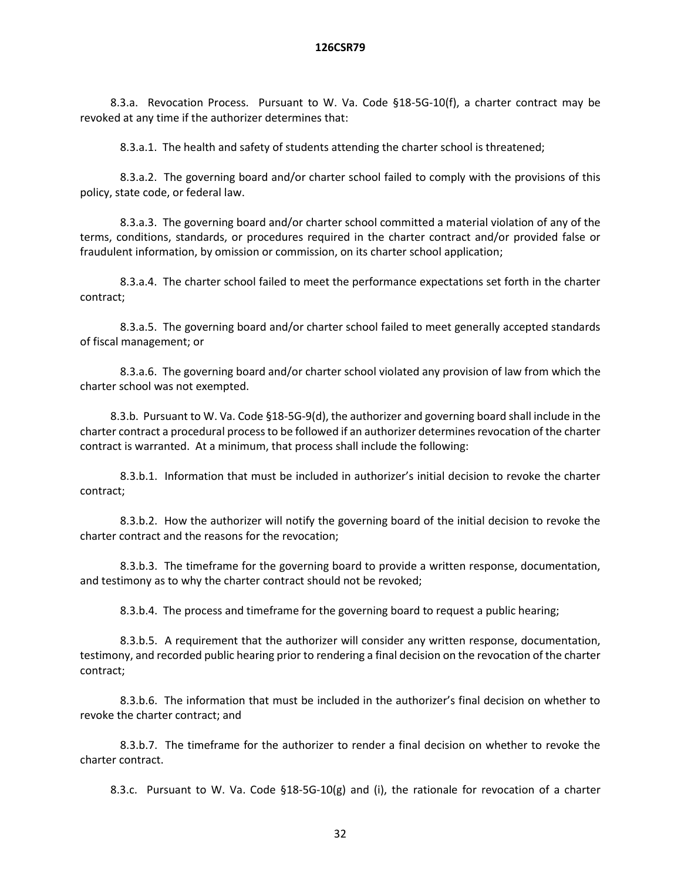8.3.a. Revocation Process. Pursuant to W. Va. Code §18-5G-10(f), a charter contract may be revoked at any time if the authorizer determines that:

8.3.a.1. The health and safety of students attending the charter school is threatened;

8.3.a.2. The governing board and/or charter school failed to comply with the provisions of this policy, state code, or federal law.

8.3.a.3. The governing board and/or charter school committed a material violation of any of the terms, conditions, standards, or procedures required in the charter contract and/or provided false or fraudulent information, by omission or commission, on its charter school application;

8.3.a.4. The charter school failed to meet the performance expectations set forth in the charter contract;

8.3.a.5. The governing board and/or charter school failed to meet generally accepted standards of fiscal management; or

8.3.a.6. The governing board and/or charter school violated any provision of law from which the charter school was not exempted.

8.3.b. Pursuant to W. Va. Code §18-5G-9(d), the authorizer and governing board shall include in the charter contract a procedural process to be followed if an authorizer determines revocation of the charter contract is warranted. At a minimum, that process shall include the following:

8.3.b.1. Information that must be included in authorizer's initial decision to revoke the charter contract;

8.3.b.2. How the authorizer will notify the governing board of the initial decision to revoke the charter contract and the reasons for the revocation;

8.3.b.3. The timeframe for the governing board to provide a written response, documentation, and testimony as to why the charter contract should not be revoked;

8.3.b.4. The process and timeframe for the governing board to request a public hearing;

8.3.b.5. A requirement that the authorizer will consider any written response, documentation, testimony, and recorded public hearing prior to rendering a final decision on the revocation of the charter contract;

8.3.b.6. The information that must be included in the authorizer's final decision on whether to revoke the charter contract; and

8.3.b.7. The timeframe for the authorizer to render a final decision on whether to revoke the charter contract.

8.3.c. Pursuant to W. Va. Code §18-5G-10(g) and (i), the rationale for revocation of a charter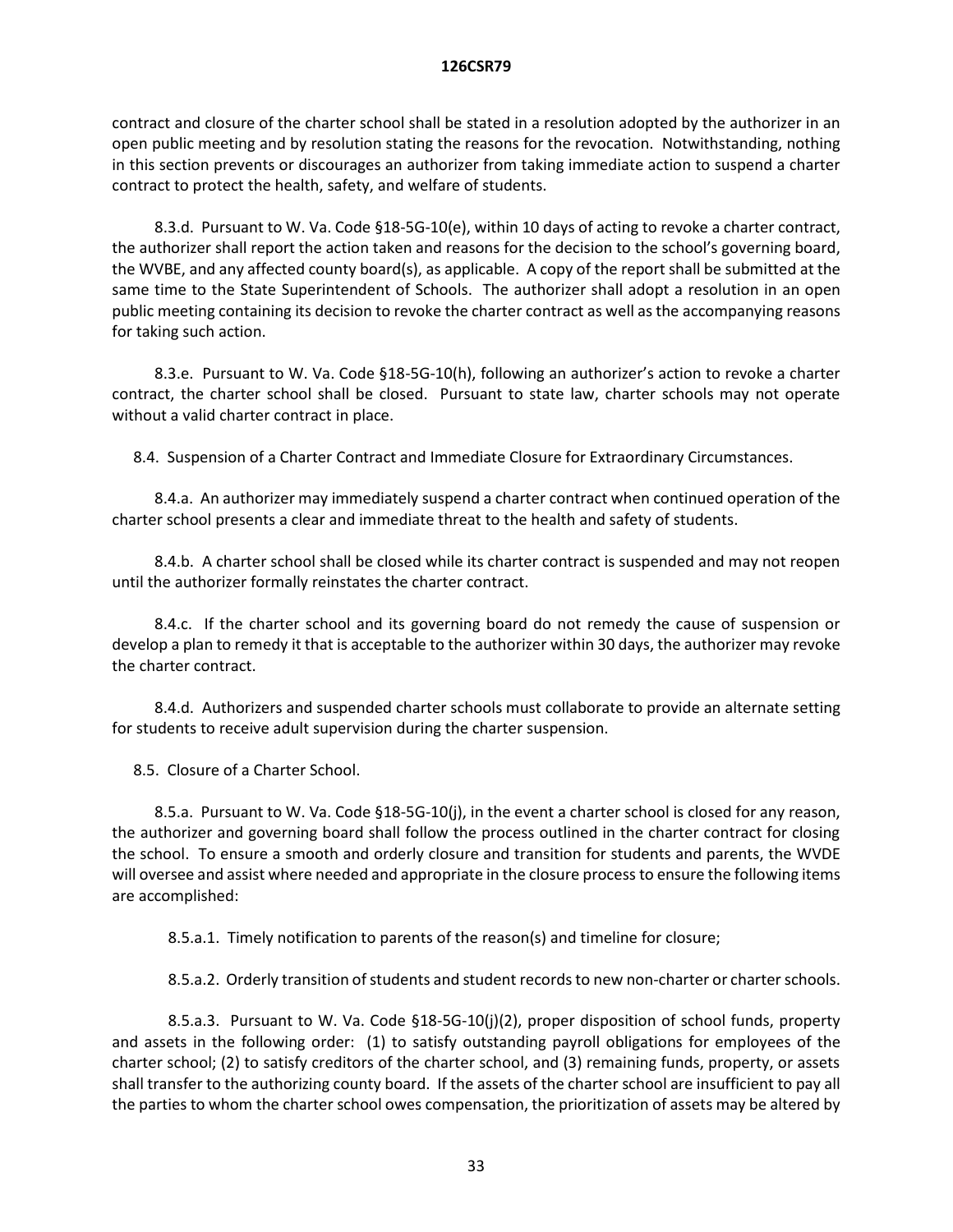contract and closure of the charter school shall be stated in a resolution adopted by the authorizer in an open public meeting and by resolution stating the reasons for the revocation. Notwithstanding, nothing in this section prevents or discourages an authorizer from taking immediate action to suspend a charter contract to protect the health, safety, and welfare of students.

8.3.d. Pursuant to W. Va. Code §18-5G-10(e), within 10 days of acting to revoke a charter contract, the authorizer shall report the action taken and reasons for the decision to the school's governing board, the WVBE, and any affected county board(s), as applicable. A copy of the report shall be submitted at the same time to the State Superintendent of Schools. The authorizer shall adopt a resolution in an open public meeting containing its decision to revoke the charter contract as well as the accompanying reasons for taking such action.

8.3.e. Pursuant to W. Va. Code §18-5G-10(h), following an authorizer's action to revoke a charter contract, the charter school shall be closed. Pursuant to state law, charter schools may not operate without a valid charter contract in place.

8.4. Suspension of a Charter Contract and Immediate Closure for Extraordinary Circumstances.

8.4.a. An authorizer may immediately suspend a charter contract when continued operation of the charter school presents a clear and immediate threat to the health and safety of students.

8.4.b. A charter school shall be closed while its charter contract is suspended and may not reopen until the authorizer formally reinstates the charter contract.

8.4.c. If the charter school and its governing board do not remedy the cause of suspension or develop a plan to remedy it that is acceptable to the authorizer within 30 days, the authorizer may revoke the charter contract.

8.4.d. Authorizers and suspended charter schools must collaborate to provide an alternate setting for students to receive adult supervision during the charter suspension.

8.5. Closure of a Charter School.

8.5.a. Pursuant to W. Va. Code §18-5G-10(j), in the event a charter school is closed for any reason, the authorizer and governing board shall follow the process outlined in the charter contract for closing the school. To ensure a smooth and orderly closure and transition for students and parents, the WVDE will oversee and assist where needed and appropriate in the closure process to ensure the following items are accomplished:

8.5.a.1. Timely notification to parents of the reason(s) and timeline for closure;

8.5.a.2. Orderly transition of students and student records to new non-charter or charter schools.

8.5.a.3. Pursuant to W. Va. Code §18-5G-10(j)(2), proper disposition of school funds, property and assets in the following order: (1) to satisfy outstanding payroll obligations for employees of the charter school; (2) to satisfy creditors of the charter school, and (3) remaining funds, property, or assets shall transfer to the authorizing county board. If the assets of the charter school are insufficient to pay all the parties to whom the charter school owes compensation, the prioritization of assets may be altered by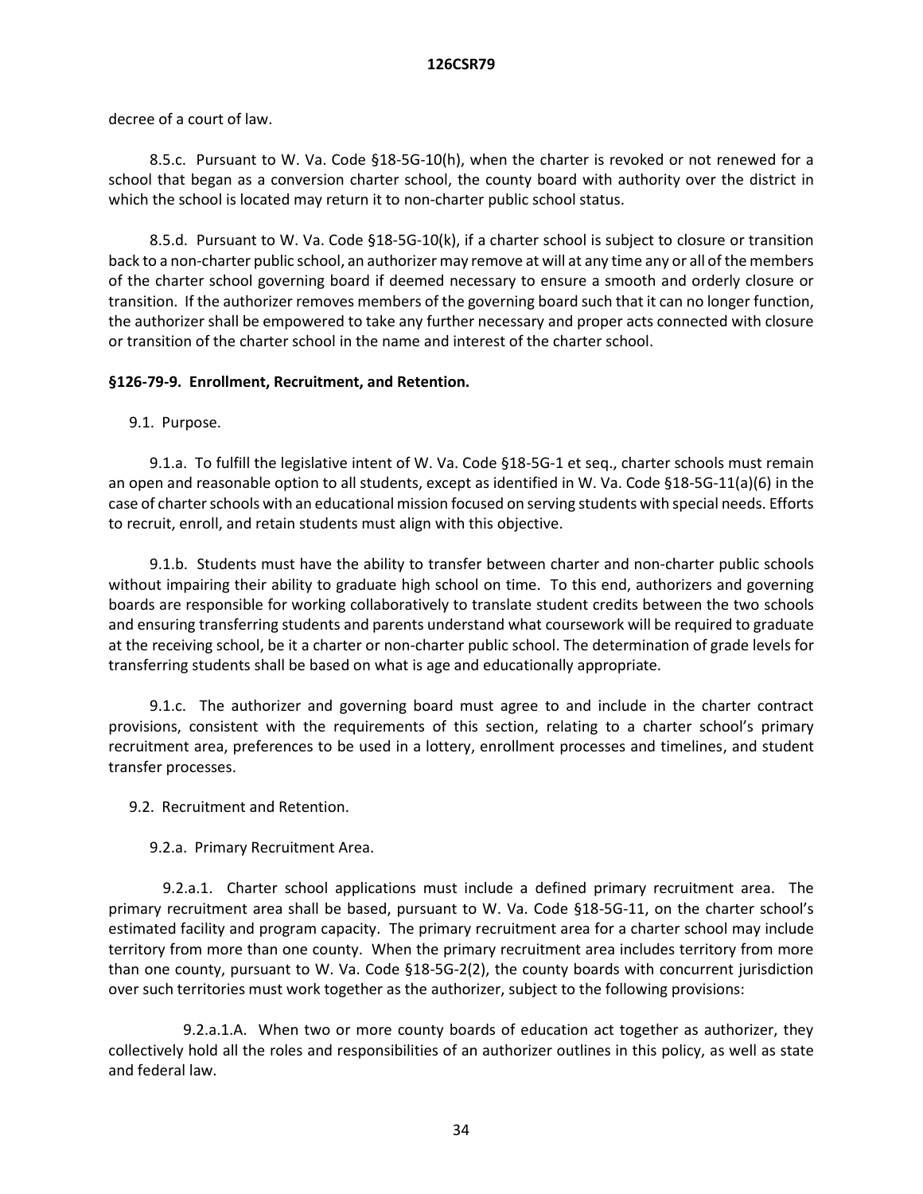decree of a court of law.

8.5.c. Pursuant to W. Va. Code §18-5G-10(h), when the charter is revoked or not renewed for a school that began as a conversion charter school, the county board with authority over the district in which the school is located may return it to non-charter public school status.

8.5.d. Pursuant to W. Va. Code §18-5G-10(k), if a charter school is subject to closure or transition back to a non-charter public school, an authorizer may remove at will at any time any or all of the members of the charter school governing board if deemed necessary to ensure a smooth and orderly closure or transition. If the authorizer removes members of the governing board such that it can no longer function, the authorizer shall be empowered to take any further necessary and proper acts connected with closure or transition of the charter school in the name and interest of the charter school.

**§126-79-9. Enrollment, Recruitment, and Retention.**

9.1. Purpose.

9.1.a. To fulfill the legislative intent of W. Va. Code §18-5G-1 et seq., charter schools must remain an open and reasonable option to all students, except as identified in W. Va. Code §18-5G-11(a)(6) in the case of charter schools with an educational mission focused on serving students with special needs. Efforts to recruit, enroll, and retain students must align with this objective.

9.1.b. Students must have the ability to transfer between charter and non-charter public schools without impairing their ability to graduate high school on time. To this end, authorizers and governing boards are responsible for working collaboratively to translate student credits between the two schools and ensuring transferring students and parents understand what coursework will be required to graduate at the receiving school, be it a charter or non-charter public school. The determination of grade levels for transferring students shall be based on what is age and educationally appropriate.

9.1.c. The authorizer and governing board must agree to and include in the charter contract provisions, consistent with the requirements of this section, relating to a charter school's primary recruitment area, preferences to be used in a lottery, enrollment processes and timelines, and student transfer processes.

9.2. Recruitment and Retention.

9.2.a. Primary Recruitment Area.

9.2.a.1. Charter school applications must include a defined primary recruitment area. The primary recruitment area shall be based, pursuant to W. Va. Code §18-5G-11, on the charter school's estimated facility and program capacity. The primary recruitment area for a charter school may include territory from more than one county. When the primary recruitment area includes territory from more than one county, pursuant to W. Va. Code §18-5G-2(2), the county boards with concurrent jurisdiction over such territories must work together as the authorizer, subject to the following provisions:

9.2.a.1.A. When two or more county boards of education act together as authorizer, they collectively hold all the roles and responsibilities of an authorizer outlines in this policy, as well as state and federal law.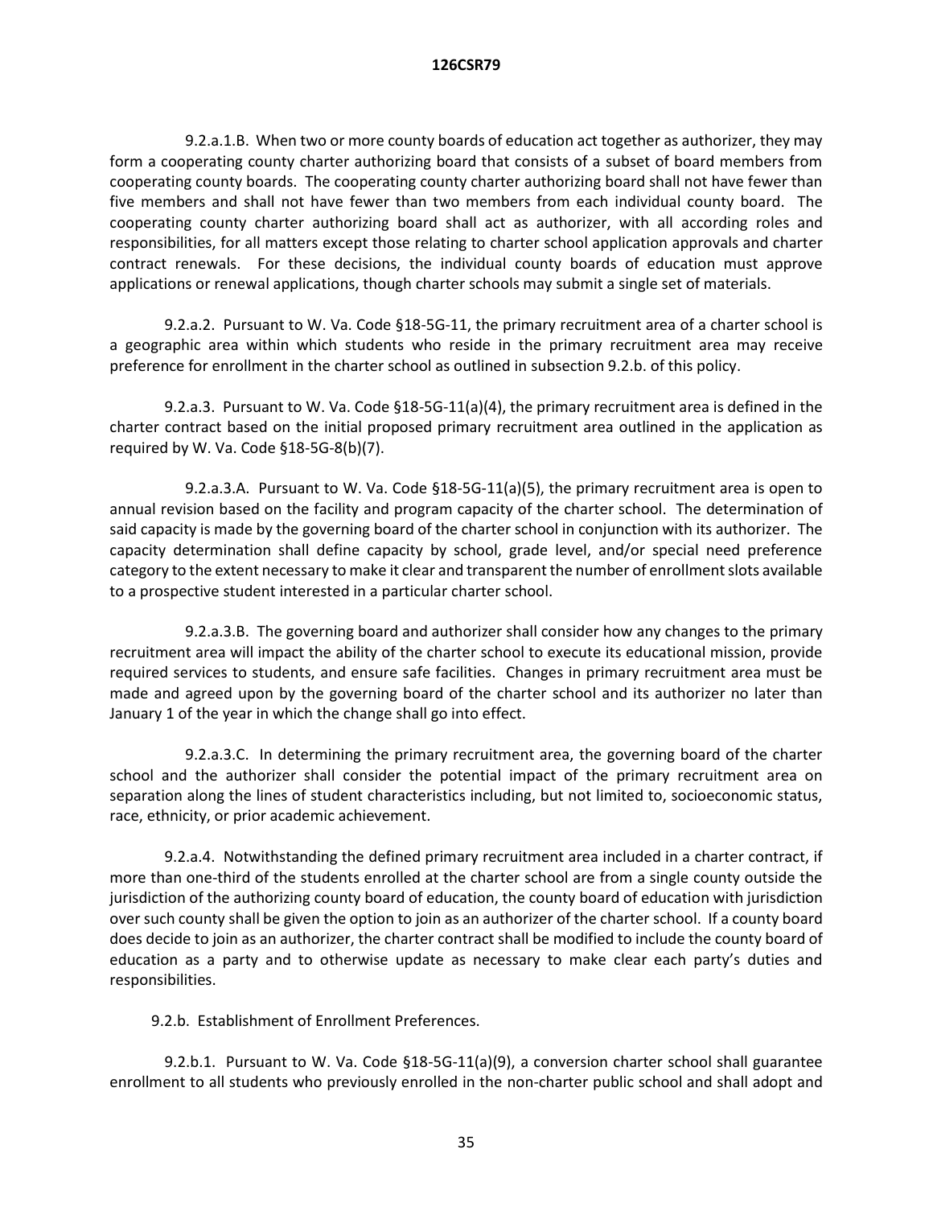9.2.a.1.B. When two or more county boards of education act together as authorizer, they may form a cooperating county charter authorizing board that consists of a subset of board members from cooperating county boards. The cooperating county charter authorizing board shall not have fewer than five members and shall not have fewer than two members from each individual county board. The cooperating county charter authorizing board shall act as authorizer, with all according roles and responsibilities, for all matters except those relating to charter school application approvals and charter contract renewals. For these decisions, the individual county boards of education must approve applications or renewal applications, though charter schools may submit a single set of materials.

9.2.a.2. Pursuant to W. Va. Code §18-5G-11, the primary recruitment area of a charter school is a geographic area within which students who reside in the primary recruitment area may receive preference for enrollment in the charter school as outlined in subsection 9.2.b. of this policy.

9.2.a.3. Pursuant to W. Va. Code §18-5G-11(a)(4), the primary recruitment area is defined in the charter contract based on the initial proposed primary recruitment area outlined in the application as required by W. Va. Code §18-5G-8(b)(7).

9.2.a.3.A. Pursuant to W. Va. Code §18-5G-11(a)(5), the primary recruitment area is open to annual revision based on the facility and program capacity of the charter school. The determination of said capacity is made by the governing board of the charter school in conjunction with its authorizer. The capacity determination shall define capacity by school, grade level, and/or special need preference category to the extent necessary to make it clear and transparent the number of enrollment slots available to a prospective student interested in a particular charter school.

9.2.a.3.B. The governing board and authorizer shall consider how any changes to the primary recruitment area will impact the ability of the charter school to execute its educational mission, provide required services to students, and ensure safe facilities. Changes in primary recruitment area must be made and agreed upon by the governing board of the charter school and its authorizer no later than January 1 of the year in which the change shall go into effect.

9.2.a.3.C. In determining the primary recruitment area, the governing board of the charter school and the authorizer shall consider the potential impact of the primary recruitment area on separation along the lines of student characteristics including, but not limited to, socioeconomic status, race, ethnicity, or prior academic achievement.

9.2.a.4. Notwithstanding the defined primary recruitment area included in a charter contract, if more than one-third of the students enrolled at the charter school are from a single county outside the jurisdiction of the authorizing county board of education, the county board of education with jurisdiction over such county shall be given the option to join as an authorizer of the charter school. If a county board does decide to join as an authorizer, the charter contract shall be modified to include the county board of education as a party and to otherwise update as necessary to make clear each party's duties and responsibilities.

9.2.b. Establishment of Enrollment Preferences.

9.2.b.1. Pursuant to W. Va. Code §18-5G-11(a)(9), a conversion charter school shall guarantee enrollment to all students who previously enrolled in the non-charter public school and shall adopt and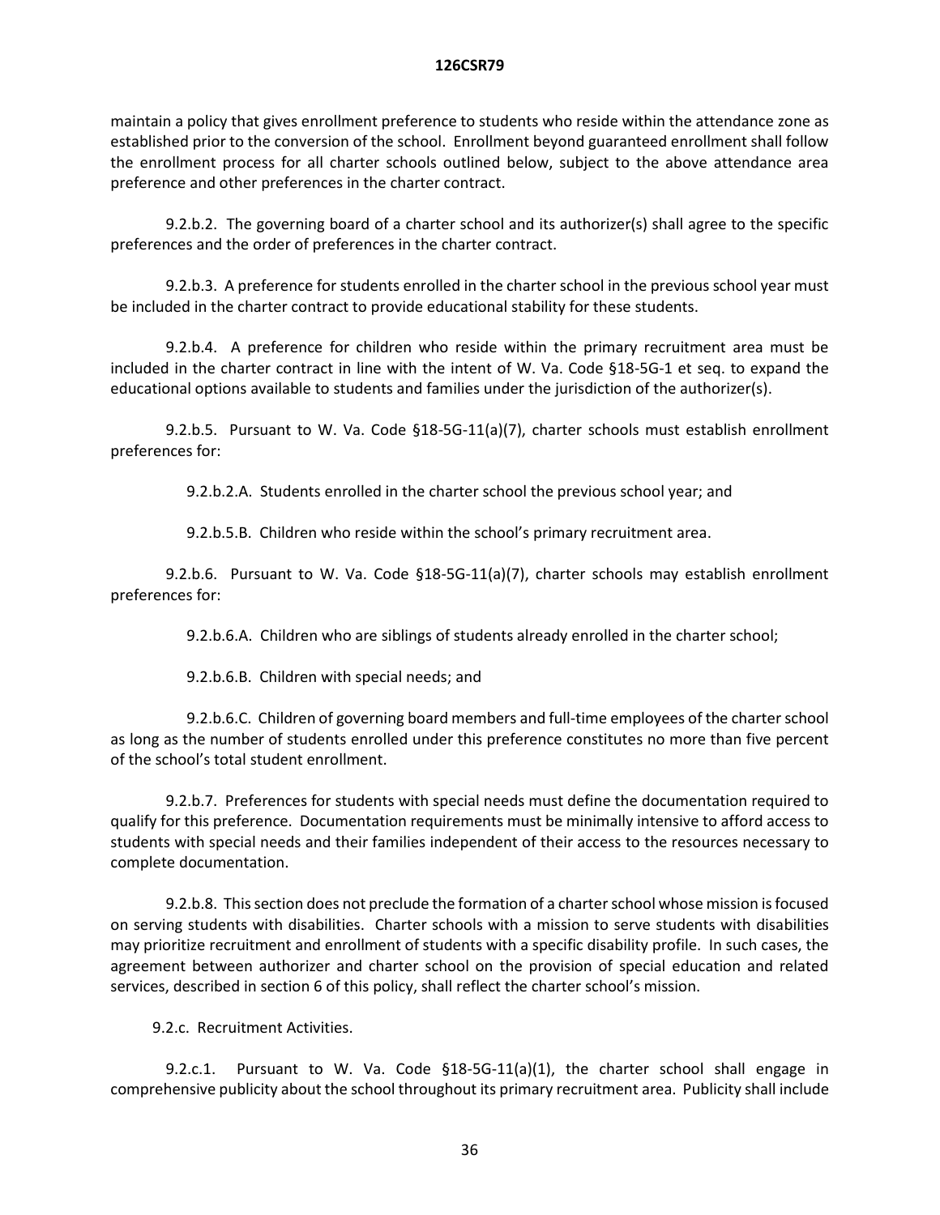maintain a policy that gives enrollment preference to students who reside within the attendance zone as established prior to the conversion of the school. Enrollment beyond guaranteed enrollment shall follow the enrollment process for all charter schools outlined below, subject to the above attendance area preference and other preferences in the charter contract.

9.2.b.2. The governing board of a charter school and its authorizer(s) shall agree to the specific preferences and the order of preferences in the charter contract.

9.2.b.3. A preference for students enrolled in the charter school in the previous school year must be included in the charter contract to provide educational stability for these students.

9.2.b.4. A preference for children who reside within the primary recruitment area must be included in the charter contract in line with the intent of W. Va. Code §18-5G-1 et seq. to expand the educational options available to students and families under the jurisdiction of the authorizer(s).

9.2.b.5. Pursuant to W. Va. Code §18-5G-11(a)(7), charter schools must establish enrollment preferences for:

9.2.b.2.A. Students enrolled in the charter school the previous school year; and

9.2.b.5.B. Children who reside within the school's primary recruitment area.

9.2.b.6. Pursuant to W. Va. Code §18-5G-11(a)(7), charter schools may establish enrollment preferences for:

9.2.b.6.A. Children who are siblings of students already enrolled in the charter school;

9.2.b.6.B. Children with special needs; and

9.2.b.6.C. Children of governing board members and full-time employees of the charter school as long as the number of students enrolled under this preference constitutes no more than five percent of the school's total student enrollment.

9.2.b.7. Preferences for students with special needs must define the documentation required to qualify for this preference. Documentation requirements must be minimally intensive to afford access to students with special needs and their families independent of their access to the resources necessary to complete documentation.

9.2.b.8. This section does not preclude the formation of a charter school whose mission is focused on serving students with disabilities. Charter schools with a mission to serve students with disabilities may prioritize recruitment and enrollment of students with a specific disability profile. In such cases, the agreement between authorizer and charter school on the provision of special education and related services, described in section 6 of this policy, shall reflect the charter school's mission.

9.2.c. Recruitment Activities.

9.2.c.1. Pursuant to W. Va. Code §18-5G-11(a)(1), the charter school shall engage in comprehensive publicity about the school throughout its primary recruitment area. Publicity shall include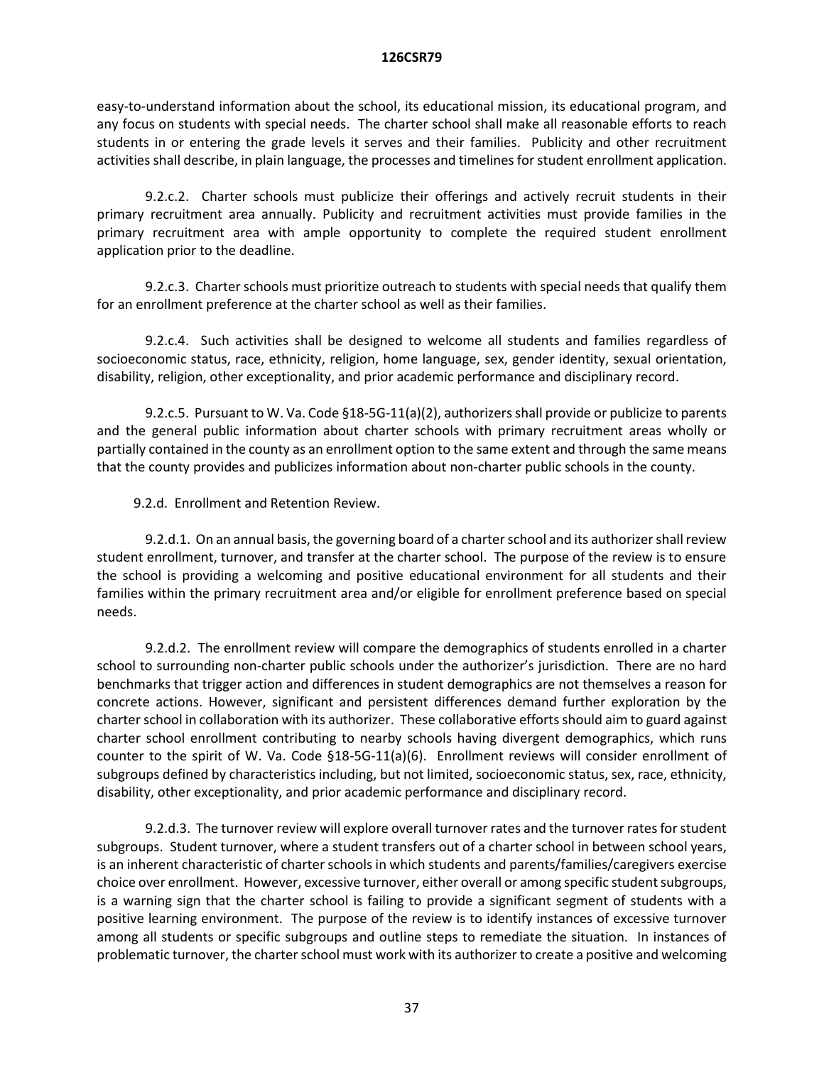easy-to-understand information about the school, its educational mission, its educational program, and any focus on students with special needs. The charter school shall make all reasonable efforts to reach students in or entering the grade levels it serves and their families. Publicity and other recruitment activities shall describe, in plain language, the processes and timelines for student enrollment application.

9.2.c.2. Charter schools must publicize their offerings and actively recruit students in their primary recruitment area annually. Publicity and recruitment activities must provide families in the primary recruitment area with ample opportunity to complete the required student enrollment application prior to the deadline.

9.2.c.3. Charter schools must prioritize outreach to students with special needs that qualify them for an enrollment preference at the charter school as well as their families.

9.2.c.4. Such activities shall be designed to welcome all students and families regardless of socioeconomic status, race, ethnicity, religion, home language, sex, gender identity, sexual orientation, disability, religion, other exceptionality, and prior academic performance and disciplinary record.

9.2.c.5. Pursuant to W. Va. Code §18-5G-11(a)(2), authorizers shall provide or publicize to parents and the general public information about charter schools with primary recruitment areas wholly or partially contained in the county as an enrollment option to the same extent and through the same means that the county provides and publicizes information about non-charter public schools in the county.

9.2.d. Enrollment and Retention Review.

9.2.d.1. On an annual basis, the governing board of a charter school and its authorizer shall review student enrollment, turnover, and transfer at the charter school. The purpose of the review is to ensure the school is providing a welcoming and positive educational environment for all students and their families within the primary recruitment area and/or eligible for enrollment preference based on special needs.

9.2.d.2. The enrollment review will compare the demographics of students enrolled in a charter school to surrounding non-charter public schools under the authorizer's jurisdiction. There are no hard benchmarks that trigger action and differences in student demographics are not themselves a reason for concrete actions. However, significant and persistent differences demand further exploration by the charter school in collaboration with its authorizer. These collaborative efforts should aim to guard against charter school enrollment contributing to nearby schools having divergent demographics, which runs counter to the spirit of W. Va. Code §18-5G-11(a)(6). Enrollment reviews will consider enrollment of subgroups defined by characteristics including, but not limited, socioeconomic status, sex, race, ethnicity, disability, other exceptionality, and prior academic performance and disciplinary record.

9.2.d.3. The turnover review will explore overall turnover rates and the turnover rates for student subgroups. Student turnover, where a student transfers out of a charter school in between school years, is an inherent characteristic of charter schools in which students and parents/families/caregivers exercise choice over enrollment. However, excessive turnover, either overall or among specific student subgroups, is a warning sign that the charter school is failing to provide a significant segment of students with a positive learning environment. The purpose of the review is to identify instances of excessive turnover among all students or specific subgroups and outline steps to remediate the situation. In instances of problematic turnover, the charter school must work with its authorizer to create a positive and welcoming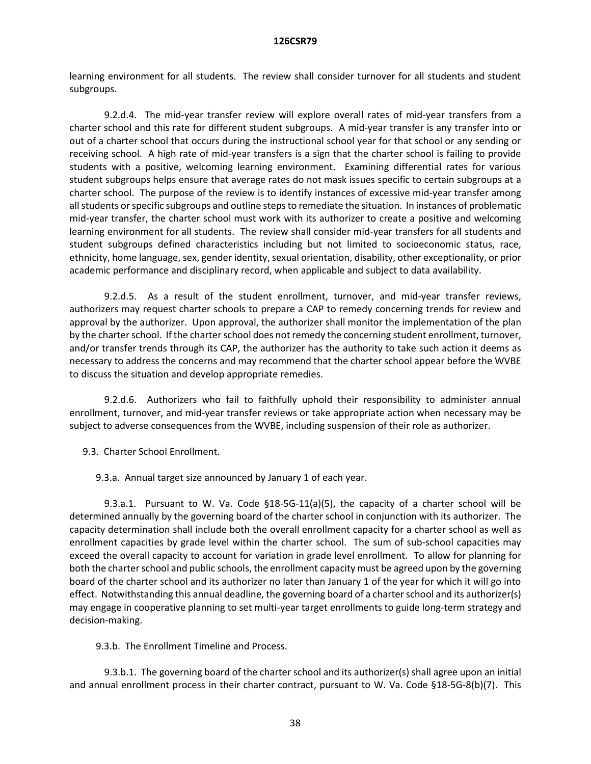learning environment for all students. The review shall consider turnover for all students and student subgroups.

9.2.d.4. The mid-year transfer review will explore overall rates of mid-year transfers from a charter school and this rate for different student subgroups. A mid-year transfer is any transfer into or out of a charter school that occurs during the instructional school year for that school or any sending or receiving school. A high rate of mid-year transfers is a sign that the charter school is failing to provide students with a positive, welcoming learning environment. Examining differential rates for various student subgroups helps ensure that average rates do not mask issues specific to certain subgroups at a charter school. The purpose of the review is to identify instances of excessive mid-year transfer among all students or specific subgroups and outline steps to remediate the situation. In instances of problematic mid-year transfer, the charter school must work with its authorizer to create a positive and welcoming learning environment for all students. The review shall consider mid-year transfers for all students and student subgroups defined characteristics including but not limited to socioeconomic status, race, ethnicity, home language, sex, gender identity, sexual orientation, disability, other exceptionality, or prior academic performance and disciplinary record, when applicable and subject to data availability.

9.2.d.5. As a result of the student enrollment, turnover, and mid-year transfer reviews, authorizers may request charter schools to prepare a CAP to remedy concerning trends for review and approval by the authorizer. Upon approval, the authorizer shall monitor the implementation of the plan by the charter school. If the charter school does not remedy the concerning student enrollment, turnover, and/or transfer trends through its CAP, the authorizer has the authority to take such action it deems as necessary to address the concerns and may recommend that the charter school appear before the WVBE to discuss the situation and develop appropriate remedies.

9.2.d.6. Authorizers who fail to faithfully uphold their responsibility to administer annual enrollment, turnover, and mid-year transfer reviews or take appropriate action when necessary may be subject to adverse consequences from the WVBE, including suspension of their role as authorizer.

9.3. Charter School Enrollment.

9.3.a. Annual target size announced by January 1 of each year.

9.3.a.1. Pursuant to W. Va. Code §18-5G-11(a)(5), the capacity of a charter school will be determined annually by the governing board of the charter school in conjunction with its authorizer. The capacity determination shall include both the overall enrollment capacity for a charter school as well as enrollment capacities by grade level within the charter school. The sum of sub-school capacities may exceed the overall capacity to account for variation in grade level enrollment. To allow for planning for both the charter school and public schools, the enrollment capacity must be agreed upon by the governing board of the charter school and its authorizer no later than January 1 of the year for which it will go into effect. Notwithstanding this annual deadline, the governing board of a charter school and its authorizer(s) may engage in cooperative planning to set multi-year target enrollments to guide long-term strategy and decision-making.

9.3.b. The Enrollment Timeline and Process.

9.3.b.1. The governing board of the charter school and its authorizer(s) shall agree upon an initial and annual enrollment process in their charter contract, pursuant to W. Va. Code §18-5G-8(b)(7). This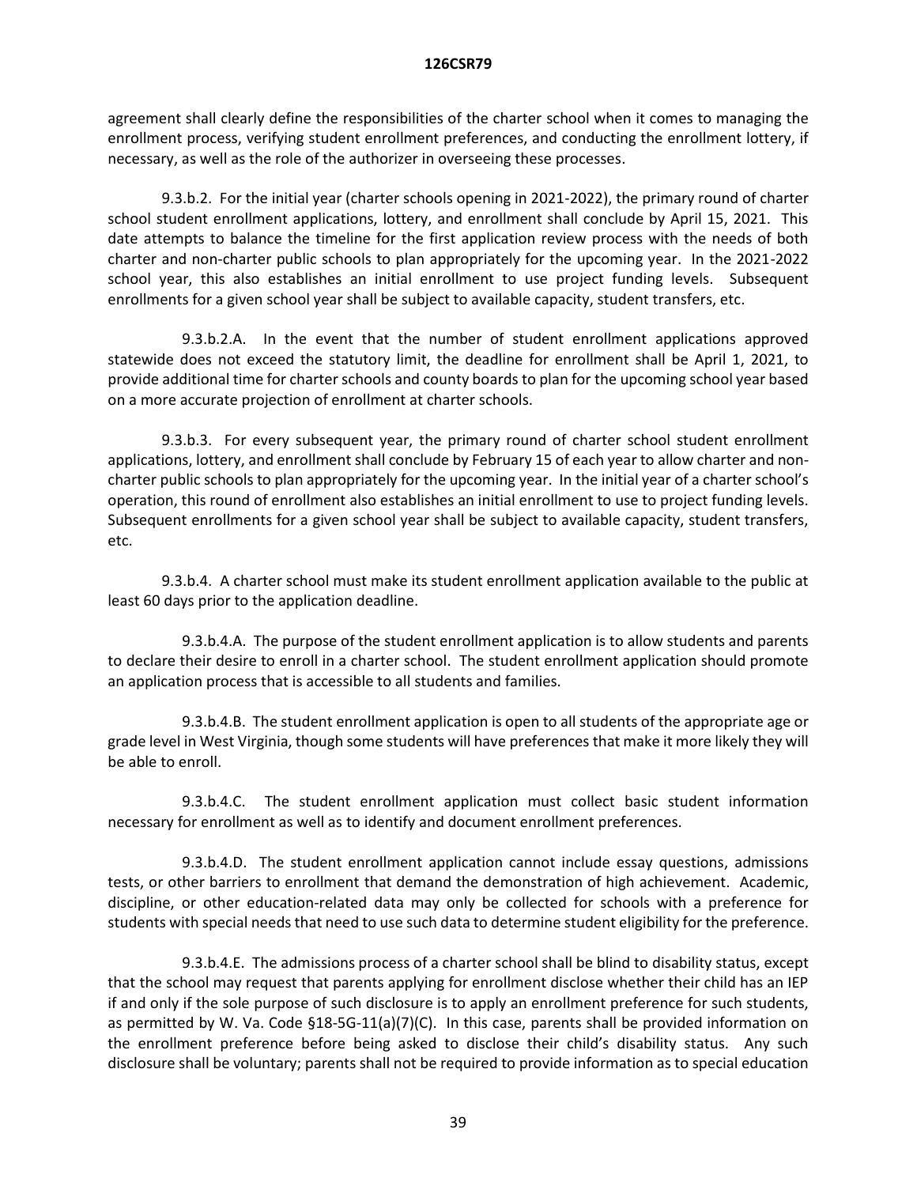agreement shall clearly define the responsibilities of the charter school when it comes to managing the enrollment process, verifying student enrollment preferences, and conducting the enrollment lottery, if necessary, as well as the role of the authorizer in overseeing these processes.

9.3.b.2. For the initial year (charter schools opening in 2021-2022), the primary round of charter school student enrollment applications, lottery, and enrollment shall conclude by April 15, 2021. This date attempts to balance the timeline for the first application review process with the needs of both charter and non-charter public schools to plan appropriately for the upcoming year. In the 2021-2022 school year, this also establishes an initial enrollment to use project funding levels. Subsequent enrollments for a given school year shall be subject to available capacity, student transfers, etc.

9.3.b.2.A. In the event that the number of student enrollment applications approved statewide does not exceed the statutory limit, the deadline for enrollment shall be April 1, 2021, to provide additional time for charter schools and county boards to plan for the upcoming school year based on a more accurate projection of enrollment at charter schools.

9.3.b.3. For every subsequent year, the primary round of charter school student enrollment applications, lottery, and enrollment shall conclude by February 15 of each year to allow charter and non-charter public schools to plan appropriately for the upcoming year. In the initial year of a charter school's operation, this round of enrollment also establishes an initial enrollment to use to project funding levels. Subsequent enrollments for a given school year shall be subject to available capacity, student transfers, etc.

9.3.b.4. A charter school must make its student enrollment application available to the public at least 60 days prior to the application deadline.

9.3.b.4.A. The purpose of the student enrollment application is to allow students and parents to declare their desire to enroll in a charter school. The student enrollment application should promote an application process that is accessible to all students and families.

9.3.b.4.B. The student enrollment application is open to all students of the appropriate age or grade level in West Virginia, though some students will have preferences that make it more likely they will be able to enroll.

9.3.b.4.C. The student enrollment application must collect basic student information necessary for enrollment as well as to identify and document enrollment preferences.

9.3.b.4.D. The student enrollment application cannot include essay questions, admissions tests, or other barriers to enrollment that demand the demonstration of high achievement. Academic, discipline, or other education-related data may only be collected for schools with a preference for students with special needs that need to use such data to determine student eligibility for the preference.

9.3.b.4.E. The admissions process of a charter school shall be blind to disability status, except that the school may request that parents applying for enrollment disclose whether their child has an IEP if and only if the sole purpose of such disclosure is to apply an enrollment preference for such students, as permitted by W. Va. Code §18-5G-11(a)(7)(C). In this case, parents shall be provided information on the enrollment preference before being asked to disclose their child's disability status. Any such disclosure shall be voluntary; parents shall not be required to provide information as to special education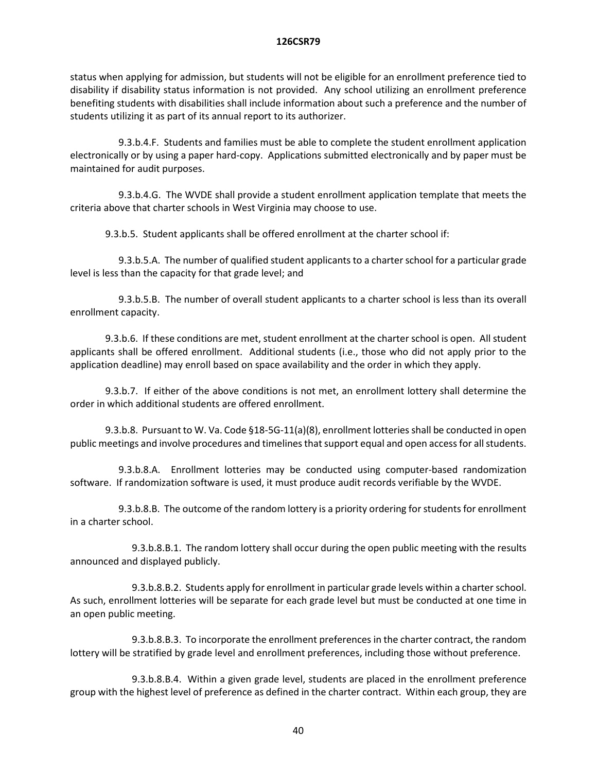status when applying for admission, but students will not be eligible for an enrollment preference tied to disability if disability status information is not provided. Any school utilizing an enrollment preference benefiting students with disabilities shall include information about such a preference and the number of students utilizing it as part of its annual report to its authorizer.

9.3.b.4.F. Students and families must be able to complete the student enrollment application electronically or by using a paper hard-copy. Applications submitted electronically and by paper must be maintained for audit purposes.

9.3.b.4.G. The WVDE shall provide a student enrollment application template that meets the criteria above that charter schools in West Virginia may choose to use.

9.3.b.5. Student applicants shall be offered enrollment at the charter school if:

9.3.b.5.A. The number of qualified student applicants to a charter school for a particular grade level is less than the capacity for that grade level; and

9.3.b.5.B. The number of overall student applicants to a charter school is less than its overall enrollment capacity.

9.3.b.6. If these conditions are met, student enrollment at the charter school is open. All student applicants shall be offered enrollment. Additional students (i.e., those who did not apply prior to the application deadline) may enroll based on space availability and the order in which they apply.

9.3.b.7. If either of the above conditions is not met, an enrollment lottery shall determine the order in which additional students are offered enrollment.

9.3.b.8. Pursuant to W. Va. Code §18-5G-11(a)(8), enrollment lotteries shall be conducted in open public meetings and involve procedures and timelines that support equal and open access for all students.

9.3.b.8.A. Enrollment lotteries may be conducted using computer-based randomization software. If randomization software is used, it must produce audit records verifiable by the WVDE.

9.3.b.8.B. The outcome of the random lottery is a priority ordering for students for enrollment in a charter school.

9.3.b.8.B.1. The random lottery shall occur during the open public meeting with the results announced and displayed publicly.

9.3.b.8.B.2. Students apply for enrollment in particular grade levels within a charter school. As such, enrollment lotteries will be separate for each grade level but must be conducted at one time in an open public meeting.

9.3.b.8.B.3. To incorporate the enrollment preferences in the charter contract, the random lottery will be stratified by grade level and enrollment preferences, including those without preference.

9.3.b.8.B.4. Within a given grade level, students are placed in the enrollment preference group with the highest level of preference as defined in the charter contract. Within each group, they are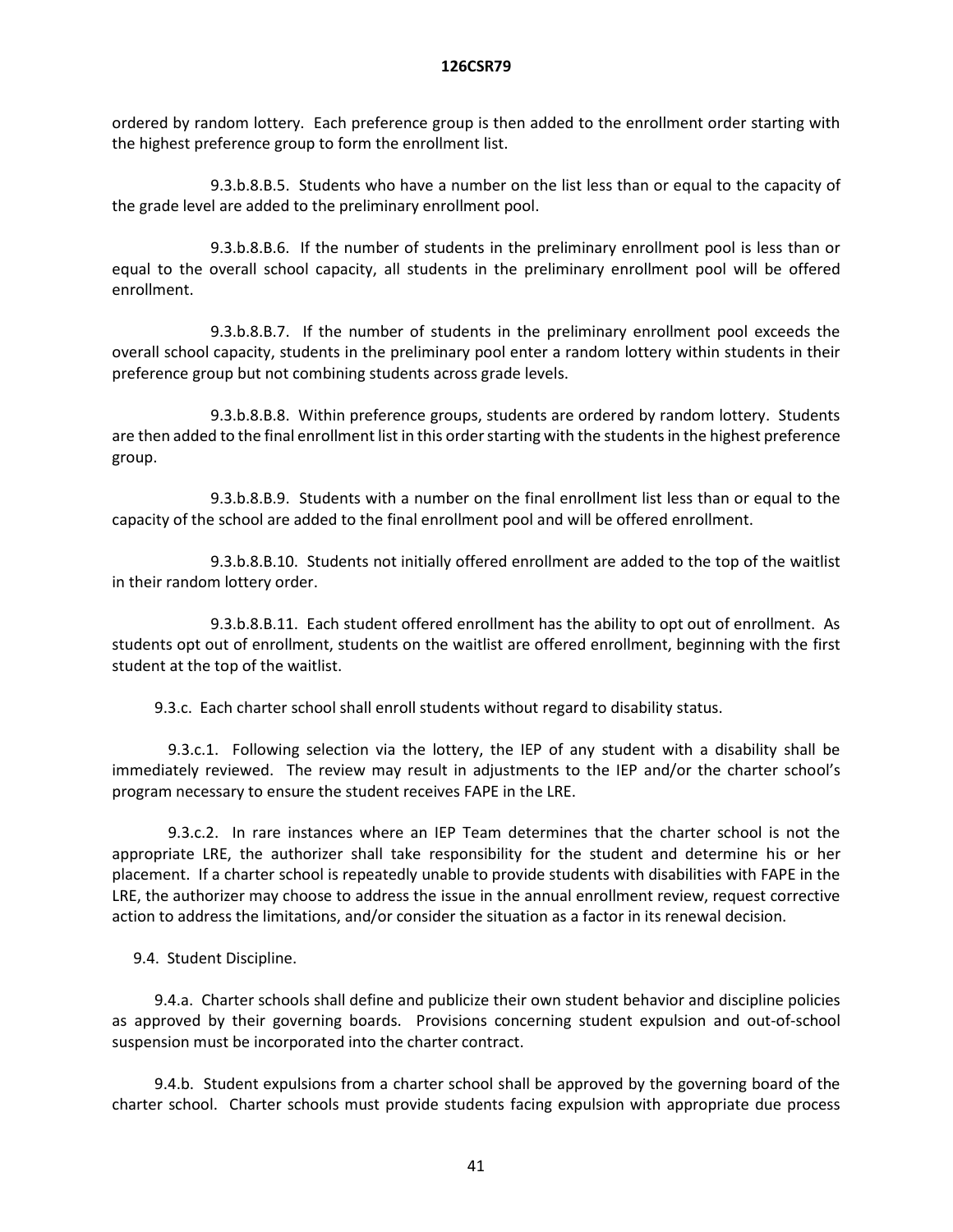ordered by random lottery. Each preference group is then added to the enrollment order starting with the highest preference group to form the enrollment list.

9.3.b.8.B.5. Students who have a number on the list less than or equal to the capacity of the grade level are added to the preliminary enrollment pool.

9.3.b.8.B.6. If the number of students in the preliminary enrollment pool is less than or equal to the overall school capacity, all students in the preliminary enrollment pool will be offered enrollment.

9.3.b.8.B.7. If the number of students in the preliminary enrollment pool exceeds the overall school capacity, students in the preliminary pool enter a random lottery within students in their preference group but not combining students across grade levels.

9.3.b.8.B.8. Within preference groups, students are ordered by random lottery. Students are then added to the final enrollment list in this order starting with the students in the highest preference group.

9.3.b.8.B.9. Students with a number on the final enrollment list less than or equal to the capacity of the school are added to the final enrollment pool and will be offered enrollment.

9.3.b.8.B.10. Students not initially offered enrollment are added to the top of the waitlist in their random lottery order.

9.3.b.8.B.11. Each student offered enrollment has the ability to opt out of enrollment. As students opt out of enrollment, students on the waitlist are offered enrollment, beginning with the first student at the top of the waitlist.

9.3.c. Each charter school shall enroll students without regard to disability status.

9.3.c.1. Following selection via the lottery, the IEP of any student with a disability shall be immediately reviewed. The review may result in adjustments to the IEP and/or the charter school's program necessary to ensure the student receives FAPE in the LRE.

9.3.c.2. In rare instances where an IEP Team determines that the charter school is not the appropriate LRE, the authorizer shall take responsibility for the student and determine his or her placement. If a charter school is repeatedly unable to provide students with disabilities with FAPE in the LRE, the authorizer may choose to address the issue in the annual enrollment review, request corrective action to address the limitations, and/or consider the situation as a factor in its renewal decision.

9.4. Student Discipline.

9.4.a. Charter schools shall define and publicize their own student behavior and discipline policies as approved by their governing boards. Provisions concerning student expulsion and out-of-school suspension must be incorporated into the charter contract.

9.4.b. Student expulsions from a charter school shall be approved by the governing board of the charter school. Charter schools must provide students facing expulsion with appropriate due process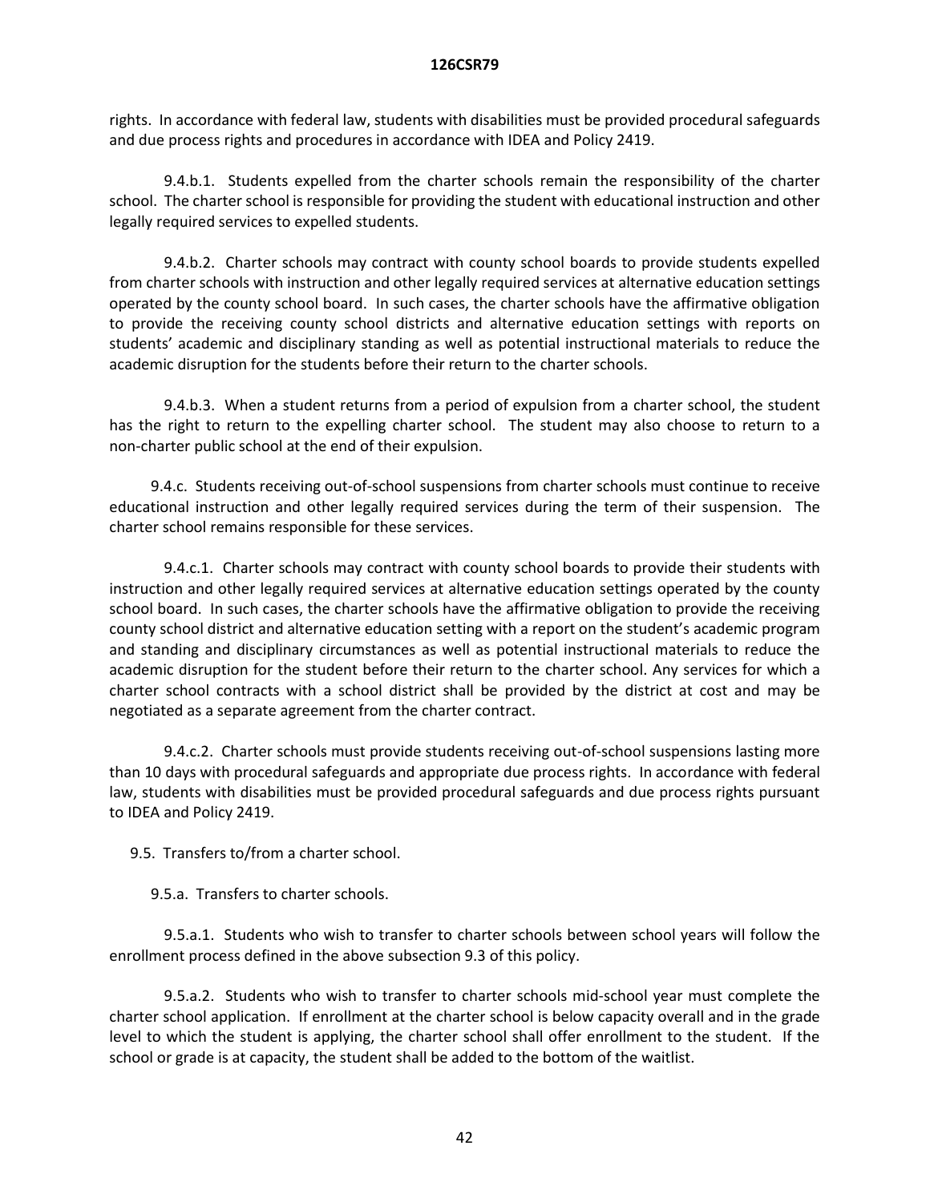rights. In accordance with federal law, students with disabilities must be provided procedural safeguards and due process rights and procedures in accordance with IDEA and Policy 2419.

9.4.b.1. Students expelled from the charter schools remain the responsibility of the charter school. The charter school is responsible for providing the student with educational instruction and other legally required services to expelled students.

9.4.b.2. Charter schools may contract with county school boards to provide students expelled from charter schools with instruction and other legally required services at alternative education settings operated by the county school board. In such cases, the charter schools have the affirmative obligation to provide the receiving county school districts and alternative education settings with reports on students' academic and disciplinary standing as well as potential instructional materials to reduce the academic disruption for the students before their return to the charter schools.

9.4.b.3. When a student returns from a period of expulsion from a charter school, the student has the right to return to the expelling charter school. The student may also choose to return to a non-charter public school at the end of their expulsion.

9.4.c. Students receiving out-of-school suspensions from charter schools must continue to receive educational instruction and other legally required services during the term of their suspension. The charter school remains responsible for these services.

9.4.c.1. Charter schools may contract with county school boards to provide their students with instruction and other legally required services at alternative education settings operated by the county school board. In such cases, the charter schools have the affirmative obligation to provide the receiving county school district and alternative education setting with a report on the student's academic program and standing and disciplinary circumstances as well as potential instructional materials to reduce the academic disruption for the student before their return to the charter school. Any services for which a charter school contracts with a school district shall be provided by the district at cost and may be negotiated as a separate agreement from the charter contract.

9.4.c.2. Charter schools must provide students receiving out-of-school suspensions lasting more than 10 days with procedural safeguards and appropriate due process rights. In accordance with federal law, students with disabilities must be provided procedural safeguards and due process rights pursuant to IDEA and Policy 2419.

9.5. Transfers to/from a charter school.

9.5.a. Transfers to charter schools.

9.5.a.1. Students who wish to transfer to charter schools between school years will follow the enrollment process defined in the above subsection 9.3 of this policy.

9.5.a.2. Students who wish to transfer to charter schools mid-school year must complete the charter school application. If enrollment at the charter school is below capacity overall and in the grade level to which the student is applying, the charter school shall offer enrollment to the student. If the school or grade is at capacity, the student shall be added to the bottom of the waitlist.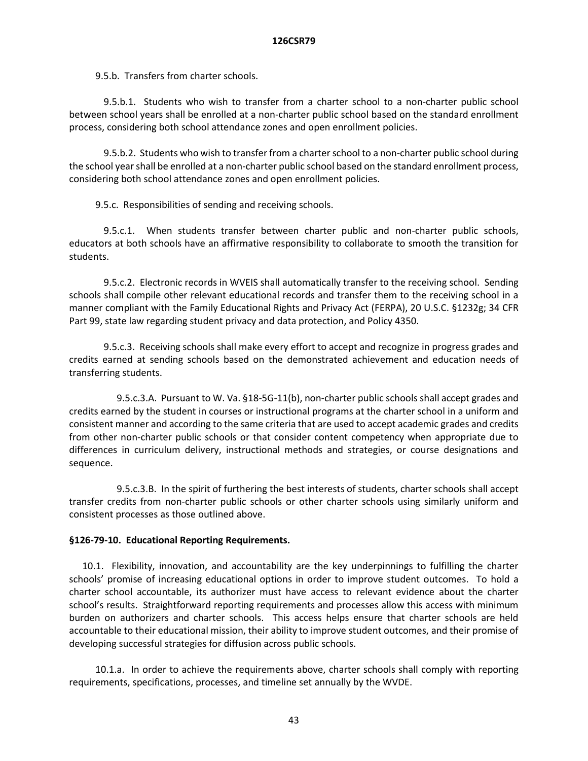9.5.b. Transfers from charter schools.

9.5.b.1. Students who wish to transfer from a charter school to a non-charter public school between school years shall be enrolled at a non-charter public school based on the standard enrollment process, considering both school attendance zones and open enrollment policies.

9.5.b.2. Students who wish to transfer from a charter school to a non-charter public school during the school year shall be enrolled at a non-charter public school based on the standard enrollment process, considering both school attendance zones and open enrollment policies.

9.5.c. Responsibilities of sending and receiving schools.

9.5.c.1. When students transfer between charter public and non-charter public schools, educators at both schools have an affirmative responsibility to collaborate to smooth the transition for students.

9.5.c.2. Electronic records in WVEIS shall automatically transfer to the receiving school. Sending schools shall compile other relevant educational records and transfer them to the receiving school in a manner compliant with the Family Educational Rights and Privacy Act (FERPA), 20 U.S.C. §1232g; 34 CFR Part 99, state law regarding student privacy and data protection, and Policy 4350.

9.5.c.3. Receiving schools shall make every effort to accept and recognize in progress grades and credits earned at sending schools based on the demonstrated achievement and education needs of transferring students.

9.5.c.3.A. Pursuant to W. Va. §18-5G-11(b), non-charter public schools shall accept grades and credits earned by the student in courses or instructional programs at the charter school in a uniform and consistent manner and according to the same criteria that are used to accept academic grades and credits from other non-charter public schools or that consider content competency when appropriate due to differences in curriculum delivery, instructional methods and strategies, or course designations and sequence.

9.5.c.3.B. In the spirit of furthering the best interests of students, charter schools shall accept transfer credits from non-charter public schools or other charter schools using similarly uniform and consistent processes as those outlined above.

**§126-79-10. Educational Reporting Requirements.**

10.1. Flexibility, innovation, and accountability are the key underpinnings to fulfilling the charter schools' promise of increasing educational options in order to improve student outcomes. To hold a charter school accountable, its authorizer must have access to relevant evidence about the charter school's results. Straightforward reporting requirements and processes allow this access with minimum burden on authorizers and charter schools. This access helps ensure that charter schools are held accountable to their educational mission, their ability to improve student outcomes, and their promise of developing successful strategies for diffusion across public schools.

10.1.a. In order to achieve the requirements above, charter schools shall comply with reporting requirements, specifications, processes, and timeline set annually by the WVDE.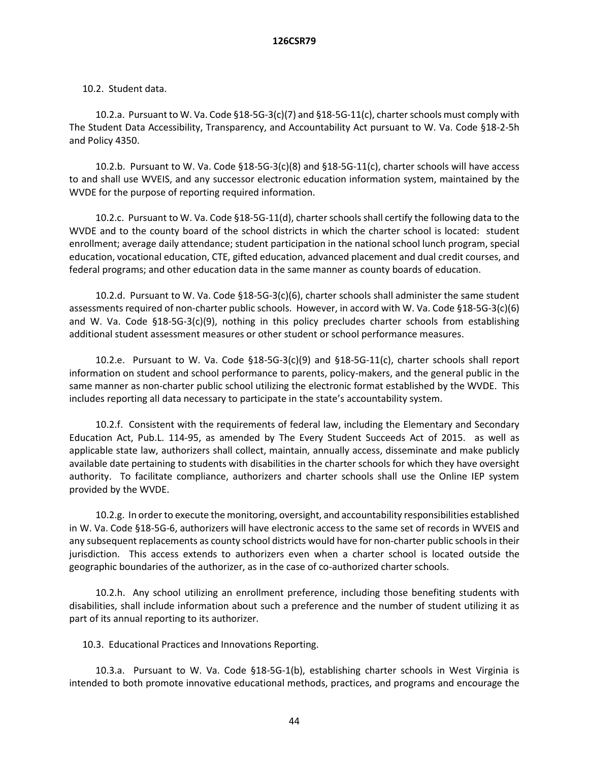10.2. Student data.

10.2.a. Pursuant to W. Va. Code §18-5G-3(c)(7) and §18-5G-11(c), charter schools must comply with The Student Data Accessibility, Transparency, and Accountability Act pursuant to W. Va. Code §18-2-5h and Policy 4350.

10.2.b. Pursuant to W. Va. Code §18-5G-3(c)(8) and §18-5G-11(c), charter schools will have access to and shall use WVEIS, and any successor electronic education information system, maintained by the WVDE for the purpose of reporting required information.

10.2.c. Pursuant to W. Va. Code §18-5G-11(d), charter schools shall certify the following data to the WVDE and to the county board of the school districts in which the charter school is located: student enrollment; average daily attendance; student participation in the national school lunch program, special education, vocational education, CTE, gifted education, advanced placement and dual credit courses, and federal programs; and other education data in the same manner as county boards of education.

10.2.d. Pursuant to W. Va. Code §18-5G-3(c)(6), charter schools shall administer the same student assessments required of non-charter public schools. However, in accord with W. Va. Code §18-5G-3(c)(6) and W. Va. Code §18-5G-3(c)(9), nothing in this policy precludes charter schools from establishing additional student assessment measures or other student or school performance measures.

10.2.e. Pursuant to W. Va. Code §18-5G-3(c)(9) and §18-5G-11(c), charter schools shall report information on student and school performance to parents, policy-makers, and the general public in the same manner as non-charter public school utilizing the electronic format established by the WVDE. This includes reporting all data necessary to participate in the state's accountability system.

10.2.f. Consistent with the requirements of federal law, including the Elementary and Secondary Education Act, Pub.L. 114-95, as amended by The Every Student Succeeds Act of 2015. as well as applicable state law, authorizers shall collect, maintain, annually access, disseminate and make publicly available date pertaining to students with disabilities in the charter schools for which they have oversight authority. To facilitate compliance, authorizers and charter schools shall use the Online IEP system provided by the WVDE.

10.2.g. In order to execute the monitoring, oversight, and accountability responsibilities established in W. Va. Code §18-5G-6, authorizers will have electronic access to the same set of records in WVEIS and any subsequent replacements as county school districts would have for non-charter public schools in their jurisdiction. This access extends to authorizers even when a charter school is located outside the geographic boundaries of the authorizer, as in the case of co-authorized charter schools.

10.2.h. Any school utilizing an enrollment preference, including those benefiting students with disabilities, shall include information about such a preference and the number of student utilizing it as part of its annual reporting to its authorizer.

10.3. Educational Practices and Innovations Reporting.

10.3.a. Pursuant to W. Va. Code §18-5G-1(b), establishing charter schools in West Virginia is intended to both promote innovative educational methods, practices, and programs and encourage the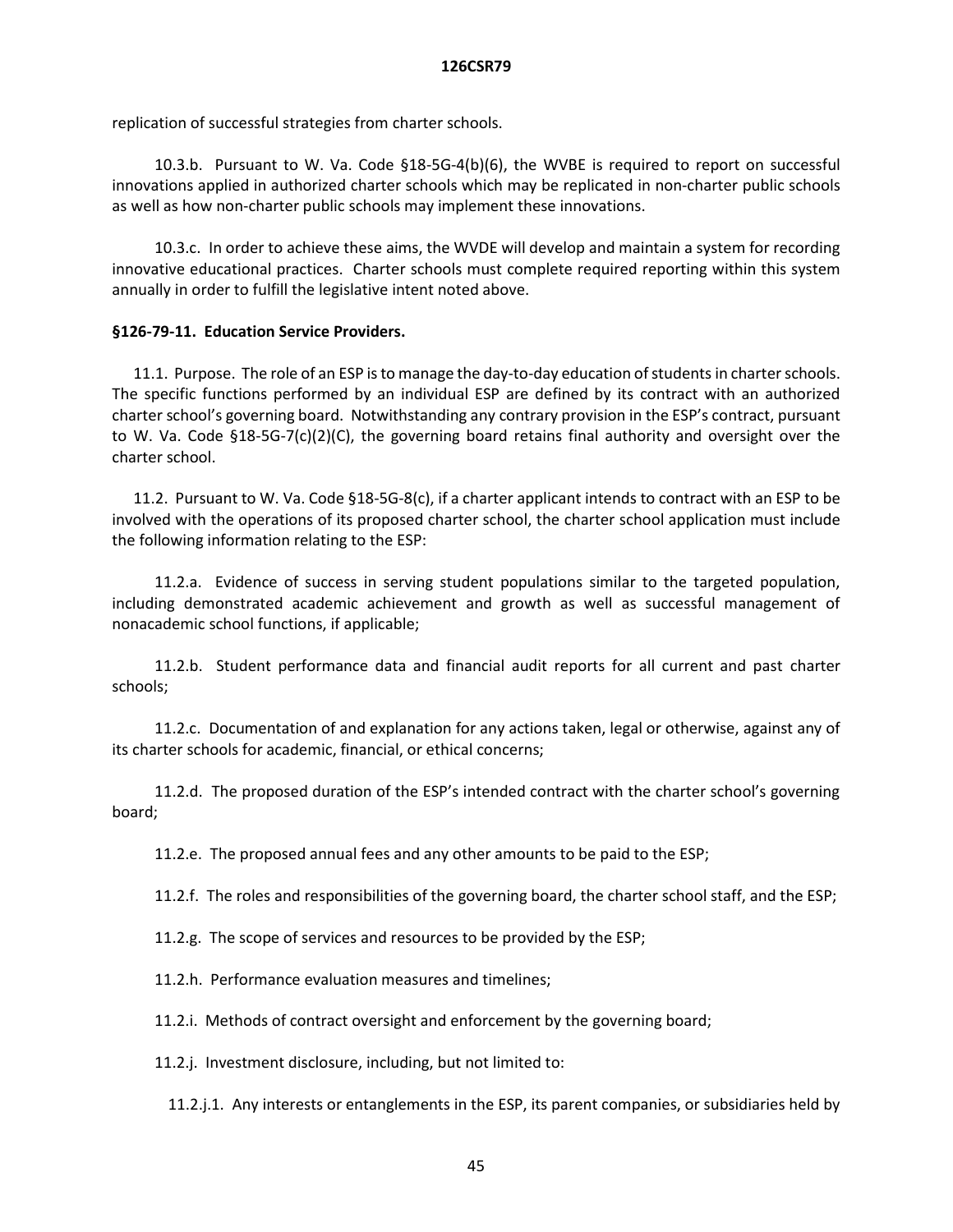replication of successful strategies from charter schools.

10.3.b. Pursuant to W. Va. Code §18-5G-4(b)(6), the WVBE is required to report on successful innovations applied in authorized charter schools which may be replicated in non-charter public schools as well as how non-charter public schools may implement these innovations.

10.3.c. In order to achieve these aims, the WVDE will develop and maintain a system for recording innovative educational practices. Charter schools must complete required reporting within this system annually in order to fulfill the legislative intent noted above.

**§126-79-11. Education Service Providers.**

11.1. Purpose. The role of an ESP is to manage the day-to-day education of students in charter schools. The specific functions performed by an individual ESP are defined by its contract with an authorized charter school's governing board. Notwithstanding any contrary provision in the ESP's contract, pursuant to W. Va. Code §18-5G-7(c)(2)(C), the governing board retains final authority and oversight over the charter school.

11.2. Pursuant to W. Va. Code §18-5G-8(c), if a charter applicant intends to contract with an ESP to be involved with the operations of its proposed charter school, the charter school application must include the following information relating to the ESP:

11.2.a. Evidence of success in serving student populations similar to the targeted population, including demonstrated academic achievement and growth as well as successful management of nonacademic school functions, if applicable;

11.2.b. Student performance data and financial audit reports for all current and past charter schools;

11.2.c. Documentation of and explanation for any actions taken, legal or otherwise, against any of its charter schools for academic, financial, or ethical concerns;

11.2.d. The proposed duration of the ESP's intended contract with the charter school's governing board;

11.2.e. The proposed annual fees and any other amounts to be paid to the ESP;

11.2.f. The roles and responsibilities of the governing board, the charter school staff, and the ESP;

11.2.g. The scope of services and resources to be provided by the ESP;

11.2.h. Performance evaluation measures and timelines;

11.2.i. Methods of contract oversight and enforcement by the governing board;

11.2.j. Investment disclosure, including, but not limited to:

11.2.j.1. Any interests or entanglements in the ESP, its parent companies, or subsidiaries held by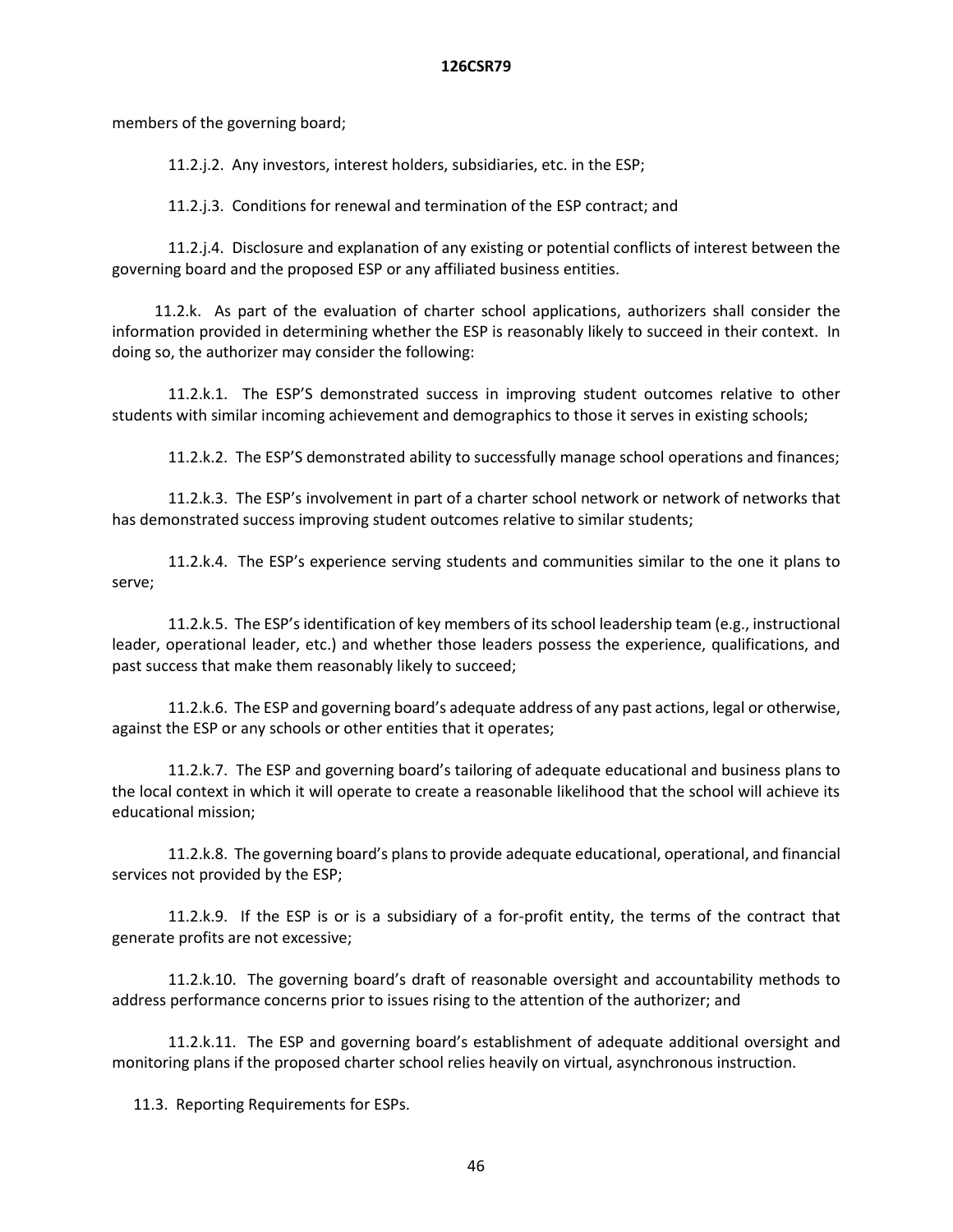members of the governing board;

11.2.j.2. Any investors, interest holders, subsidiaries, etc. in the ESP;

11.2.j.3. Conditions for renewal and termination of the ESP contract; and

11.2.j.4. Disclosure and explanation of any existing or potential conflicts of interest between the governing board and the proposed ESP or any affiliated business entities.

11.2.k. As part of the evaluation of charter school applications, authorizers shall consider the information provided in determining whether the ESP is reasonably likely to succeed in their context. In doing so, the authorizer may consider the following:

11.2.k.1. The ESP'S demonstrated success in improving student outcomes relative to other students with similar incoming achievement and demographics to those it serves in existing schools;

11.2.k.2. The ESP'S demonstrated ability to successfully manage school operations and finances;

11.2.k.3. The ESP's involvement in part of a charter school network or network of networks that has demonstrated success improving student outcomes relative to similar students;

11.2.k.4. The ESP's experience serving students and communities similar to the one it plans to serve;

11.2.k.5. The ESP's identification of key members of its school leadership team (e.g., instructional leader, operational leader, etc.) and whether those leaders possess the experience, qualifications, and past success that make them reasonably likely to succeed;

11.2.k.6. The ESP and governing board's adequate address of any past actions, legal or otherwise, against the ESP or any schools or other entities that it operates;

11.2.k.7. The ESP and governing board's tailoring of adequate educational and business plans to the local context in which it will operate to create a reasonable likelihood that the school will achieve its educational mission;

11.2.k.8. The governing board's plans to provide adequate educational, operational, and financial services not provided by the ESP;

11.2.k.9. If the ESP is or is a subsidiary of a for-profit entity, the terms of the contract that generate profits are not excessive;

11.2.k.10. The governing board's draft of reasonable oversight and accountability methods to address performance concerns prior to issues rising to the attention of the authorizer; and

11.2.k.11. The ESP and governing board's establishment of adequate additional oversight and monitoring plans if the proposed charter school relies heavily on virtual, asynchronous instruction.

11.3. Reporting Requirements for ESPs.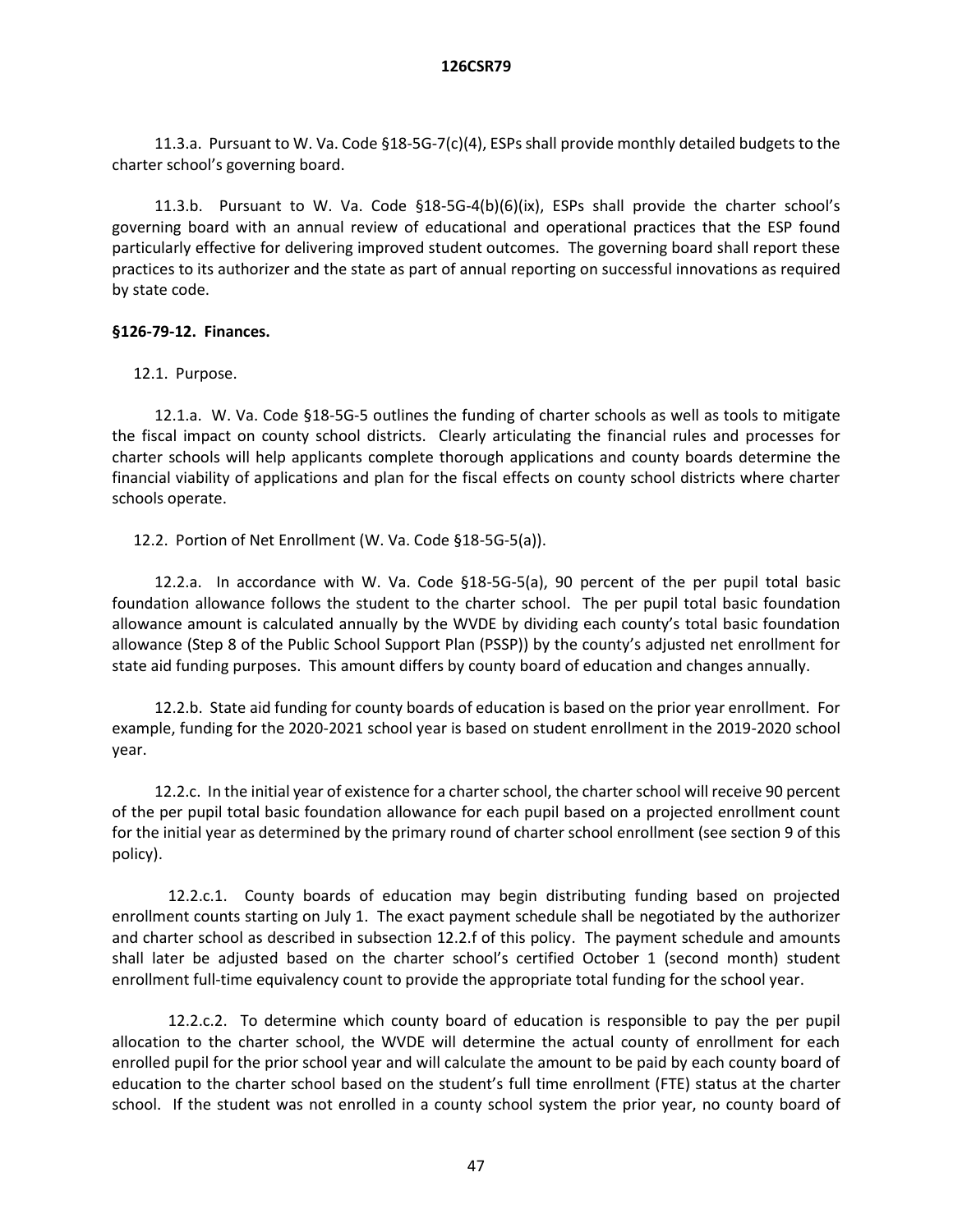11.3.a. Pursuant to W. Va. Code §18-5G-7(c)(4), ESPs shall provide monthly detailed budgets to the charter school's governing board.

11.3.b. Pursuant to W. Va. Code §18-5G-4(b)(6)(ix), ESPs shall provide the charter school's governing board with an annual review of educational and operational practices that the ESP found particularly effective for delivering improved student outcomes. The governing board shall report these practices to its authorizer and the state as part of annual reporting on successful innovations as required by state code.

**§126-79-12. Finances.**

12.1. Purpose.

12.1.a. W. Va. Code §18-5G-5 outlines the funding of charter schools as well as tools to mitigate the fiscal impact on county school districts. Clearly articulating the financial rules and processes for charter schools will help applicants complete thorough applications and county boards determine the financial viability of applications and plan for the fiscal effects on county school districts where charter schools operate.

12.2. Portion of Net Enrollment (W. Va. Code §18-5G-5(a)).

12.2.a. In accordance with W. Va. Code §18-5G-5(a), 90 percent of the per pupil total basic foundation allowance follows the student to the charter school. The per pupil total basic foundation allowance amount is calculated annually by the WVDE by dividing each county's total basic foundation allowance (Step 8 of the Public School Support Plan (PSSP)) by the county's adjusted net enrollment for state aid funding purposes. This amount differs by county board of education and changes annually.

12.2.b. State aid funding for county boards of education is based on the prior year enrollment. For example, funding for the 2020-2021 school year is based on student enrollment in the 2019-2020 school year.

12.2.c. In the initial year of existence for a charter school, the charter school will receive 90 percent of the per pupil total basic foundation allowance for each pupil based on a projected enrollment count for the initial year as determined by the primary round of charter school enrollment (see section 9 of this policy).

12.2.c.1. County boards of education may begin distributing funding based on projected enrollment counts starting on July 1. The exact payment schedule shall be negotiated by the authorizer and charter school as described in subsection 12.2.f of this policy. The payment schedule and amounts shall later be adjusted based on the charter school's certified October 1 (second month) student enrollment full-time equivalency count to provide the appropriate total funding for the school year.

12.2.c.2. To determine which county board of education is responsible to pay the per pupil allocation to the charter school, the WVDE will determine the actual county of enrollment for each enrolled pupil for the prior school year and will calculate the amount to be paid by each county board of education to the charter school based on the student's full time enrollment (FTE) status at the charter school. If the student was not enrolled in a county school system the prior year, no county board of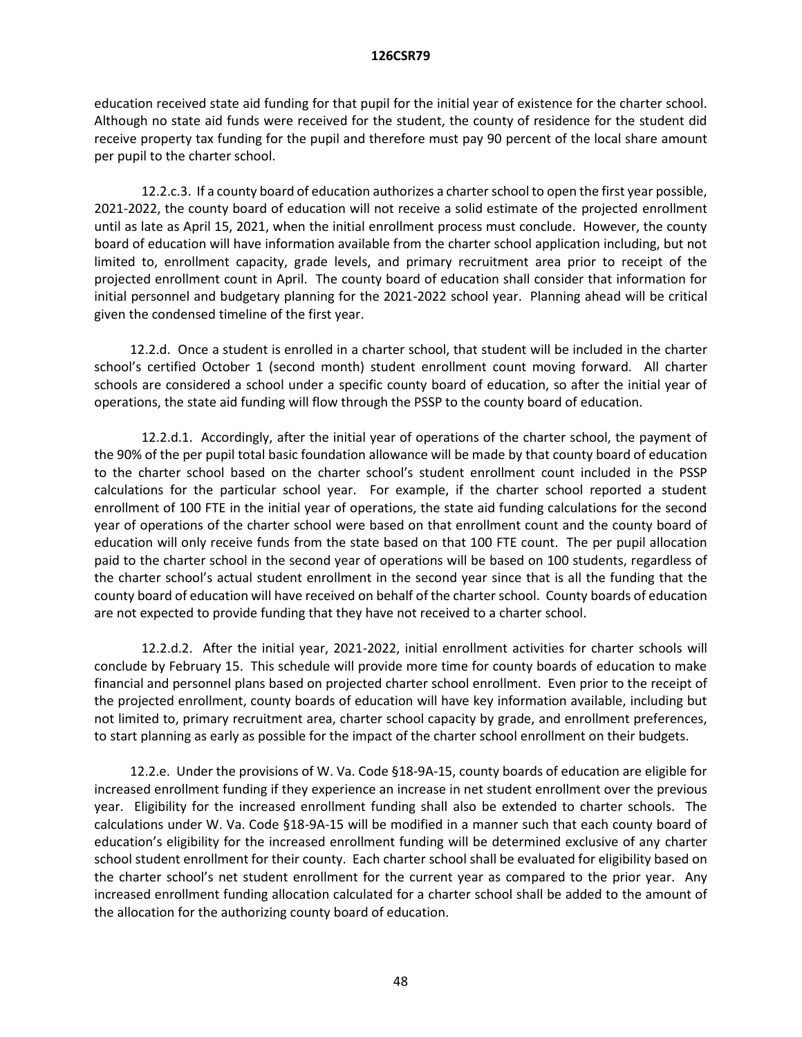education received state aid funding for that pupil for the initial year of existence for the charter school. Although no state aid funds were received for the student, the county of residence for the student did receive property tax funding for the pupil and therefore must pay 90 percent of the local share amount per pupil to the charter school.

12.2.c.3. If a county board of education authorizes a charter school to open the first year possible, 2021-2022, the county board of education will not receive a solid estimate of the projected enrollment until as late as April 15, 2021, when the initial enrollment process must conclude. However, the county board of education will have information available from the charter school application including, but not limited to, enrollment capacity, grade levels, and primary recruitment area prior to receipt of the projected enrollment count in April. The county board of education shall consider that information for initial personnel and budgetary planning for the 2021-2022 school year. Planning ahead will be critical given the condensed timeline of the first year.

12.2.d. Once a student is enrolled in a charter school, that student will be included in the charter school's certified October 1 (second month) student enrollment count moving forward. All charter schools are considered a school under a specific county board of education, so after the initial year of operations, the state aid funding will flow through the PSSP to the county board of education.

12.2.d.1. Accordingly, after the initial year of operations of the charter school, the payment of the 90% of the per pupil total basic foundation allowance will be made by that county board of education to the charter school based on the charter school's student enrollment count included in the PSSP calculations for the particular school year. For example, if the charter school reported a student enrollment of 100 FTE in the initial year of operations, the state aid funding calculations for the second year of operations of the charter school were based on that enrollment count and the county board of education will only receive funds from the state based on that 100 FTE count. The per pupil allocation paid to the charter school in the second year of operations will be based on 100 students, regardless of the charter school's actual student enrollment in the second year since that is all the funding that the county board of education will have received on behalf of the charter school. County boards of education are not expected to provide funding that they have not received to a charter school.

12.2.d.2. After the initial year, 2021-2022, initial enrollment activities for charter schools will conclude by February 15. This schedule will provide more time for county boards of education to make financial and personnel plans based on projected charter school enrollment. Even prior to the receipt of the projected enrollment, county boards of education will have key information available, including but not limited to, primary recruitment area, charter school capacity by grade, and enrollment preferences, to start planning as early as possible for the impact of the charter school enrollment on their budgets.

12.2.e. Under the provisions of W. Va. Code §18-9A-15, county boards of education are eligible for increased enrollment funding if they experience an increase in net student enrollment over the previous year. Eligibility for the increased enrollment funding shall also be extended to charter schools. The calculations under W. Va. Code §18-9A-15 will be modified in a manner such that each county board of education's eligibility for the increased enrollment funding will be determined exclusive of any charter school student enrollment for their county. Each charter school shall be evaluated for eligibility based on the charter school's net student enrollment for the current year as compared to the prior year. Any increased enrollment funding allocation calculated for a charter school shall be added to the amount of the allocation for the authorizing county board of education.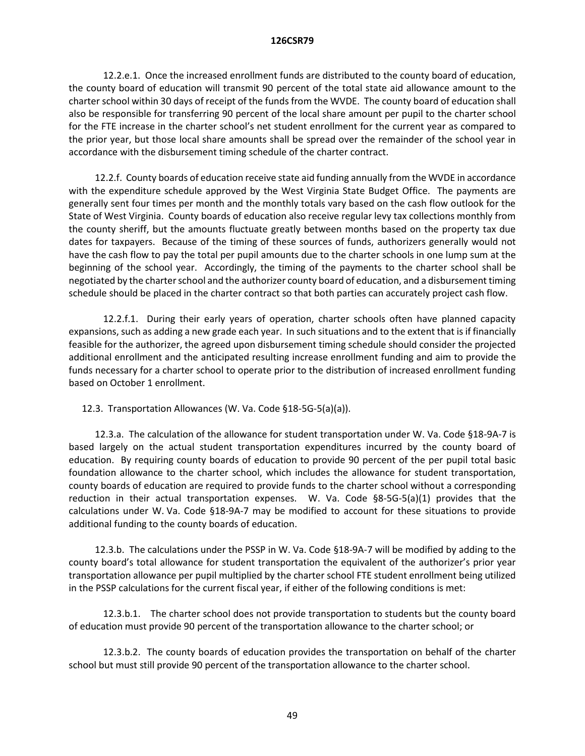12.2.e.1. Once the increased enrollment funds are distributed to the county board of education, the county board of education will transmit 90 percent of the total state aid allowance amount to the charter school within 30 days of receipt of the funds from the WVDE. The county board of education shall also be responsible for transferring 90 percent of the local share amount per pupil to the charter school for the FTE increase in the charter school's net student enrollment for the current year as compared to the prior year, but those local share amounts shall be spread over the remainder of the school year in accordance with the disbursement timing schedule of the charter contract.

12.2.f. County boards of education receive state aid funding annually from the WVDE in accordance with the expenditure schedule approved by the West Virginia State Budget Office. The payments are generally sent four times per month and the monthly totals vary based on the cash flow outlook for the State of West Virginia. County boards of education also receive regular levy tax collections monthly from the county sheriff, but the amounts fluctuate greatly between months based on the property tax due dates for taxpayers. Because of the timing of these sources of funds, authorizers generally would not have the cash flow to pay the total per pupil amounts due to the charter schools in one lump sum at the beginning of the school year. Accordingly, the timing of the payments to the charter school shall be negotiated by the charter school and the authorizer county board of education, and a disbursement timing schedule should be placed in the charter contract so that both parties can accurately project cash flow.

12.2.f.1. During their early years of operation, charter schools often have planned capacity expansions, such as adding a new grade each year. In such situations and to the extent that is if financially feasible for the authorizer, the agreed upon disbursement timing schedule should consider the projected additional enrollment and the anticipated resulting increase enrollment funding and aim to provide the funds necessary for a charter school to operate prior to the distribution of increased enrollment funding based on October 1 enrollment.

12.3. Transportation Allowances (W. Va. Code §18-5G-5(a)(a)).

12.3.a. The calculation of the allowance for student transportation under W. Va. Code §18-9A-7 is based largely on the actual student transportation expenditures incurred by the county board of education. By requiring county boards of education to provide 90 percent of the per pupil total basic foundation allowance to the charter school, which includes the allowance for student transportation, county boards of education are required to provide funds to the charter school without a corresponding reduction in their actual transportation expenses. W. Va. Code §8-5G-5(a)(1) provides that the calculations under W. Va. Code §18-9A-7 may be modified to account for these situations to provide additional funding to the county boards of education.

12.3.b. The calculations under the PSSP in W. Va. Code §18-9A-7 will be modified by adding to the county board's total allowance for student transportation the equivalent of the authorizer's prior year transportation allowance per pupil multiplied by the charter school FTE student enrollment being utilized in the PSSP calculations for the current fiscal year, if either of the following conditions is met:

12.3.b.1. The charter school does not provide transportation to students but the county board of education must provide 90 percent of the transportation allowance to the charter school; or

12.3.b.2. The county boards of education provides the transportation on behalf of the charter school but must still provide 90 percent of the transportation allowance to the charter school.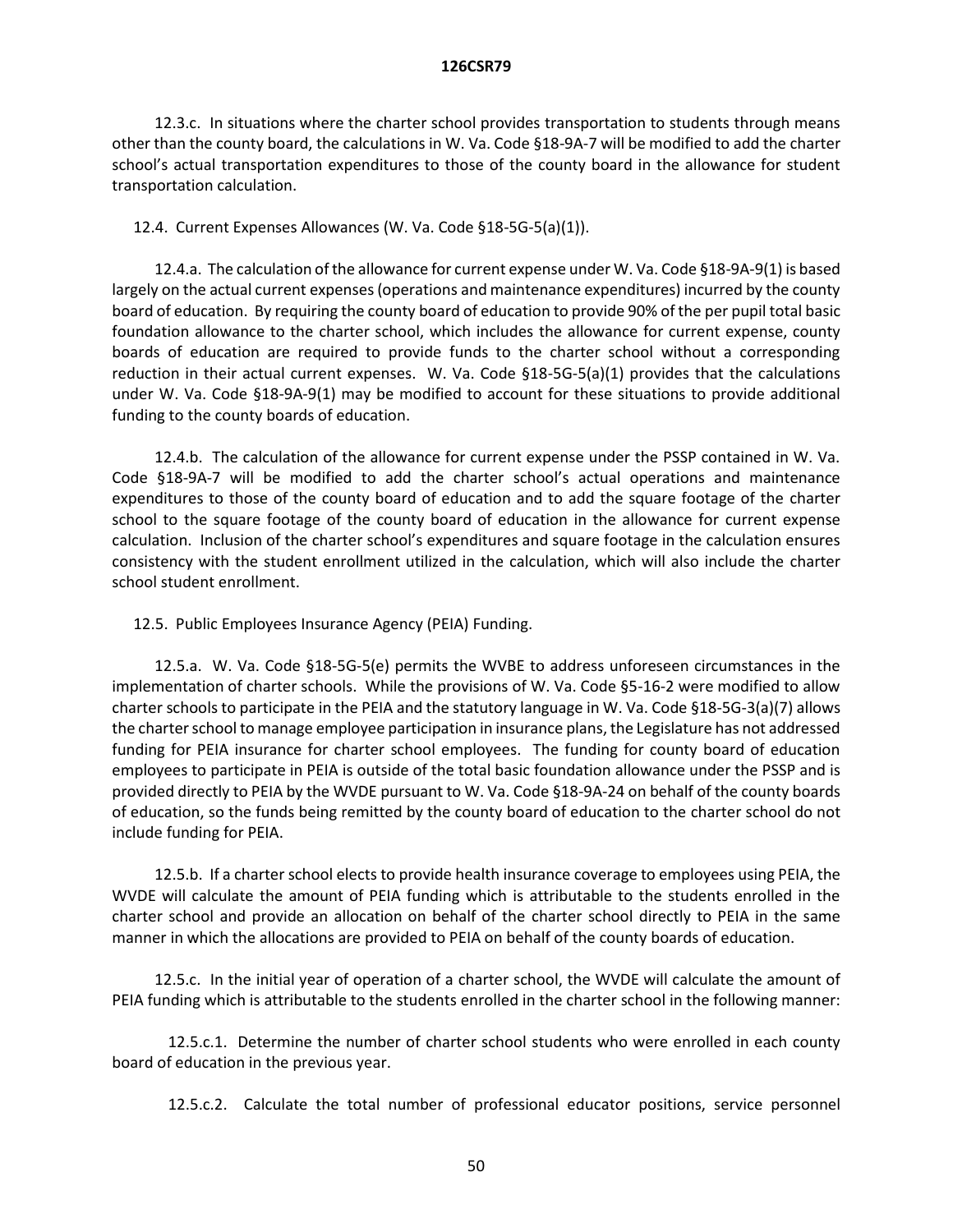12.3.c. In situations where the charter school provides transportation to students through means other than the county board, the calculations in W. Va. Code §18-9A-7 will be modified to add the charter school's actual transportation expenditures to those of the county board in the allowance for student transportation calculation.

12.4. Current Expenses Allowances (W. Va. Code §18-5G-5(a)(1)).

12.4.a. The calculation of the allowance for current expense under W. Va. Code §18-9A-9(1) is based largely on the actual current expenses (operations and maintenance expenditures) incurred by the county board of education. By requiring the county board of education to provide 90% of the per pupil total basic foundation allowance to the charter school, which includes the allowance for current expense, county boards of education are required to provide funds to the charter school without a corresponding reduction in their actual current expenses. W. Va. Code §18-5G-5(a)(1) provides that the calculations under W. Va. Code §18-9A-9(1) may be modified to account for these situations to provide additional funding to the county boards of education.

12.4.b. The calculation of the allowance for current expense under the PSSP contained in W. Va. Code §18-9A-7 will be modified to add the charter school's actual operations and maintenance expenditures to those of the county board of education and to add the square footage of the charter school to the square footage of the county board of education in the allowance for current expense calculation. Inclusion of the charter school's expenditures and square footage in the calculation ensures consistency with the student enrollment utilized in the calculation, which will also include the charter school student enrollment.

12.5. Public Employees Insurance Agency (PEIA) Funding.

12.5.a. W. Va. Code §18-5G-5(e) permits the WVBE to address unforeseen circumstances in the implementation of charter schools. While the provisions of W. Va. Code §5-16-2 were modified to allow charter schools to participate in the PEIA and the statutory language in W. Va. Code §18-5G-3(a)(7) allows the charter school to manage employee participation in insurance plans, the Legislature has not addressed funding for PEIA insurance for charter school employees. The funding for county board of education employees to participate in PEIA is outside of the total basic foundation allowance under the PSSP and is provided directly to PEIA by the WVDE pursuant to W. Va. Code §18-9A-24 on behalf of the county boards of education, so the funds being remitted by the county board of education to the charter school do not include funding for PEIA.

12.5.b. If a charter school elects to provide health insurance coverage to employees using PEIA, the WVDE will calculate the amount of PEIA funding which is attributable to the students enrolled in the charter school and provide an allocation on behalf of the charter school directly to PEIA in the same manner in which the allocations are provided to PEIA on behalf of the county boards of education.

12.5.c. In the initial year of operation of a charter school, the WVDE will calculate the amount of PEIA funding which is attributable to the students enrolled in the charter school in the following manner:

12.5.c.1. Determine the number of charter school students who were enrolled in each county board of education in the previous year.

12.5.c.2. Calculate the total number of professional educator positions, service personnel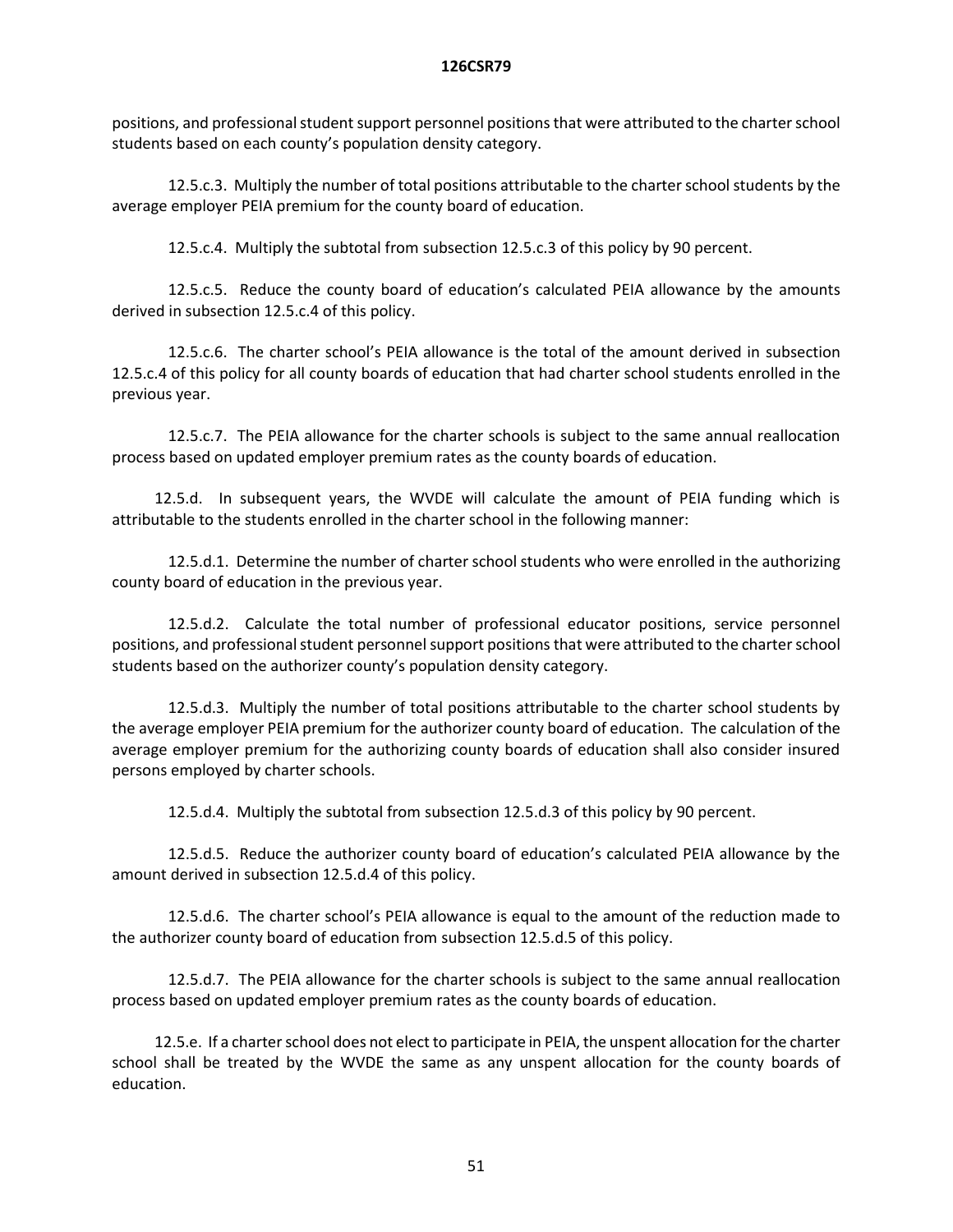positions, and professional student support personnel positions that were attributed to the charter school students based on each county's population density category.

12.5.c.3. Multiply the number of total positions attributable to the charter school students by the average employer PEIA premium for the county board of education.

12.5.c.4. Multiply the subtotal from subsection 12.5.c.3 of this policy by 90 percent.

12.5.c.5. Reduce the county board of education's calculated PEIA allowance by the amounts derived in subsection 12.5.c.4 of this policy.

12.5.c.6. The charter school's PEIA allowance is the total of the amount derived in subsection 12.5.c.4 of this policy for all county boards of education that had charter school students enrolled in the previous year.

12.5.c.7. The PEIA allowance for the charter schools is subject to the same annual reallocation process based on updated employer premium rates as the county boards of education.

12.5.d. In subsequent years, the WVDE will calculate the amount of PEIA funding which is attributable to the students enrolled in the charter school in the following manner:

12.5.d.1. Determine the number of charter school students who were enrolled in the authorizing county board of education in the previous year.

12.5.d.2. Calculate the total number of professional educator positions, service personnel positions, and professional student personnel support positions that were attributed to the charter school students based on the authorizer county's population density category.

12.5.d.3. Multiply the number of total positions attributable to the charter school students by the average employer PEIA premium for the authorizer county board of education. The calculation of the average employer premium for the authorizing county boards of education shall also consider insured persons employed by charter schools.

12.5.d.4. Multiply the subtotal from subsection 12.5.d.3 of this policy by 90 percent.

12.5.d.5. Reduce the authorizer county board of education's calculated PEIA allowance by the amount derived in subsection 12.5.d.4 of this policy.

12.5.d.6. The charter school's PEIA allowance is equal to the amount of the reduction made to the authorizer county board of education from subsection 12.5.d.5 of this policy.

12.5.d.7. The PEIA allowance for the charter schools is subject to the same annual reallocation process based on updated employer premium rates as the county boards of education.

12.5.e. If a charter school does not elect to participate in PEIA, the unspent allocation for the charter school shall be treated by the WVDE the same as any unspent allocation for the county boards of education.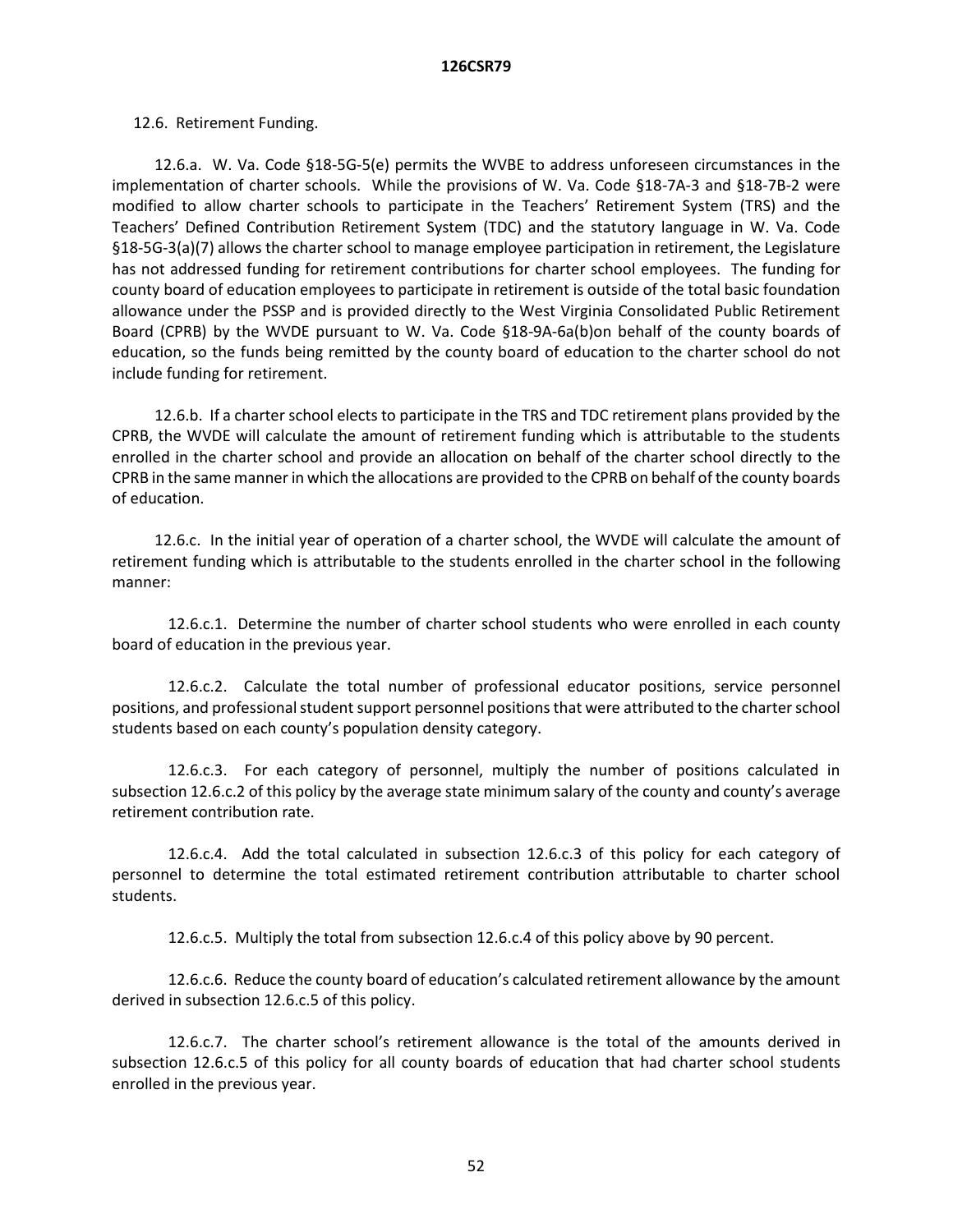12.6. Retirement Funding.

12.6.a. W. Va. Code §18-5G-5(e) permits the WVBE to address unforeseen circumstances in the implementation of charter schools. While the provisions of W. Va. Code §18-7A-3 and §18-7B-2 were modified to allow charter schools to participate in the Teachers' Retirement System (TRS) and the Teachers' Defined Contribution Retirement System (TDC) and the statutory language in W. Va. Code §18-5G-3(a)(7) allows the charter school to manage employee participation in retirement, the Legislature has not addressed funding for retirement contributions for charter school employees. The funding for county board of education employees to participate in retirement is outside of the total basic foundation allowance under the PSSP and is provided directly to the West Virginia Consolidated Public Retirement Board (CPRB) by the WVDE pursuant to W. Va. Code §18-9A-6a(b)on behalf of the county boards of education, so the funds being remitted by the county board of education to the charter school do not include funding for retirement.

12.6.b. If a charter school elects to participate in the TRS and TDC retirement plans provided by the CPRB, the WVDE will calculate the amount of retirement funding which is attributable to the students enrolled in the charter school and provide an allocation on behalf of the charter school directly to the CPRB in the same manner in which the allocations are provided to the CPRB on behalf of the county boards of education.

12.6.c. In the initial year of operation of a charter school, the WVDE will calculate the amount of retirement funding which is attributable to the students enrolled in the charter school in the following manner:

12.6.c.1. Determine the number of charter school students who were enrolled in each county board of education in the previous year.

12.6.c.2. Calculate the total number of professional educator positions, service personnel positions, and professional student support personnel positions that were attributed to the charter school students based on each county's population density category.

12.6.c.3. For each category of personnel, multiply the number of positions calculated in subsection 12.6.c.2 of this policy by the average state minimum salary of the county and county's average retirement contribution rate.

12.6.c.4. Add the total calculated in subsection 12.6.c.3 of this policy for each category of personnel to determine the total estimated retirement contribution attributable to charter school students.

12.6.c.5. Multiply the total from subsection 12.6.c.4 of this policy above by 90 percent.

12.6.c.6. Reduce the county board of education's calculated retirement allowance by the amount derived in subsection 12.6.c.5 of this policy.

12.6.c.7. The charter school's retirement allowance is the total of the amounts derived in subsection 12.6.c.5 of this policy for all county boards of education that had charter school students enrolled in the previous year.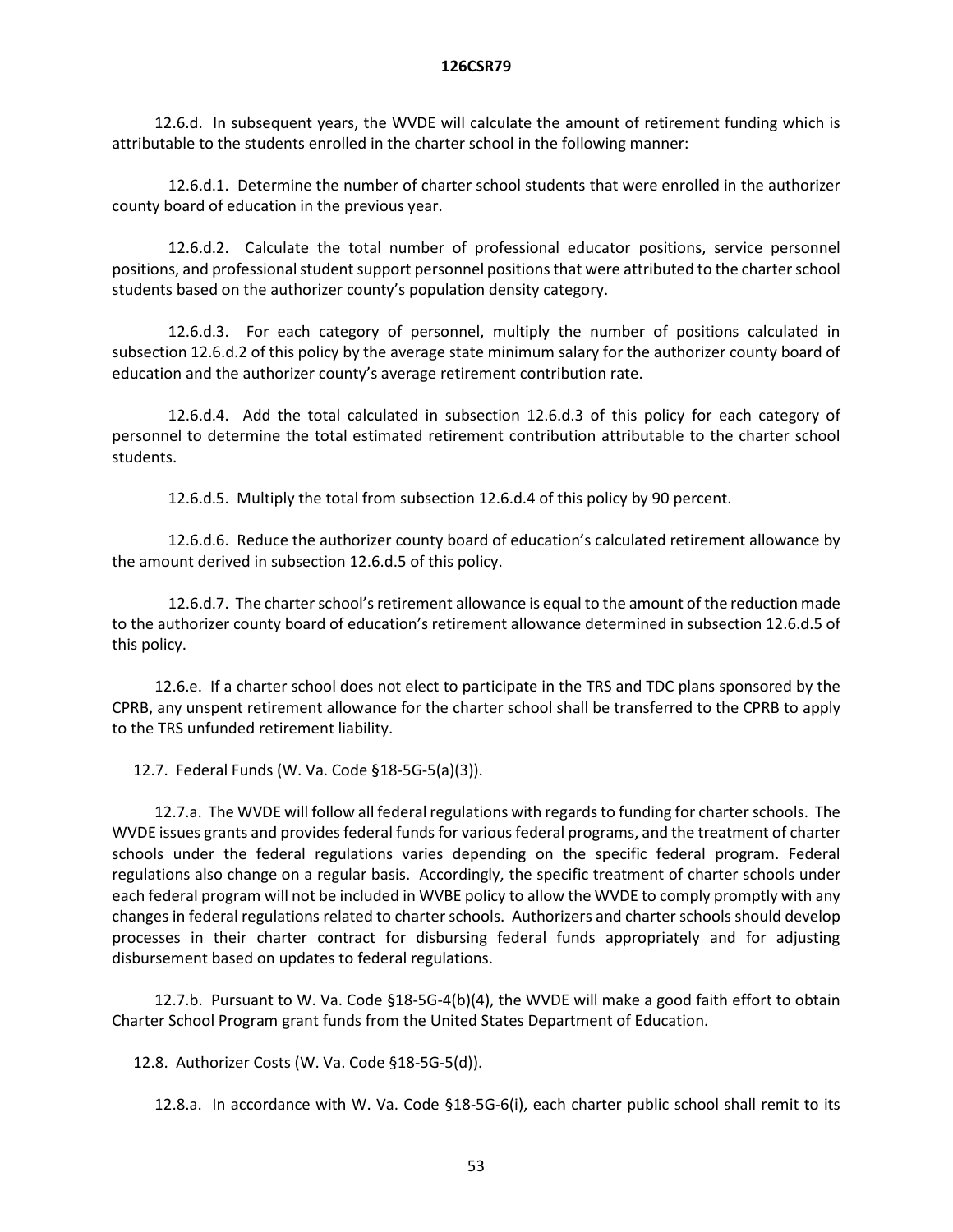12.6.d. In subsequent years, the WVDE will calculate the amount of retirement funding which is attributable to the students enrolled in the charter school in the following manner:

12.6.d.1. Determine the number of charter school students that were enrolled in the authorizer county board of education in the previous year.

12.6.d.2. Calculate the total number of professional educator positions, service personnel positions, and professional student support personnel positions that were attributed to the charter school students based on the authorizer county's population density category.

12.6.d.3. For each category of personnel, multiply the number of positions calculated in subsection 12.6.d.2 of this policy by the average state minimum salary for the authorizer county board of education and the authorizer county's average retirement contribution rate.

12.6.d.4. Add the total calculated in subsection 12.6.d.3 of this policy for each category of personnel to determine the total estimated retirement contribution attributable to the charter school students.

12.6.d.5. Multiply the total from subsection 12.6.d.4 of this policy by 90 percent.

12.6.d.6. Reduce the authorizer county board of education's calculated retirement allowance by the amount derived in subsection 12.6.d.5 of this policy.

12.6.d.7. The charter school's retirement allowance is equal to the amount of the reduction made to the authorizer county board of education's retirement allowance determined in subsection 12.6.d.5 of this policy.

12.6.e. If a charter school does not elect to participate in the TRS and TDC plans sponsored by the CPRB, any unspent retirement allowance for the charter school shall be transferred to the CPRB to apply to the TRS unfunded retirement liability.

12.7. Federal Funds (W. Va. Code §18-5G-5(a)(3)).

12.7.a. The WVDE will follow all federal regulations with regards to funding for charter schools. The WVDE issues grants and provides federal funds for various federal programs, and the treatment of charter schools under the federal regulations varies depending on the specific federal program. Federal regulations also change on a regular basis. Accordingly, the specific treatment of charter schools under each federal program will not be included in WVBE policy to allow the WVDE to comply promptly with any changes in federal regulations related to charter schools. Authorizers and charter schools should develop processes in their charter contract for disbursing federal funds appropriately and for adjusting disbursement based on updates to federal regulations.

12.7.b. Pursuant to W. Va. Code §18-5G-4(b)(4), the WVDE will make a good faith effort to obtain Charter School Program grant funds from the United States Department of Education.

12.8. Authorizer Costs (W. Va. Code §18-5G-5(d)).

12.8.a. In accordance with W. Va. Code §18-5G-6(i), each charter public school shall remit to its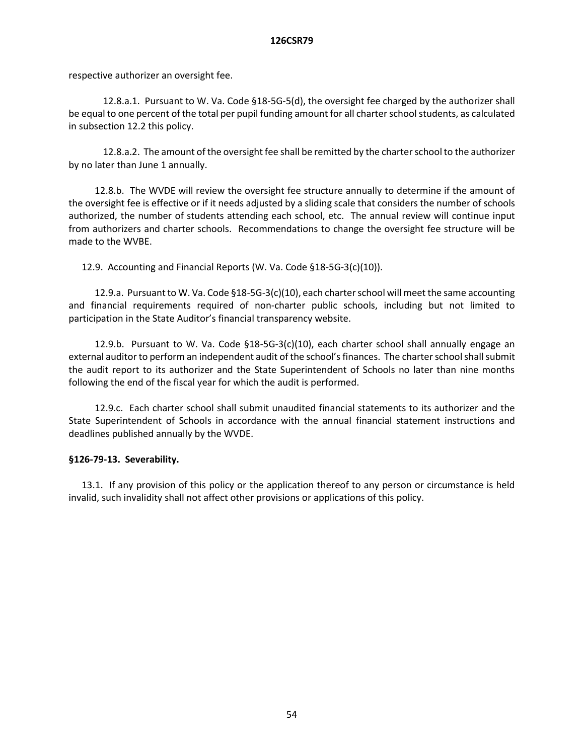respective authorizer an oversight fee.

12.8.a.1. Pursuant to W. Va. Code §18-5G-5(d), the oversight fee charged by the authorizer shall be equal to one percent of the total per pupil funding amount for all charter school students, as calculated in subsection 12.2 this policy.

12.8.a.2. The amount of the oversight fee shall be remitted by the charter school to the authorizer by no later than June 1 annually.

12.8.b. The WVDE will review the oversight fee structure annually to determine if the amount of the oversight fee is effective or if it needs adjusted by a sliding scale that considers the number of schools authorized, the number of students attending each school, etc. The annual review will continue input from authorizers and charter schools. Recommendations to change the oversight fee structure will be made to the WVBE.

12.9. Accounting and Financial Reports (W. Va. Code §18-5G-3(c)(10)).

12.9.a. Pursuant to W. Va. Code §18-5G-3(c)(10), each charter school will meet the same accounting and financial requirements required of non-charter public schools, including but not limited to participation in the State Auditor's financial transparency website.

12.9.b. Pursuant to W. Va. Code §18-5G-3(c)(10), each charter school shall annually engage an external auditor to perform an independent audit of the school's finances. The charter school shall submit the audit report to its authorizer and the State Superintendent of Schools no later than nine months following the end of the fiscal year for which the audit is performed.

12.9.c. Each charter school shall submit unaudited financial statements to its authorizer and the State Superintendent of Schools in accordance with the annual financial statement instructions and deadlines published annually by the WVDE.

**§126-79-13. Severability.**

13.1. If any provision of this policy or the application thereof to any person or circumstance is held invalid, such invalidity shall not affect other provisions or applications of this policy.